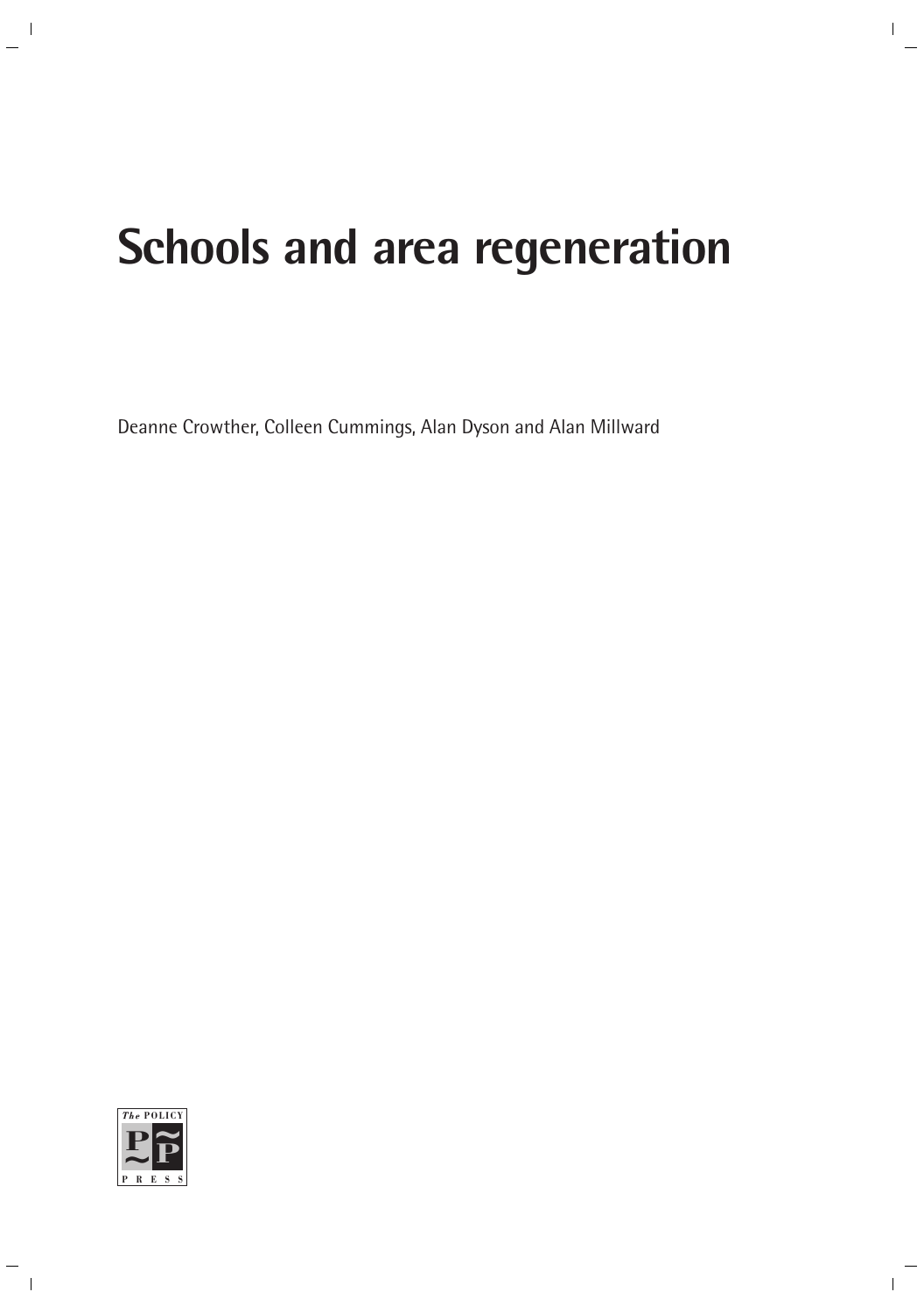# Schools and area regeneration

Deanne Crowther, Colleen Cummings, Alan Dyson and Alan Millward

The POLICY PRESS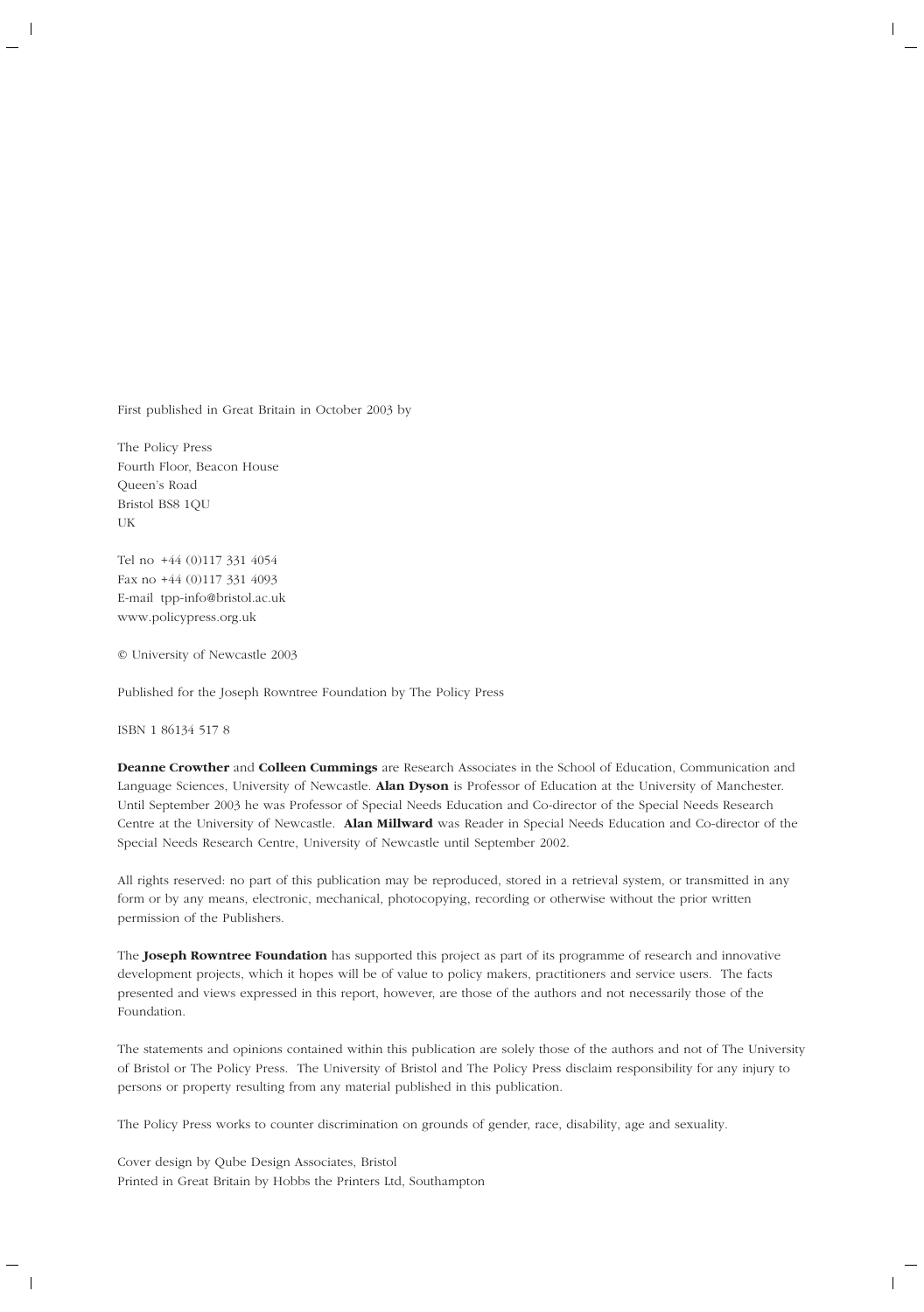First published in Great Britain in October 2003 by

The Policy Press
Fourth Floor, Beacon House
Queen's Road
Bristol BS8 1QU
UK

Tel no +44 (0)117 331 4054
Fax no +44 (0)117 331 4093
E-mail tpp-info@bristol.ac.uk
www.policypress.org.uk

© University of Newcastle 2003

Published for the Joseph Rowntree Foundation by The Policy Press

ISBN 1 86134 517 8

**Deanne Crowther** and **Colleen Cummings** are Research Associates in the School of Education, Communication and Language Sciences, University of Newcastle. **Alan Dyson** is Professor of Education at the University of Manchester. Until September 2003 he was Professor of Special Needs Education and Co-director of the Special Needs Research Centre at the University of Newcastle. **Alan Millward** was Reader in Special Needs Education and Co-director of the Special Needs Research Centre, University of Newcastle until September 2002.

All rights reserved: no part of this publication may be reproduced, stored in a retrieval system, or transmitted in any form or by any means, electronic, mechanical, photocopying, recording or otherwise without the prior written permission of the Publishers.

The **Joseph Rowntree Foundation** has supported this project as part of its programme of research and innovative development projects, which it hopes will be of value to policy makers, practitioners and service users. The facts presented and views expressed in this report, however, are those of the authors and not necessarily those of the Foundation.

The statements and opinions contained within this publication are solely those of the authors and not of The University of Bristol or The Policy Press. The University of Bristol and The Policy Press disclaim responsibility for any injury to persons or property resulting from any material published in this publication.

The Policy Press works to counter discrimination on grounds of gender, race, disability, age and sexuality.

Cover design by Qube Design Associates, Bristol
Printed in Great Britain by Hobbs the Printers Ltd, Southampton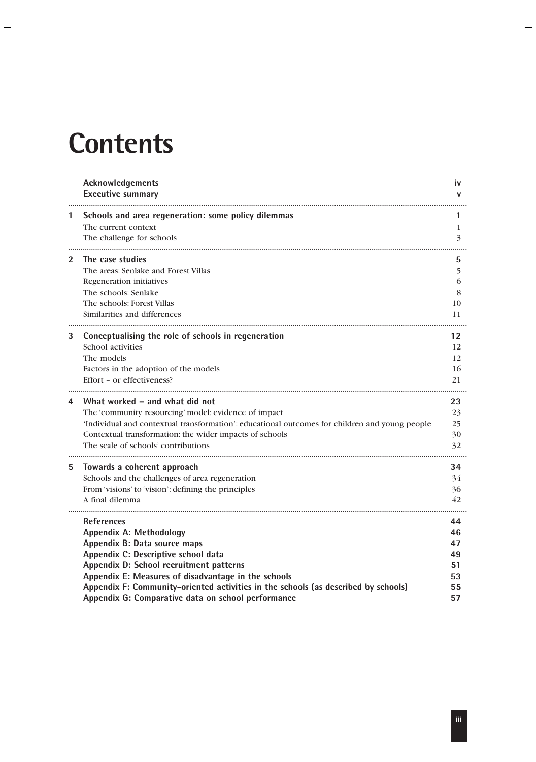# Contents

| | | |
|---|---|---|
| | **Acknowledgements** | **iv** |
| | **Executive summary** | **v** |
| **1** | **Schools and area regeneration: some policy dilemmas** | **1** |
| | The current context | 1 |
| | The challenge for schools | 3 |
| **2** | **The case studies** | **5** |
| | The areas: Senlake and Forest Villas | 5 |
| | Regeneration initiatives | 6 |
| | The schools: Senlake | 8 |
| | The schools: Forest Villas | 10 |
| | Similarities and differences | 11 |
| **3** | **Conceptualising the role of schools in regeneration** | **12** |
| | School activities | 12 |
| | The models | 12 |
| | Factors in the adoption of the models | 16 |
| | Effort – or effectiveness? | 21 |
| **4** | **What worked – and what did not** | **23** |
| | The 'community resourcing' model: evidence of impact | 23 |
| | 'Individual and contextual transformation': educational outcomes for children and young people | 25 |
| | Contextual transformation: the wider impacts of schools | 30 |
| | The scale of schools' contributions | 32 |
| **5** | **Towards a coherent approach** | **34** |
| | Schools and the challenges of area regeneration | 34 |
| | From 'visions' to 'vision': defining the principles | 36 |
| | A final dilemma | 42 |
| | **References** | **44** |
| | **Appendix A: Methodology** | **46** |
| | **Appendix B: Data source maps** | **47** |
| | **Appendix C: Descriptive school data** | **49** |
| | **Appendix D: School recruitment patterns** | **51** |
| | **Appendix E: Measures of disadvantage in the schools** | **53** |
| | **Appendix F: Community-oriented activities in the schools (as described by schools)** | **55** |
| | **Appendix G: Comparative data on school performance** | **57** |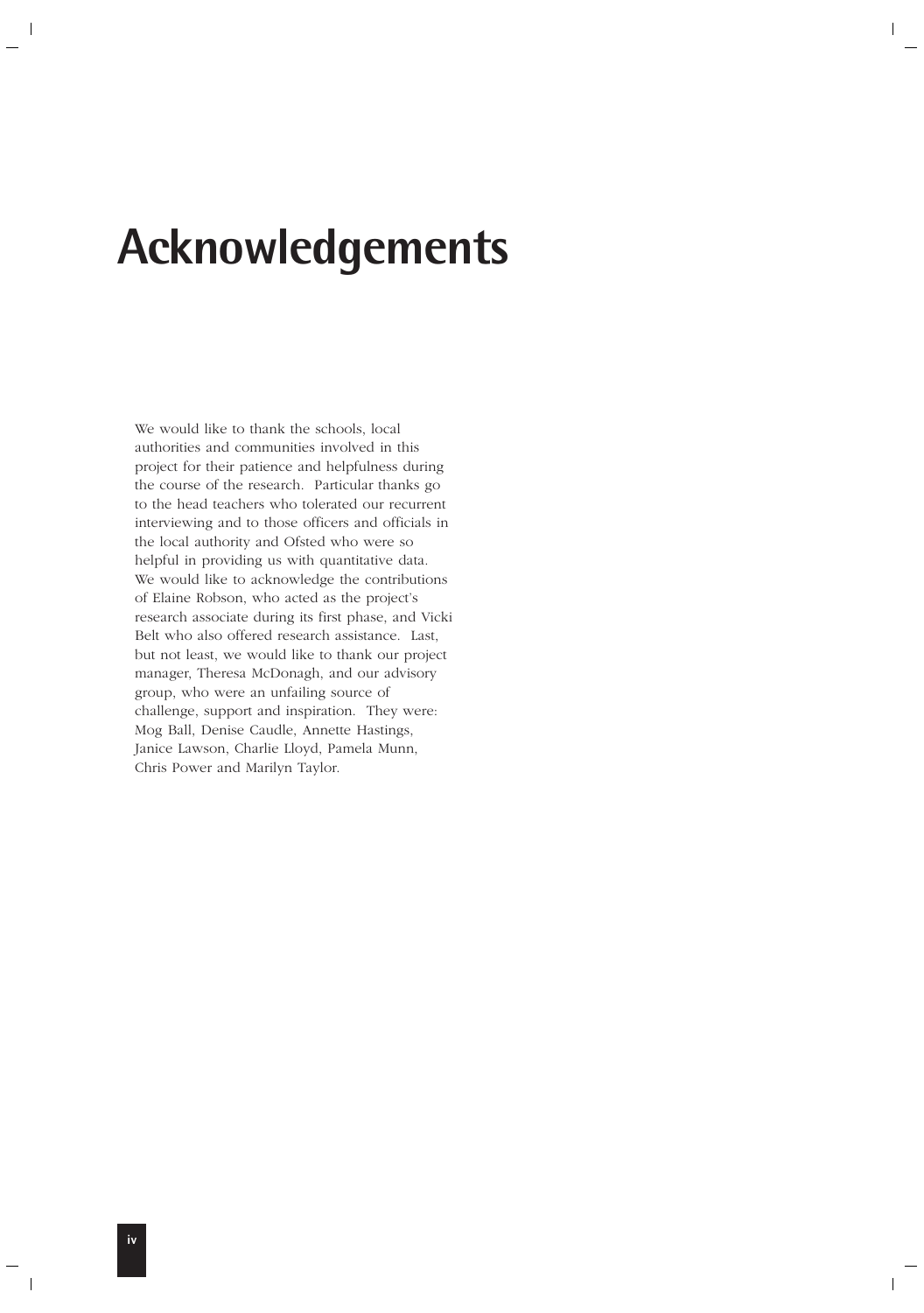# Acknowledgements

We would like to thank the schools, local authorities and communities involved in this project for their patience and helpfulness during the course of the research. Particular thanks go to the head teachers who tolerated our recurrent interviewing and to those officers and officials in the local authority and Ofsted who were so helpful in providing us with quantitative data. We would like to acknowledge the contributions of Elaine Robson, who acted as the project's research associate during its first phase, and Vicki Belt who also offered research assistance. Last, but not least, we would like to thank our project manager, Theresa McDonagh, and our advisory group, who were an unfailing source of challenge, support and inspiration. They were: Mog Ball, Denise Caudle, Annette Hastings, Janice Lawson, Charlie Lloyd, Pamela Munn, Chris Power and Marilyn Taylor.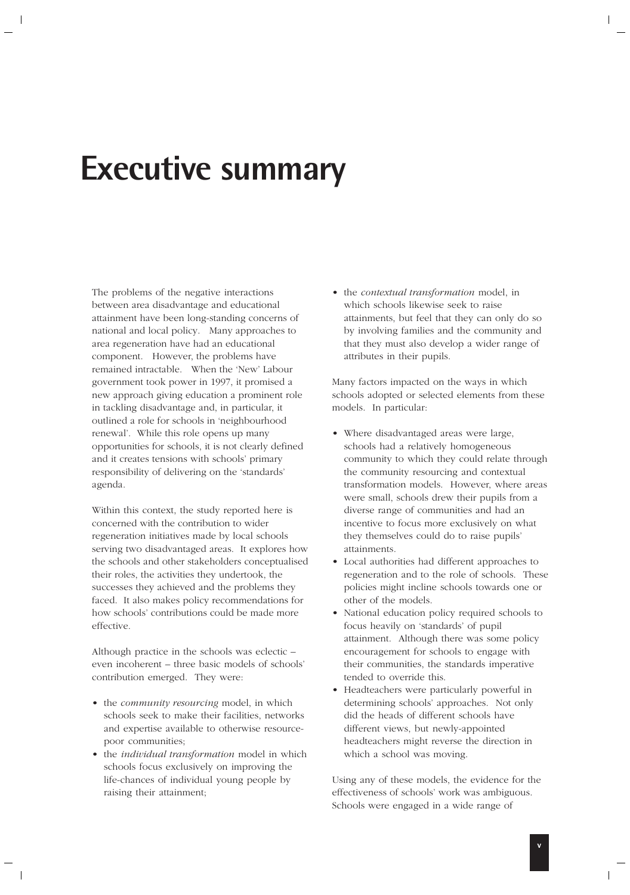# Executive summary

The problems of the negative interactions between area disadvantage and educational attainment have been long-standing concerns of national and local policy. Many approaches to area regeneration have had an educational component. However, the problems have remained intractable. When the 'New' Labour government took power in 1997, it promised a new approach giving education a prominent role in tackling disadvantage and, in particular, it outlined a role for schools in 'neighbourhood renewal'. While this role opens up many opportunities for schools, it is not clearly defined and it creates tensions with schools' primary responsibility of delivering on the 'standards' agenda.

Within this context, the study reported here is concerned with the contribution to wider regeneration initiatives made by local schools serving two disadvantaged areas. It explores how the schools and other stakeholders conceptualised their roles, the activities they undertook, the successes they achieved and the problems they faced. It also makes policy recommendations for how schools' contributions could be made more effective.

Although practice in the schools was eclectic – even incoherent – three basic models of schools' contribution emerged. They were:

- the *community resourcing* model, in which schools seek to make their facilities, networks and expertise available to otherwise resource-poor communities;
- the *individual transformation* model in which schools focus exclusively on improving the life-chances of individual young people by raising their attainment;
- the *contextual transformation* model, in which schools likewise seek to raise attainments, but feel that they can only do so by involving families and the community and that they must also develop a wider range of attributes in their pupils.

Many factors impacted on the ways in which schools adopted or selected elements from these models. In particular:

- Where disadvantaged areas were large, schools had a relatively homogeneous community to which they could relate through the community resourcing and contextual transformation models. However, where areas were small, schools drew their pupils from a diverse range of communities and had an incentive to focus more exclusively on what they themselves could do to raise pupils' attainments.
- Local authorities had different approaches to regeneration and to the role of schools. These policies might incline schools towards one or other of the models.
- National education policy required schools to focus heavily on 'standards' of pupil attainment. Although there was some policy encouragement for schools to engage with their communities, the standards imperative tended to override this.
- Headteachers were particularly powerful in determining schools' approaches. Not only did the heads of different schools have different views, but newly-appointed headteachers might reverse the direction in which a school was moving.

Using any of these models, the evidence for the effectiveness of schools' work was ambiguous. Schools were engaged in a wide range of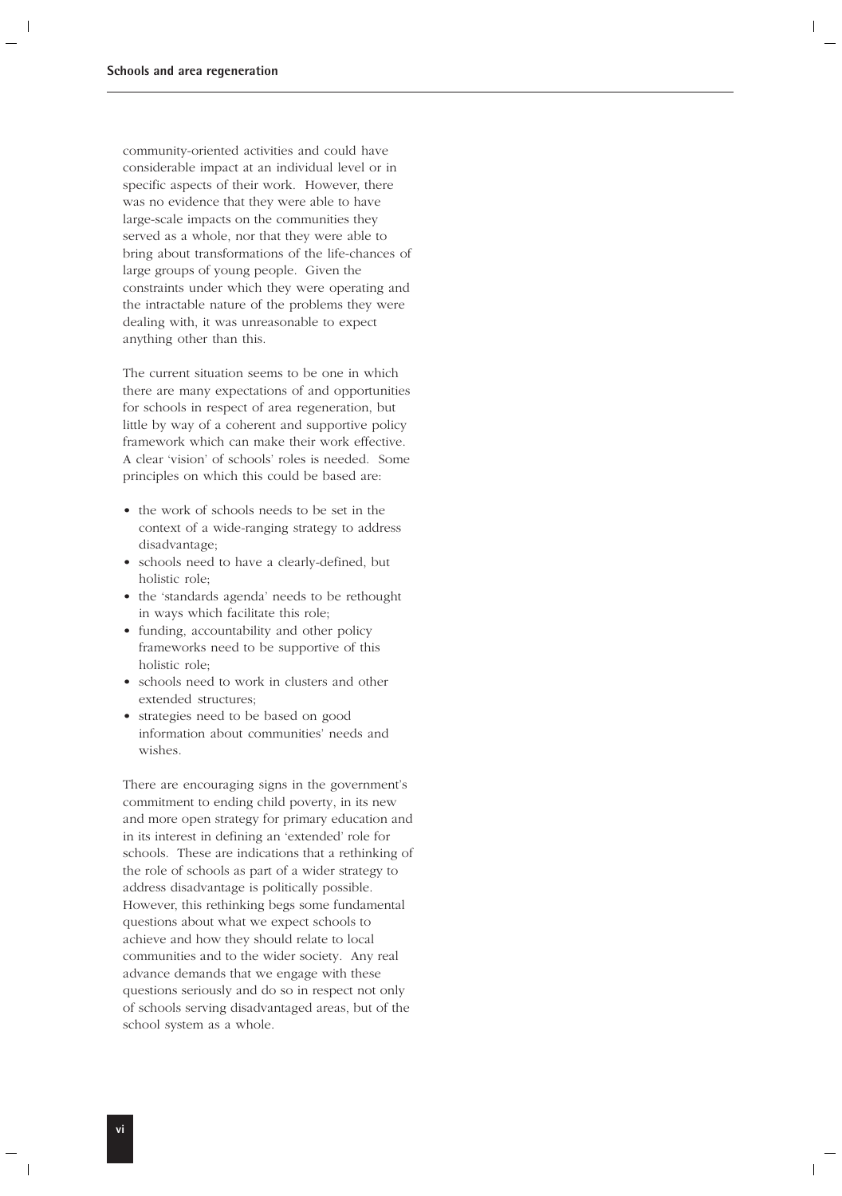community-oriented activities and could have considerable impact at an individual level or in specific aspects of their work. However, there was no evidence that they were able to have large-scale impacts on the communities they served as a whole, nor that they were able to bring about transformations of the life-chances of large groups of young people. Given the constraints under which they were operating and the intractable nature of the problems they were dealing with, it was unreasonable to expect anything other than this.

The current situation seems to be one in which there are many expectations of and opportunities for schools in respect of area regeneration, but little by way of a coherent and supportive policy framework which can make their work effective. A clear 'vision' of schools' roles is needed. Some principles on which this could be based are:

- the work of schools needs to be set in the context of a wide-ranging strategy to address disadvantage;
- schools need to have a clearly-defined, but holistic role;
- the 'standards agenda' needs to be rethought in ways which facilitate this role;
- funding, accountability and other policy frameworks need to be supportive of this holistic role;
- schools need to work in clusters and other extended structures;
- strategies need to be based on good information about communities' needs and wishes.

There are encouraging signs in the government's commitment to ending child poverty, in its new and more open strategy for primary education and in its interest in defining an 'extended' role for schools. These are indications that a rethinking of the role of schools as part of a wider strategy to address disadvantage is politically possible. However, this rethinking begs some fundamental questions about what we expect schools to achieve and how they should relate to local communities and to the wider society. Any real advance demands that we engage with these questions seriously and do so in respect not only of schools serving disadvantaged areas, but of the school system as a whole.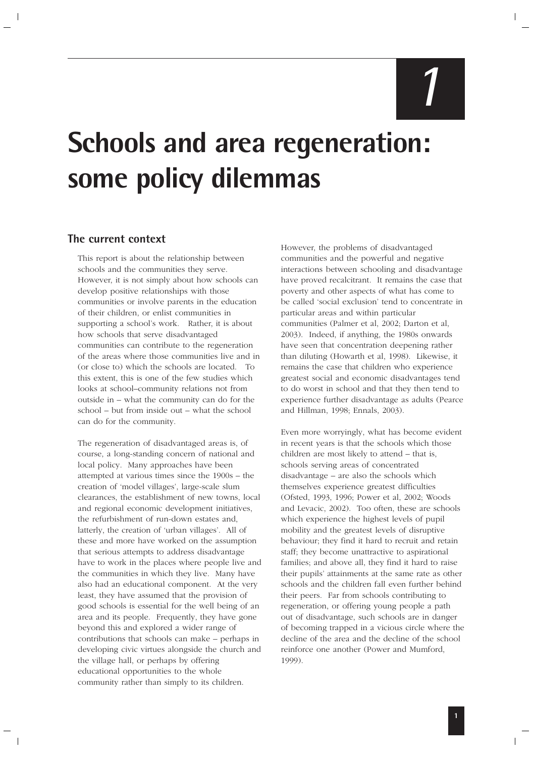# 1

# Schools and area regeneration: some policy dilemmas

## The current context

This report is about the relationship between schools and the communities they serve. However, it is not simply about how schools can develop positive relationships with those communities or involve parents in the education of their children, or enlist communities in supporting a school's work. Rather, it is about how schools that serve disadvantaged communities can contribute to the regeneration of the areas where those communities live and in (or close to) which the schools are located. To this extent, this is one of the few studies which looks at school–community relations not from outside in – what the community can do for the school – but from inside out – what the school can do for the community.

The regeneration of disadvantaged areas is, of course, a long-standing concern of national and local policy. Many approaches have been attempted at various times since the 1900s – the creation of 'model villages', large-scale slum clearances, the establishment of new towns, local and regional economic development initiatives, the refurbishment of run-down estates and, latterly, the creation of 'urban villages'. All of these and more have worked on the assumption that serious attempts to address disadvantage have to work in the places where people live and the communities in which they live. Many have also had an educational component. At the very least, they have assumed that the provision of good schools is essential for the well being of an area and its people. Frequently, they have gone beyond this and explored a wider range of contributions that schools can make – perhaps in developing civic virtues alongside the church and the village hall, or perhaps by offering educational opportunities to the whole community rather than simply to its children.

However, the problems of disadvantaged communities and the powerful and negative interactions between schooling and disadvantage have proved recalcitrant. It remains the case that poverty and other aspects of what has come to be called 'social exclusion' tend to concentrate in particular areas and within particular communities (Palmer et al, 2002; Darton et al, 2003). Indeed, if anything, the 1980s onwards have seen that concentration deepening rather than diluting (Howarth et al, 1998). Likewise, it remains the case that children who experience greatest social and economic disadvantages tend to do worst in school and that they then tend to experience further disadvantage as adults (Pearce and Hillman, 1998; Ennals, 2003).

Even more worryingly, what has become evident in recent years is that the schools which those children are most likely to attend – that is, schools serving areas of concentrated disadvantage – are also the schools which themselves experience greatest difficulties (Ofsted, 1993, 1996; Power et al, 2002; Woods and Levacic, 2002). Too often, these are schools which experience the highest levels of pupil mobility and the greatest levels of disruptive behaviour; they find it hard to recruit and retain staff; they become unattractive to aspirational families; and above all, they find it hard to raise their pupils' attainments at the same rate as other schools and the children fall even further behind their peers. Far from schools contributing to regeneration, or offering young people a path out of disadvantage, such schools are in danger of becoming trapped in a vicious circle where the decline of the area and the decline of the school reinforce one another (Power and Mumford, 1999).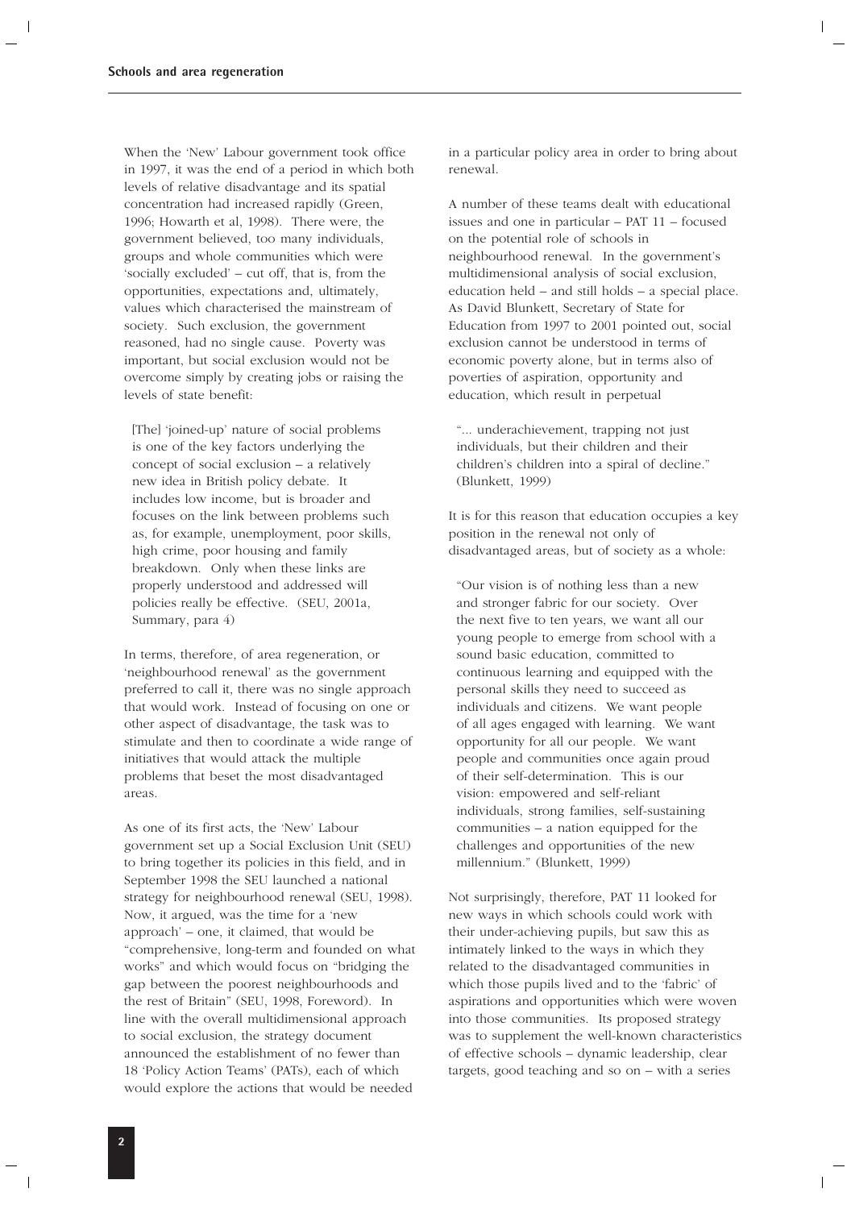When the 'New' Labour government took office in 1997, it was the end of a period in which both levels of relative disadvantage and its spatial concentration had increased rapidly (Green, 1996; Howarth et al, 1998). There were, the government believed, too many individuals, groups and whole communities which were 'socially excluded' – cut off, that is, from the opportunities, expectations and, ultimately, values which characterised the mainstream of society. Such exclusion, the government reasoned, had no single cause. Poverty was important, but social exclusion would not be overcome simply by creating jobs or raising the levels of state benefit:

> [The] 'joined-up' nature of social problems is one of the key factors underlying the concept of social exclusion – a relatively new idea in British policy debate. It includes low income, but is broader and focuses on the link between problems such as, for example, unemployment, poor skills, high crime, poor housing and family breakdown. Only when these links are properly understood and addressed will policies really be effective. (SEU, 2001a, Summary, para 4)

In terms, therefore, of area regeneration, or 'neighbourhood renewal' as the government preferred to call it, there was no single approach that would work. Instead of focusing on one or other aspect of disadvantage, the task was to stimulate and then to coordinate a wide range of initiatives that would attack the multiple problems that beset the most disadvantaged areas.

As one of its first acts, the 'New' Labour government set up a Social Exclusion Unit (SEU) to bring together its policies in this field, and in September 1998 the SEU launched a national strategy for neighbourhood renewal (SEU, 1998). Now, it argued, was the time for a 'new approach' – one, it claimed, that would be "comprehensive, long-term and founded on what works" and which would focus on "bridging the gap between the poorest neighbourhoods and the rest of Britain" (SEU, 1998, Foreword). In line with the overall multidimensional approach to social exclusion, the strategy document announced the establishment of no fewer than 18 'Policy Action Teams' (PATs), each of which would explore the actions that would be needed in a particular policy area in order to bring about renewal.

A number of these teams dealt with educational issues and one in particular – PAT 11 – focused on the potential role of schools in neighbourhood renewal. In the government's multidimensional analysis of social exclusion, education held – and still holds – a special place. As David Blunkett, Secretary of State for Education from 1997 to 2001 pointed out, social exclusion cannot be understood in terms of economic poverty alone, but in terms also of poverties of aspiration, opportunity and education, which result in perpetual

> "... underachievement, trapping not just individuals, but their children and their children's children into a spiral of decline." (Blunkett, 1999)

It is for this reason that education occupies a key position in the renewal not only of disadvantaged areas, but of society as a whole:

> "Our vision is of nothing less than a new and stronger fabric for our society. Over the next five to ten years, we want all our young people to emerge from school with a sound basic education, committed to continuous learning and equipped with the personal skills they need to succeed as individuals and citizens. We want people of all ages engaged with learning. We want opportunity for all our people. We want people and communities once again proud of their self-determination. This is our vision: empowered and self-reliant individuals, strong families, self-sustaining communities – a nation equipped for the challenges and opportunities of the new millennium." (Blunkett, 1999)

Not surprisingly, therefore, PAT 11 looked for new ways in which schools could work with their under-achieving pupils, but saw this as intimately linked to the ways in which they related to the disadvantaged communities in which those pupils lived and to the 'fabric' of aspirations and opportunities which were woven into those communities. Its proposed strategy was to supplement the well-known characteristics of effective schools – dynamic leadership, clear targets, good teaching and so on – with a series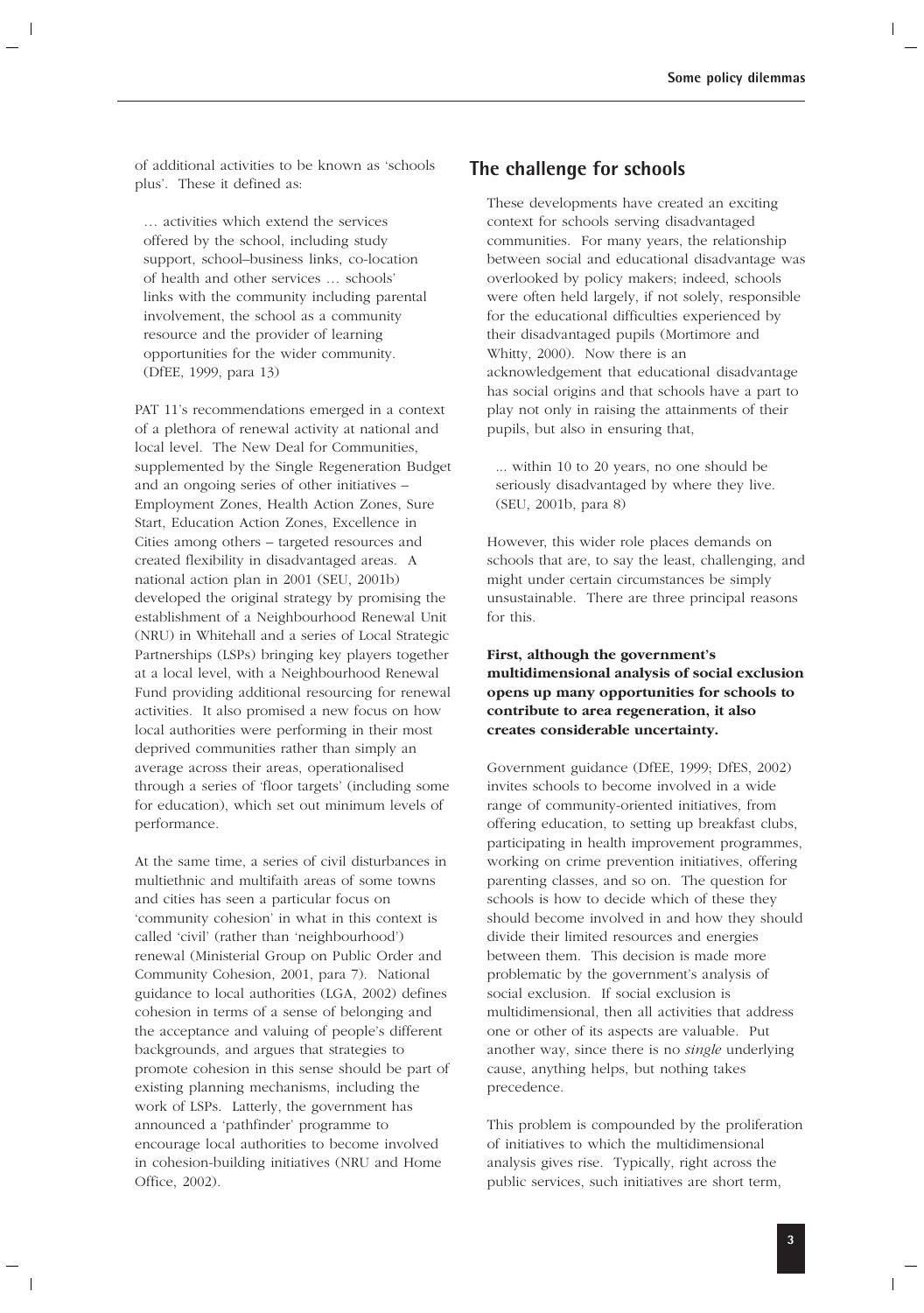of additional activities to be known as 'schools plus'. These it defined as:

> … activities which extend the services offered by the school, including study support, school–business links, co-location of health and other services … schools' links with the community including parental involvement, the school as a community resource and the provider of learning opportunities for the wider community. (DfEE, 1999, para 13)

PAT 11's recommendations emerged in a context of a plethora of renewal activity at national and local level. The New Deal for Communities, supplemented by the Single Regeneration Budget and an ongoing series of other initiatives – Employment Zones, Health Action Zones, Sure Start, Education Action Zones, Excellence in Cities among others – targeted resources and created flexibility in disadvantaged areas. A national action plan in 2001 (SEU, 2001b) developed the original strategy by promising the establishment of a Neighbourhood Renewal Unit (NRU) in Whitehall and a series of Local Strategic Partnerships (LSPs) bringing key players together at a local level, with a Neighbourhood Renewal Fund providing additional resourcing for renewal activities. It also promised a new focus on how local authorities were performing in their most deprived communities rather than simply an average across their areas, operationalised through a series of 'floor targets' (including some for education), which set out minimum levels of performance.

At the same time, a series of civil disturbances in multiethnic and multifaith areas of some towns and cities has seen a particular focus on 'community cohesion' in what in this context is called 'civil' (rather than 'neighbourhood') renewal (Ministerial Group on Public Order and Community Cohesion, 2001, para 7). National guidance to local authorities (LGA, 2002) defines cohesion in terms of a sense of belonging and the acceptance and valuing of people's different backgrounds, and argues that strategies to promote cohesion in this sense should be part of existing planning mechanisms, including the work of LSPs. Latterly, the government has announced a 'pathfinder' programme to encourage local authorities to become involved in cohesion-building initiatives (NRU and Home Office, 2002).

## The challenge for schools

These developments have created an exciting context for schools serving disadvantaged communities. For many years, the relationship between social and educational disadvantage was overlooked by policy makers; indeed, schools were often held largely, if not solely, responsible for the educational difficulties experienced by their disadvantaged pupils (Mortimore and Whitty, 2000). Now there is an acknowledgement that educational disadvantage has social origins and that schools have a part to play not only in raising the attainments of their pupils, but also in ensuring that,

> ... within 10 to 20 years, no one should be seriously disadvantaged by where they live. (SEU, 2001b, para 8)

However, this wider role places demands on schools that are, to say the least, challenging, and might under certain circumstances be simply unsustainable. There are three principal reasons for this.

**First, although the government's multidimensional analysis of social exclusion opens up many opportunities for schools to contribute to area regeneration, it also creates considerable uncertainty.**

Government guidance (DfEE, 1999; DfES, 2002) invites schools to become involved in a wide range of community-oriented initiatives, from offering education, to setting up breakfast clubs, participating in health improvement programmes, working on crime prevention initiatives, offering parenting classes, and so on. The question for schools is how to decide which of these they should become involved in and how they should divide their limited resources and energies between them. This decision is made more problematic by the government's analysis of social exclusion. If social exclusion is multidimensional, then all activities that address one or other of its aspects are valuable. Put another way, since there is no *single* underlying cause, anything helps, but nothing takes precedence.

This problem is compounded by the proliferation of initiatives to which the multidimensional analysis gives rise. Typically, right across the public services, such initiatives are short term,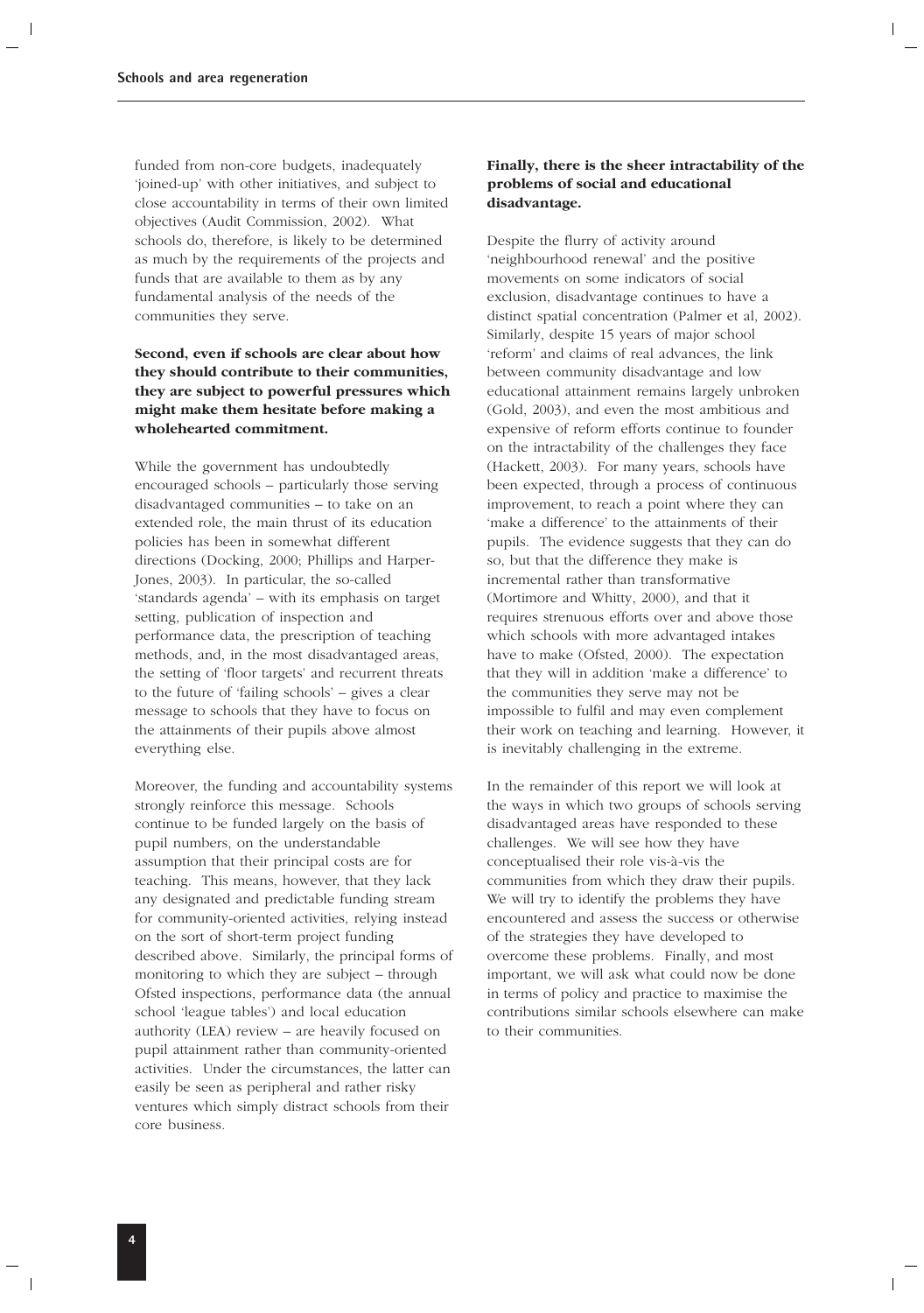funded from non-core budgets, inadequately 'joined-up' with other initiatives, and subject to close accountability in terms of their own limited objectives (Audit Commission, 2002). What schools do, therefore, is likely to be determined as much by the requirements of the projects and funds that are available to them as by any fundamental analysis of the needs of the communities they serve.

**Second, even if schools are clear about how they should contribute to their communities, they are subject to powerful pressures which might make them hesitate before making a wholehearted commitment.**

While the government has undoubtedly encouraged schools – particularly those serving disadvantaged communities – to take on an extended role, the main thrust of its education policies has been in somewhat different directions (Docking, 2000; Phillips and Harper-Jones, 2003). In particular, the so-called 'standards agenda' – with its emphasis on target setting, publication of inspection and performance data, the prescription of teaching methods, and, in the most disadvantaged areas, the setting of 'floor targets' and recurrent threats to the future of 'failing schools' – gives a clear message to schools that they have to focus on the attainments of their pupils above almost everything else.

Moreover, the funding and accountability systems strongly reinforce this message. Schools continue to be funded largely on the basis of pupil numbers, on the understandable assumption that their principal costs are for teaching. This means, however, that they lack any designated and predictable funding stream for community-oriented activities, relying instead on the sort of short-term project funding described above. Similarly, the principal forms of monitoring to which they are subject – through Ofsted inspections, performance data (the annual school 'league tables') and local education authority (LEA) review – are heavily focused on pupil attainment rather than community-oriented activities. Under the circumstances, the latter can easily be seen as peripheral and rather risky ventures which simply distract schools from their core business.

**Finally, there is the sheer intractability of the problems of social and educational disadvantage.**

Despite the flurry of activity around 'neighbourhood renewal' and the positive movements on some indicators of social exclusion, disadvantage continues to have a distinct spatial concentration (Palmer et al, 2002). Similarly, despite 15 years of major school 'reform' and claims of real advances, the link between community disadvantage and low educational attainment remains largely unbroken (Gold, 2003), and even the most ambitious and expensive of reform efforts continue to founder on the intractability of the challenges they face (Hackett, 2003). For many years, schools have been expected, through a process of continuous improvement, to reach a point where they can 'make a difference' to the attainments of their pupils. The evidence suggests that they can do so, but that the difference they make is incremental rather than transformative (Mortimore and Whitty, 2000), and that it requires strenuous efforts over and above those which schools with more advantaged intakes have to make (Ofsted, 2000). The expectation that they will in addition 'make a difference' to the communities they serve may not be impossible to fulfil and may even complement their work on teaching and learning. However, it is inevitably challenging in the extreme.

In the remainder of this report we will look at the ways in which two groups of schools serving disadvantaged areas have responded to these challenges. We will see how they have conceptualised their role vis-à-vis the communities from which they draw their pupils. We will try to identify the problems they have encountered and assess the success or otherwise of the strategies they have developed to overcome these problems. Finally, and most important, we will ask what could now be done in terms of policy and practice to maximise the contributions similar schools elsewhere can make to their communities.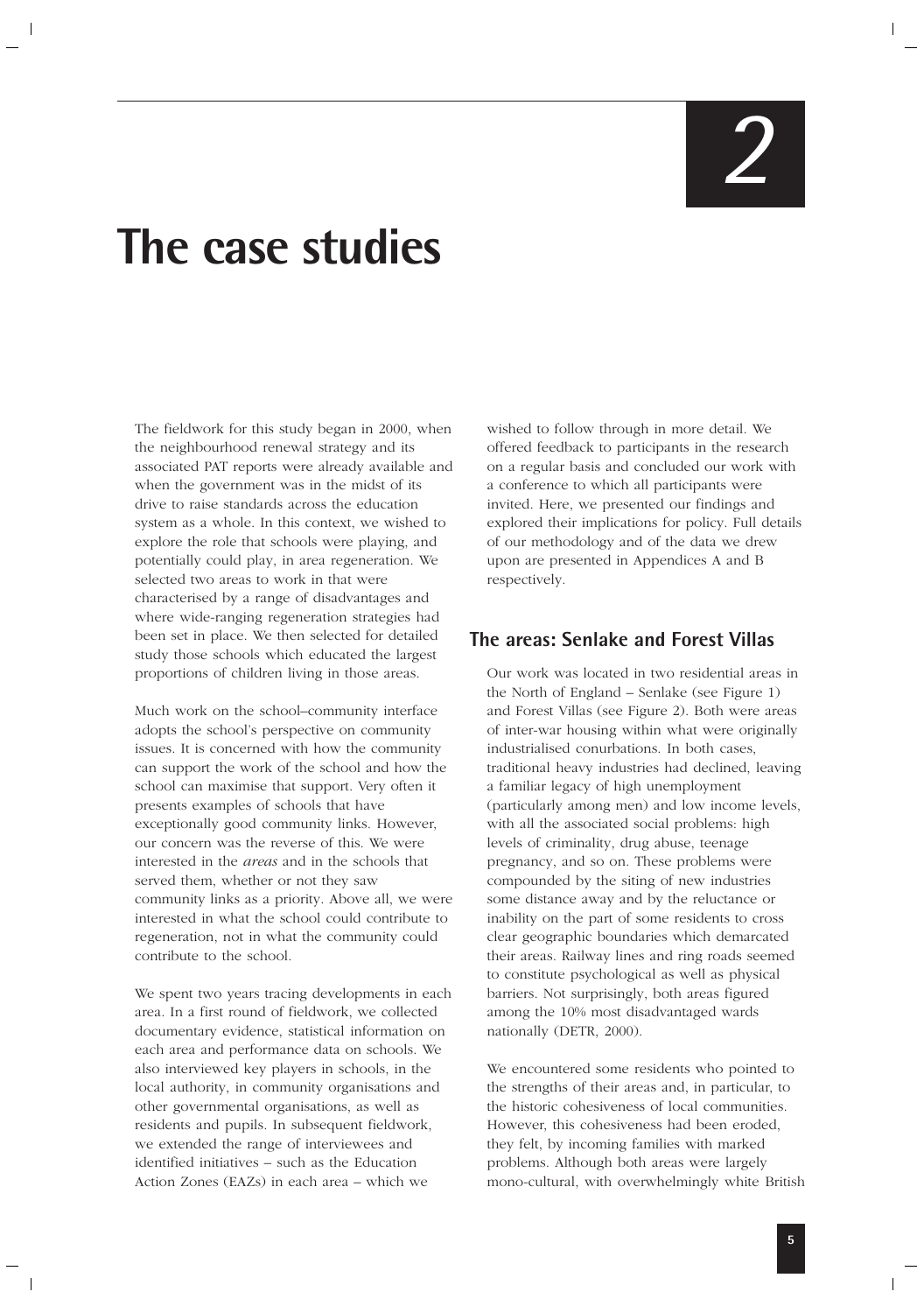# 2

# The case studies

The fieldwork for this study began in 2000, when the neighbourhood renewal strategy and its associated PAT reports were already available and when the government was in the midst of its drive to raise standards across the education system as a whole. In this context, we wished to explore the role that schools were playing, and potentially could play, in area regeneration. We selected two areas to work in that were characterised by a range of disadvantages and where wide-ranging regeneration strategies had been set in place. We then selected for detailed study those schools which educated the largest proportions of children living in those areas.

Much work on the school–community interface adopts the school's perspective on community issues. It is concerned with how the community can support the work of the school and how the school can maximise that support. Very often it presents examples of schools that have exceptionally good community links. However, our concern was the reverse of this. We were interested in the *areas* and in the schools that served them, whether or not they saw community links as a priority. Above all, we were interested in what the school could contribute to regeneration, not in what the community could contribute to the school.

We spent two years tracing developments in each area. In a first round of fieldwork, we collected documentary evidence, statistical information on each area and performance data on schools. We also interviewed key players in schools, in the local authority, in community organisations and other governmental organisations, as well as residents and pupils. In subsequent fieldwork, we extended the range of interviewees and identified initiatives – such as the Education Action Zones (EAZs) in each area – which we wished to follow through in more detail. We offered feedback to participants in the research on a regular basis and concluded our work with a conference to which all participants were invited. Here, we presented our findings and explored their implications for policy. Full details of our methodology and of the data we drew upon are presented in Appendices A and B respectively.

## The areas: Senlake and Forest Villas

Our work was located in two residential areas in the North of England – Senlake (see Figure 1) and Forest Villas (see Figure 2). Both were areas of inter-war housing within what were originally industrialised conurbations. In both cases, traditional heavy industries had declined, leaving a familiar legacy of high unemployment (particularly among men) and low income levels, with all the associated social problems: high levels of criminality, drug abuse, teenage pregnancy, and so on. These problems were compounded by the siting of new industries some distance away and by the reluctance or inability on the part of some residents to cross clear geographic boundaries which demarcated their areas. Railway lines and ring roads seemed to constitute psychological as well as physical barriers. Not surprisingly, both areas figured among the 10% most disadvantaged wards nationally (DETR, 2000).

We encountered some residents who pointed to the strengths of their areas and, in particular, to the historic cohesiveness of local communities. However, this cohesiveness had been eroded, they felt, by incoming families with marked problems. Although both areas were largely mono-cultural, with overwhelmingly white British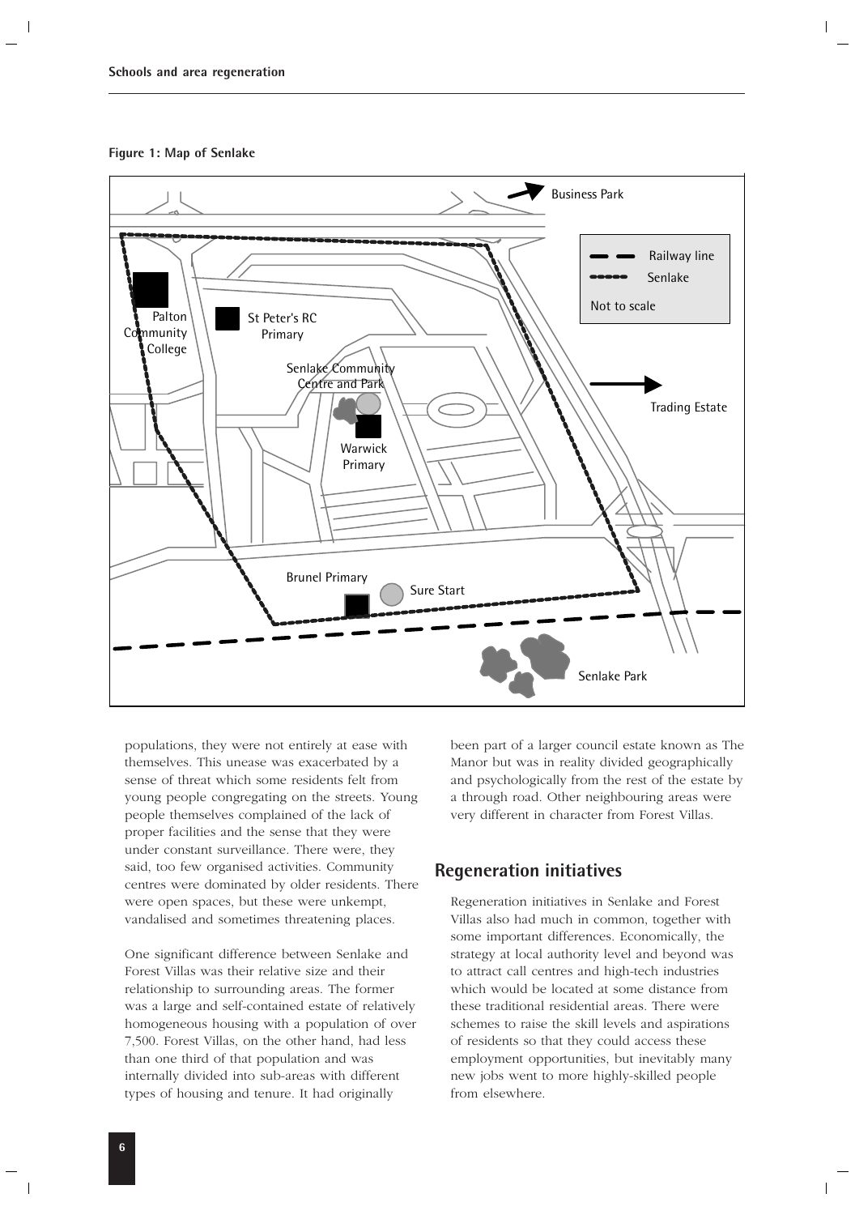**Figure 1: Map of Senlake**

populations, they were not entirely at ease with themselves. This unease was exacerbated by a sense of threat which some residents felt from young people congregating on the streets. Young people themselves complained of the lack of proper facilities and the sense that they were under constant surveillance. There were, they said, too few organised activities. Community centres were dominated by older residents. There were open spaces, but these were unkempt, vandalised and sometimes threatening places.

One significant difference between Senlake and Forest Villas was their relative size and their relationship to surrounding areas. The former was a large and self-contained estate of relatively homogeneous housing with a population of over 7,500. Forest Villas, on the other hand, had less than one third of that population and was internally divided into sub-areas with different types of housing and tenure. It had originally been part of a larger council estate known as The Manor but was in reality divided geographically and psychologically from the rest of the estate by a through road. Other neighbouring areas were very different in character from Forest Villas.

## Regeneration initiatives

Regeneration initiatives in Senlake and Forest Villas also had much in common, together with some important differences. Economically, the strategy at local authority level and beyond was to attract call centres and high-tech industries which would be located at some distance from these traditional residential areas. There were schemes to raise the skill levels and aspirations of residents so that they could access these employment opportunities, but inevitably many new jobs went to more highly-skilled people from elsewhere.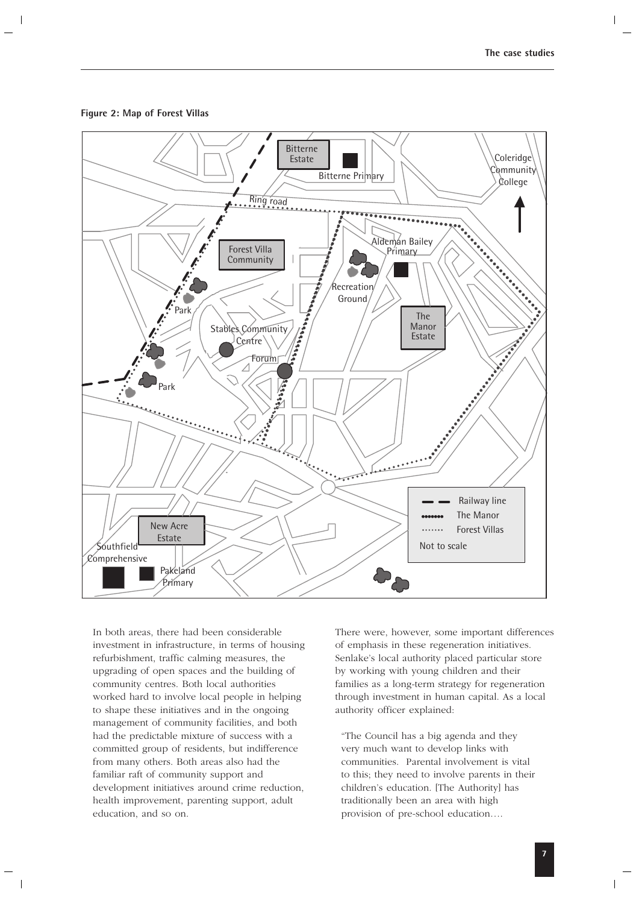**Figure 2: Map of Forest Villas**

In both areas, there had been considerable investment in infrastructure, in terms of housing refurbishment, traffic calming measures, the upgrading of open spaces and the building of community centres. Both local authorities worked hard to involve local people in helping to shape these initiatives and in the ongoing management of community facilities, and both had the predictable mixture of success with a committed group of residents, but indifference from many others. Both areas also had the familiar raft of community support and development initiatives around crime reduction, health improvement, parenting support, adult education, and so on.

There were, however, some important differences of emphasis in these regeneration initiatives. Senlake's local authority placed particular store by working with young children and their families as a long-term strategy for regeneration through investment in human capital. As a local authority officer explained:

> "The Council has a big agenda and they very much want to develop links with communities. Parental involvement is vital to this; they need to involve parents in their children's education. [The Authority] has traditionally been an area with high provision of pre-school education….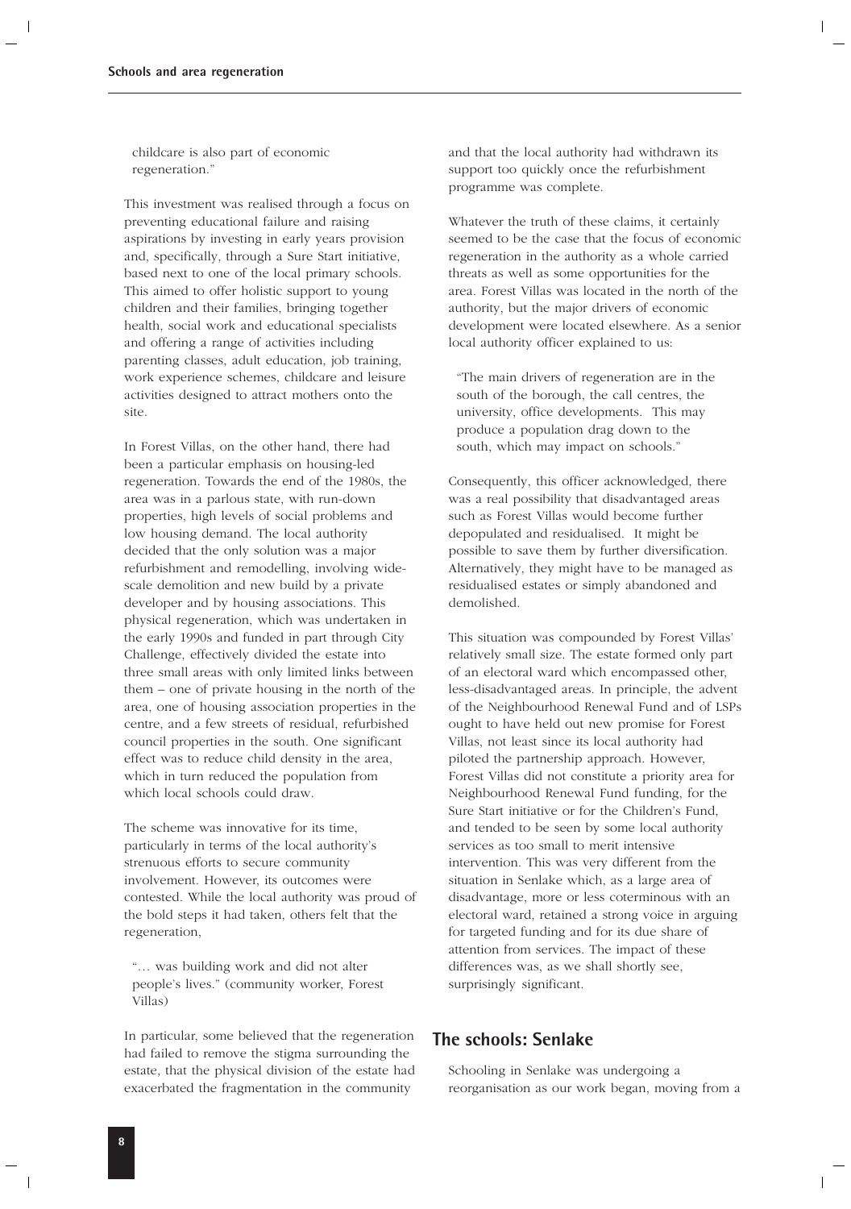childcare is also part of economic regeneration."

This investment was realised through a focus on preventing educational failure and raising aspirations by investing in early years provision and, specifically, through a Sure Start initiative, based next to one of the local primary schools. This aimed to offer holistic support to young children and their families, bringing together health, social work and educational specialists and offering a range of activities including parenting classes, adult education, job training, work experience schemes, childcare and leisure activities designed to attract mothers onto the site.

In Forest Villas, on the other hand, there had been a particular emphasis on housing-led regeneration. Towards the end of the 1980s, the area was in a parlous state, with run-down properties, high levels of social problems and low housing demand. The local authority decided that the only solution was a major refurbishment and remodelling, involving wide-scale demolition and new build by a private developer and by housing associations. This physical regeneration, which was undertaken in the early 1990s and funded in part through City Challenge, effectively divided the estate into three small areas with only limited links between them – one of private housing in the north of the area, one of housing association properties in the centre, and a few streets of residual, refurbished council properties in the south. One significant effect was to reduce child density in the area, which in turn reduced the population from which local schools could draw.

The scheme was innovative for its time, particularly in terms of the local authority's strenuous efforts to secure community involvement. However, its outcomes were contested. While the local authority was proud of the bold steps it had taken, others felt that the regeneration,

"… was building work and did not alter people's lives." (community worker, Forest Villas)

In particular, some believed that the regeneration had failed to remove the stigma surrounding the estate, that the physical division of the estate had exacerbated the fragmentation in the community and that the local authority had withdrawn its support too quickly once the refurbishment programme was complete.

Whatever the truth of these claims, it certainly seemed to be the case that the focus of economic regeneration in the authority as a whole carried threats as well as some opportunities for the area. Forest Villas was located in the north of the authority, but the major drivers of economic development were located elsewhere. As a senior local authority officer explained to us:

"The main drivers of regeneration are in the south of the borough, the call centres, the university, office developments. This may produce a population drag down to the south, which may impact on schools."

Consequently, this officer acknowledged, there was a real possibility that disadvantaged areas such as Forest Villas would become further depopulated and residualised. It might be possible to save them by further diversification. Alternatively, they might have to be managed as residualised estates or simply abandoned and demolished.

This situation was compounded by Forest Villas' relatively small size. The estate formed only part of an electoral ward which encompassed other, less-disadvantaged areas. In principle, the advent of the Neighbourhood Renewal Fund and of LSPs ought to have held out new promise for Forest Villas, not least since its local authority had piloted the partnership approach. However, Forest Villas did not constitute a priority area for Neighbourhood Renewal Fund funding, for the Sure Start initiative or for the Children's Fund, and tended to be seen by some local authority services as too small to merit intensive intervention. This was very different from the situation in Senlake which, as a large area of disadvantage, more or less coterminous with an electoral ward, retained a strong voice in arguing for targeted funding and for its due share of attention from services. The impact of these differences was, as we shall shortly see, surprisingly significant.

## The schools: Senlake

Schooling in Senlake was undergoing a reorganisation as our work began, moving from a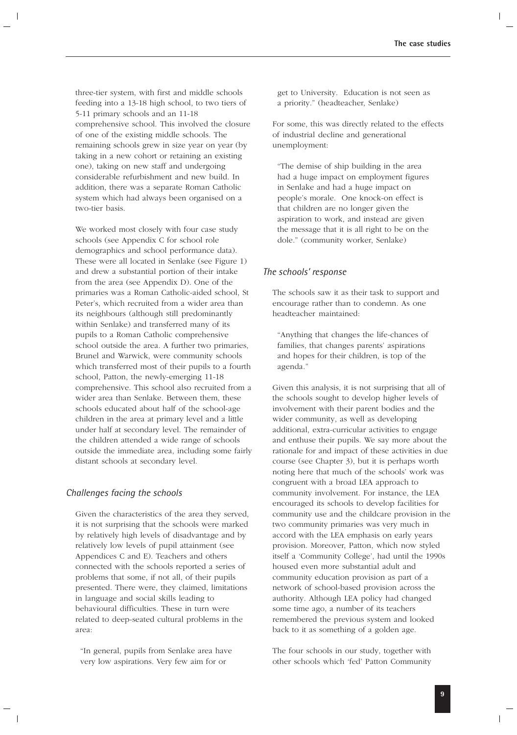three-tier system, with first and middle schools feeding into a 13-18 high school, to two tiers of 5-11 primary schools and an 11-18 comprehensive school. This involved the closure of one of the existing middle schools. The remaining schools grew in size year on year (by taking in a new cohort or retaining an existing one), taking on new staff and undergoing considerable refurbishment and new build. In addition, there was a separate Roman Catholic system which had always been organised on a two-tier basis.

We worked most closely with four case study schools (see Appendix C for school role demographics and school performance data). These were all located in Senlake (see Figure 1) and drew a substantial portion of their intake from the area (see Appendix D). One of the primaries was a Roman Catholic-aided school, St Peter's, which recruited from a wider area than its neighbours (although still predominantly within Senlake) and transferred many of its pupils to a Roman Catholic comprehensive school outside the area. A further two primaries, Brunel and Warwick, were community schools which transferred most of their pupils to a fourth school, Patton, the newly-emerging 11-18 comprehensive. This school also recruited from a wider area than Senlake. Between them, these schools educated about half of the school-age children in the area at primary level and a little under half at secondary level. The remainder of the children attended a wide range of schools outside the immediate area, including some fairly distant schools at secondary level.

### *Challenges facing the schools*

Given the characteristics of the area they served, it is not surprising that the schools were marked by relatively high levels of disadvantage and by relatively low levels of pupil attainment (see Appendices C and E). Teachers and others connected with the schools reported a series of problems that some, if not all, of their pupils presented. There were, they claimed, limitations in language and social skills leading to behavioural difficulties. These in turn were related to deep-seated cultural problems in the area:

> "In general, pupils from Senlake area have very low aspirations. Very few aim for or get to University. Education is not seen as a priority." (headteacher, Senlake)

For some, this was directly related to the effects of industrial decline and generational unemployment:

> "The demise of ship building in the area had a huge impact on employment figures in Senlake and had a huge impact on people's morale. One knock-on effect is that children are no longer given the aspiration to work, and instead are given the message that it is all right to be on the dole." (community worker, Senlake)

### *The schools' response*

The schools saw it as their task to support and encourage rather than to condemn. As one headteacher maintained:

> "Anything that changes the life-chances of families, that changes parents' aspirations and hopes for their children, is top of the agenda."

Given this analysis, it is not surprising that all of the schools sought to develop higher levels of involvement with their parent bodies and the wider community, as well as developing additional, extra-curricular activities to engage and enthuse their pupils. We say more about the rationale for and impact of these activities in due course (see Chapter 3), but it is perhaps worth noting here that much of the schools' work was congruent with a broad LEA approach to community involvement. For instance, the LEA encouraged its schools to develop facilities for community use and the childcare provision in the two community primaries was very much in accord with the LEA emphasis on early years provision. Moreover, Patton, which now styled itself a 'Community College', had until the 1990s housed even more substantial adult and community education provision as part of a network of school-based provision across the authority. Although LEA policy had changed some time ago, a number of its teachers remembered the previous system and looked back to it as something of a golden age.

The four schools in our study, together with other schools which 'fed' Patton Community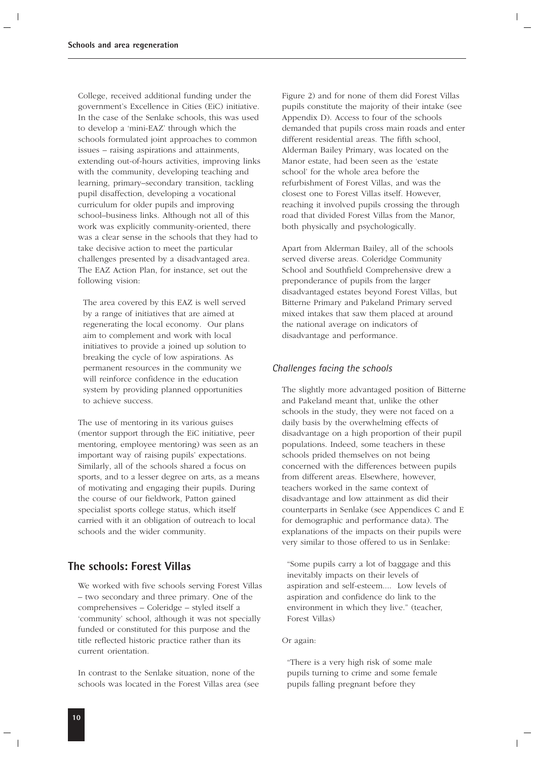College, received additional funding under the government's Excellence in Cities (EiC) initiative. In the case of the Senlake schools, this was used to develop a 'mini-EAZ' through which the schools formulated joint approaches to common issues – raising aspirations and attainments, extending out-of-hours activities, improving links with the community, developing teaching and learning, primary–secondary transition, tackling pupil disaffection, developing a vocational curriculum for older pupils and improving school–business links. Although not all of this work was explicitly community-oriented, there was a clear sense in the schools that they had to take decisive action to meet the particular challenges presented by a disadvantaged area. The EAZ Action Plan, for instance, set out the following vision:

> The area covered by this EAZ is well served by a range of initiatives that are aimed at regenerating the local economy. Our plans aim to complement and work with local initiatives to provide a joined up solution to breaking the cycle of low aspirations. As permanent resources in the community we will reinforce confidence in the education system by providing planned opportunities to achieve success.

The use of mentoring in its various guises (mentor support through the EiC initiative, peer mentoring, employee mentoring) was seen as an important way of raising pupils' expectations. Similarly, all of the schools shared a focus on sports, and to a lesser degree on arts, as a means of motivating and engaging their pupils. During the course of our fieldwork, Patton gained specialist sports college status, which itself carried with it an obligation of outreach to local schools and the wider community.

## The schools: Forest Villas

We worked with five schools serving Forest Villas – two secondary and three primary. One of the comprehensives – Coleridge – styled itself a 'community' school, although it was not specially funded or constituted for this purpose and the title reflected historic practice rather than its current orientation.

In contrast to the Senlake situation, none of the schools was located in the Forest Villas area (see Figure 2) and for none of them did Forest Villas pupils constitute the majority of their intake (see Appendix D). Access to four of the schools demanded that pupils cross main roads and enter different residential areas. The fifth school, Alderman Bailey Primary, was located on the Manor estate, had been seen as the 'estate school' for the whole area before the refurbishment of Forest Villas, and was the closest one to Forest Villas itself. However, reaching it involved pupils crossing the through road that divided Forest Villas from the Manor, both physically and psychologically.

Apart from Alderman Bailey, all of the schools served diverse areas. Coleridge Community School and Southfield Comprehensive drew a preponderance of pupils from the larger disadvantaged estates beyond Forest Villas, but Bitterne Primary and Pakeland Primary served mixed intakes that saw them placed at around the national average on indicators of disadvantage and performance.

### *Challenges facing the schools*

The slightly more advantaged position of Bitterne and Pakeland meant that, unlike the other schools in the study, they were not faced on a daily basis by the overwhelming effects of disadvantage on a high proportion of their pupil populations. Indeed, some teachers in these schools prided themselves on not being concerned with the differences between pupils from different areas. Elsewhere, however, teachers worked in the same context of disadvantage and low attainment as did their counterparts in Senlake (see Appendices C and E for demographic and performance data). The explanations of the impacts on their pupils were very similar to those offered to us in Senlake:

> "Some pupils carry a lot of baggage and this inevitably impacts on their levels of aspiration and self-esteem.... Low levels of aspiration and confidence do link to the environment in which they live." (teacher, Forest Villas)

Or again:

> "There is a very high risk of some male pupils turning to crime and some female pupils falling pregnant before they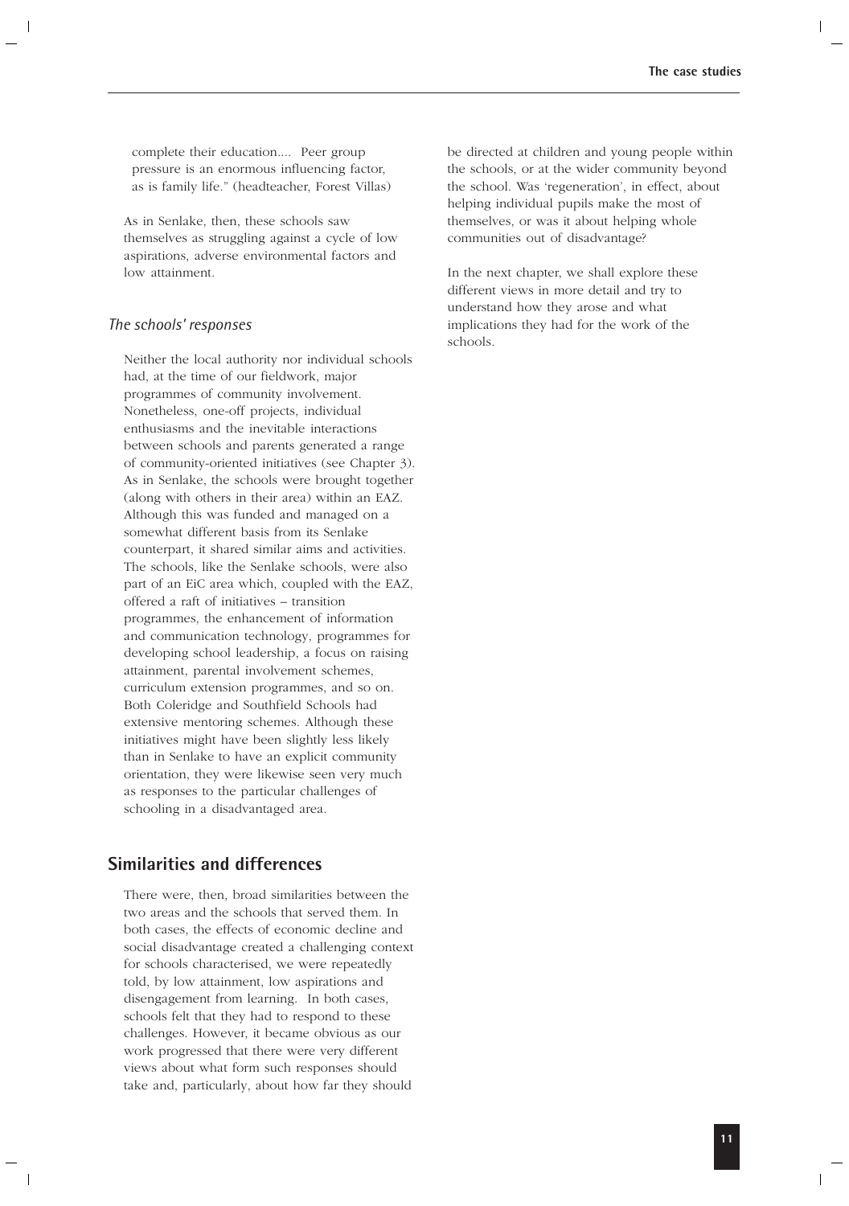complete their education.... Peer group pressure is an enormous influencing factor, as is family life." (headteacher, Forest Villas)

As in Senlake, then, these schools saw themselves as struggling against a cycle of low aspirations, adverse environmental factors and low attainment.

### *The schools' responses*

Neither the local authority nor individual schools had, at the time of our fieldwork, major programmes of community involvement. Nonetheless, one-off projects, individual enthusiasms and the inevitable interactions between schools and parents generated a range of community-oriented initiatives (see Chapter 3). As in Senlake, the schools were brought together (along with others in their area) within an EAZ. Although this was funded and managed on a somewhat different basis from its Senlake counterpart, it shared similar aims and activities. The schools, like the Senlake schools, were also part of an EiC area which, coupled with the EAZ, offered a raft of initiatives – transition programmes, the enhancement of information and communication technology, programmes for developing school leadership, a focus on raising attainment, parental involvement schemes, curriculum extension programmes, and so on. Both Coleridge and Southfield Schools had extensive mentoring schemes. Although these initiatives might have been slightly less likely than in Senlake to have an explicit community orientation, they were likewise seen very much as responses to the particular challenges of schooling in a disadvantaged area.

## Similarities and differences

There were, then, broad similarities between the two areas and the schools that served them. In both cases, the effects of economic decline and social disadvantage created a challenging context for schools characterised, we were repeatedly told, by low attainment, low aspirations and disengagement from learning. In both cases, schools felt that they had to respond to these challenges. However, it became obvious as our work progressed that there were very different views about what form such responses should take and, particularly, about how far they should be directed at children and young people within the schools, or at the wider community beyond the school. Was 'regeneration', in effect, about helping individual pupils make the most of themselves, or was it about helping whole communities out of disadvantage?

In the next chapter, we shall explore these different views in more detail and try to understand how they arose and what implications they had for the work of the schools.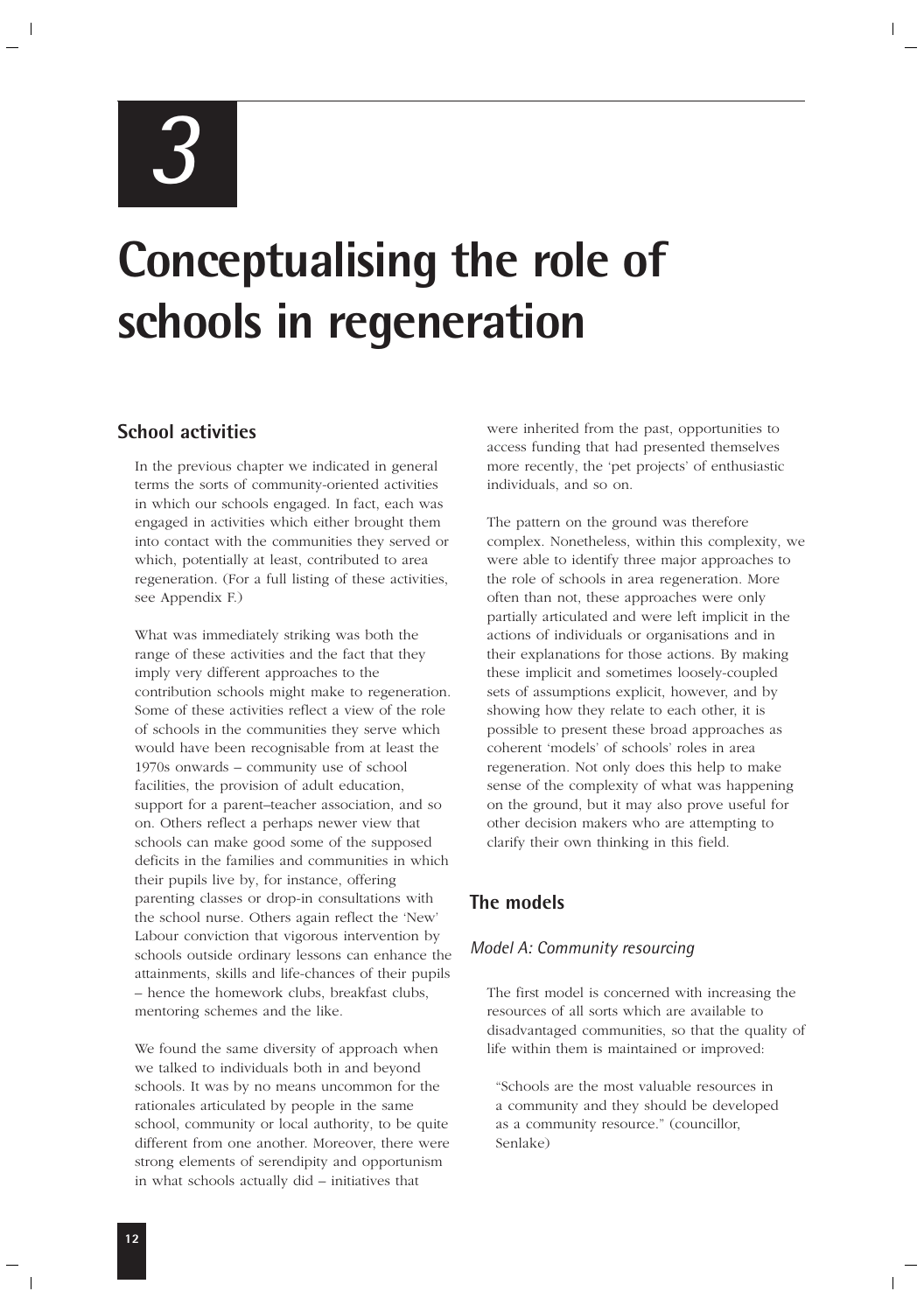# 3

# Conceptualising the role of schools in regeneration

## School activities

In the previous chapter we indicated in general terms the sorts of community-oriented activities in which our schools engaged. In fact, each was engaged in activities which either brought them into contact with the communities they served or which, potentially at least, contributed to area regeneration. (For a full listing of these activities, see Appendix F.)

What was immediately striking was both the range of these activities and the fact that they imply very different approaches to the contribution schools might make to regeneration. Some of these activities reflect a view of the role of schools in the communities they serve which would have been recognisable from at least the 1970s onwards – community use of school facilities, the provision of adult education, support for a parent–teacher association, and so on. Others reflect a perhaps newer view that schools can make good some of the supposed deficits in the families and communities in which their pupils live by, for instance, offering parenting classes or drop-in consultations with the school nurse. Others again reflect the 'New' Labour conviction that vigorous intervention by schools outside ordinary lessons can enhance the attainments, skills and life-chances of their pupils – hence the homework clubs, breakfast clubs, mentoring schemes and the like.

We found the same diversity of approach when we talked to individuals both in and beyond schools. It was by no means uncommon for the rationales articulated by people in the same school, community or local authority, to be quite different from one another. Moreover, there were strong elements of serendipity and opportunism in what schools actually did – initiatives that were inherited from the past, opportunities to access funding that had presented themselves more recently, the 'pet projects' of enthusiastic individuals, and so on.

The pattern on the ground was therefore complex. Nonetheless, within this complexity, we were able to identify three major approaches to the role of schools in area regeneration. More often than not, these approaches were only partially articulated and were left implicit in the actions of individuals or organisations and in their explanations for those actions. By making these implicit and sometimes loosely-coupled sets of assumptions explicit, however, and by showing how they relate to each other, it is possible to present these broad approaches as coherent 'models' of schools' roles in area regeneration. Not only does this help to make sense of the complexity of what was happening on the ground, but it may also prove useful for other decision makers who are attempting to clarify their own thinking in this field.

## The models

### *Model A: Community resourcing*

The first model is concerned with increasing the resources of all sorts which are available to disadvantaged communities, so that the quality of life within them is maintained or improved:

> "Schools are the most valuable resources in a community and they should be developed as a community resource." (councillor, Senlake)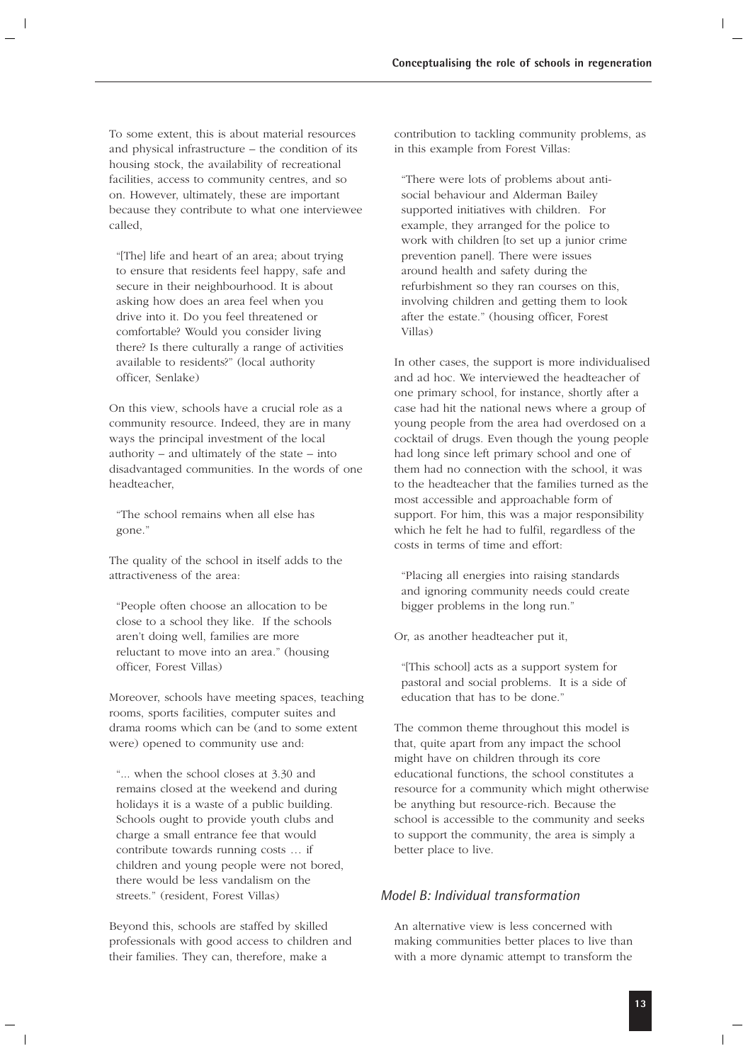To some extent, this is about material resources and physical infrastructure – the condition of its housing stock, the availability of recreational facilities, access to community centres, and so on. However, ultimately, these are important because they contribute to what one interviewee called,

> "[The] life and heart of an area; about trying to ensure that residents feel happy, safe and secure in their neighbourhood. It is about asking how does an area feel when you drive into it. Do you feel threatened or comfortable? Would you consider living there? Is there culturally a range of activities available to residents?" (local authority officer, Senlake)

On this view, schools have a crucial role as a community resource. Indeed, they are in many ways the principal investment of the local authority – and ultimately of the state – into disadvantaged communities. In the words of one headteacher,

> "The school remains when all else has gone."

The quality of the school in itself adds to the attractiveness of the area:

> "People often choose an allocation to be close to a school they like. If the schools aren't doing well, families are more reluctant to move into an area." (housing officer, Forest Villas)

Moreover, schools have meeting spaces, teaching rooms, sports facilities, computer suites and drama rooms which can be (and to some extent were) opened to community use and:

> "... when the school closes at 3.30 and remains closed at the weekend and during holidays it is a waste of a public building. Schools ought to provide youth clubs and charge a small entrance fee that would contribute towards running costs … if children and young people were not bored, there would be less vandalism on the streets." (resident, Forest Villas)

Beyond this, schools are staffed by skilled professionals with good access to children and their families. They can, therefore, make a contribution to tackling community problems, as in this example from Forest Villas:

> "There were lots of problems about anti-social behaviour and Alderman Bailey supported initiatives with children. For example, they arranged for the police to work with children [to set up a junior crime prevention panel]. There were issues around health and safety during the refurbishment so they ran courses on this, involving children and getting them to look after the estate." (housing officer, Forest Villas)

In other cases, the support is more individualised and ad hoc. We interviewed the headteacher of one primary school, for instance, shortly after a case had hit the national news where a group of young people from the area had overdosed on a cocktail of drugs. Even though the young people had long since left primary school and one of them had no connection with the school, it was to the headteacher that the families turned as the most accessible and approachable form of support. For him, this was a major responsibility which he felt he had to fulfil, regardless of the costs in terms of time and effort:

> "Placing all energies into raising standards and ignoring community needs could create bigger problems in the long run."

Or, as another headteacher put it,

> "[This school] acts as a support system for pastoral and social problems. It is a side of education that has to be done."

The common theme throughout this model is that, quite apart from any impact the school might have on children through its core educational functions, the school constitutes a resource for a community which might otherwise be anything but resource-rich. Because the school is accessible to the community and seeks to support the community, the area is simply a better place to live.

### *Model B: Individual transformation*

An alternative view is less concerned with making communities better places to live than with a more dynamic attempt to transform the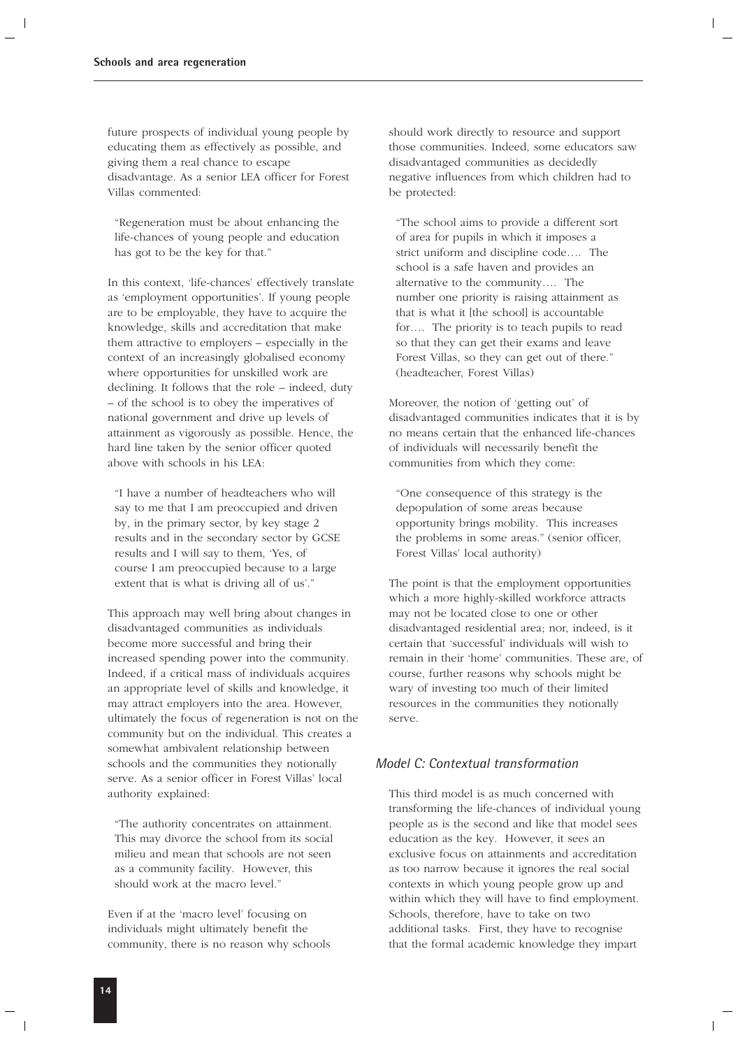future prospects of individual young people by educating them as effectively as possible, and giving them a real chance to escape disadvantage. As a senior LEA officer for Forest Villas commented:

> "Regeneration must be about enhancing the life-chances of young people and education has got to be the key for that."

In this context, 'life-chances' effectively translate as 'employment opportunities'. If young people are to be employable, they have to acquire the knowledge, skills and accreditation that make them attractive to employers – especially in the context of an increasingly globalised economy where opportunities for unskilled work are declining. It follows that the role – indeed, duty – of the school is to obey the imperatives of national government and drive up levels of attainment as vigorously as possible. Hence, the hard line taken by the senior officer quoted above with schools in his LEA:

> "I have a number of headteachers who will say to me that I am preoccupied and driven by, in the primary sector, by key stage 2 results and in the secondary sector by GCSE results and I will say to them, 'Yes, of course I am preoccupied because to a large extent that is what is driving all of us'."

This approach may well bring about changes in disadvantaged communities as individuals become more successful and bring their increased spending power into the community. Indeed, if a critical mass of individuals acquires an appropriate level of skills and knowledge, it may attract employers into the area. However, ultimately the focus of regeneration is not on the community but on the individual. This creates a somewhat ambivalent relationship between schools and the communities they notionally serve. As a senior officer in Forest Villas' local authority explained:

> "The authority concentrates on attainment. This may divorce the school from its social milieu and mean that schools are not seen as a community facility. However, this should work at the macro level."

Even if at the 'macro level' focusing on individuals might ultimately benefit the community, there is no reason why schools should work directly to resource and support those communities. Indeed, some educators saw disadvantaged communities as decidedly negative influences from which children had to be protected:

> "The school aims to provide a different sort of area for pupils in which it imposes a strict uniform and discipline code…. The school is a safe haven and provides an alternative to the community…. The number one priority is raising attainment as that is what it [the school] is accountable for…. The priority is to teach pupils to read so that they can get their exams and leave Forest Villas, so they can get out of there." (headteacher, Forest Villas)

Moreover, the notion of 'getting out' of disadvantaged communities indicates that it is by no means certain that the enhanced life-chances of individuals will necessarily benefit the communities from which they come:

> "One consequence of this strategy is the depopulation of some areas because opportunity brings mobility. This increases the problems in some areas." (senior officer, Forest Villas' local authority)

The point is that the employment opportunities which a more highly-skilled workforce attracts may not be located close to one or other disadvantaged residential area; nor, indeed, is it certain that 'successful' individuals will wish to remain in their 'home' communities. These are, of course, further reasons why schools might be wary of investing too much of their limited resources in the communities they notionally serve.

### *Model C: Contextual transformation*

This third model is as much concerned with transforming the life-chances of individual young people as is the second and like that model sees education as the key. However, it sees an exclusive focus on attainments and accreditation as too narrow because it ignores the real social contexts in which young people grow up and within which they will have to find employment. Schools, therefore, have to take on two additional tasks. First, they have to recognise that the formal academic knowledge they impart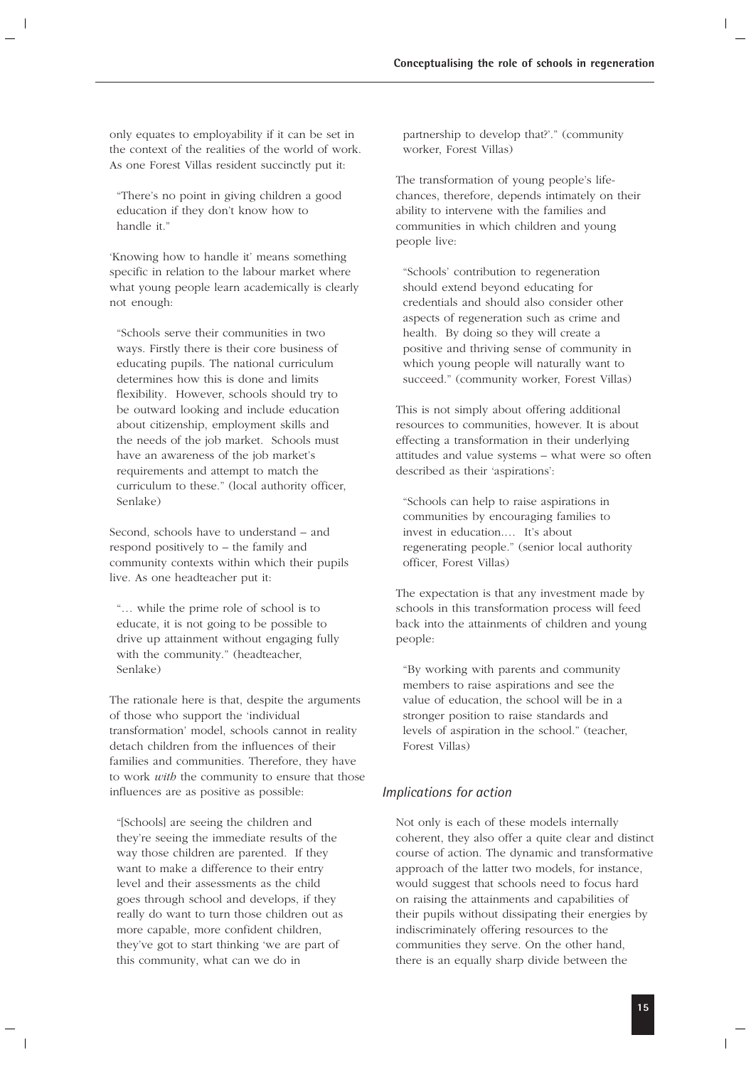only equates to employability if it can be set in the context of the realities of the world of work. As one Forest Villas resident succinctly put it:

> "There's no point in giving children a good education if they don't know how to handle it."

'Knowing how to handle it' means something specific in relation to the labour market where what young people learn academically is clearly not enough:

> "Schools serve their communities in two ways. Firstly there is their core business of educating pupils. The national curriculum determines how this is done and limits flexibility. However, schools should try to be outward looking and include education about citizenship, employment skills and the needs of the job market. Schools must have an awareness of the job market's requirements and attempt to match the curriculum to these." (local authority officer, Senlake)

Second, schools have to understand – and respond positively to – the family and community contexts within which their pupils live. As one headteacher put it:

> "… while the prime role of school is to educate, it is not going to be possible to drive up attainment without engaging fully with the community." (headteacher, Senlake)

The rationale here is that, despite the arguments of those who support the 'individual transformation' model, schools cannot in reality detach children from the influences of their families and communities. Therefore, they have to work *with* the community to ensure that those influences are as positive as possible:

> "[Schools] are seeing the children and they're seeing the immediate results of the way those children are parented. If they want to make a difference to their entry level and their assessments as the child goes through school and develops, if they really do want to turn those children out as more capable, more confident children, they've got to start thinking 'we are part of this community, what can we do in partnership to develop that?'." (community worker, Forest Villas)

The transformation of young people's life-chances, therefore, depends intimately on their ability to intervene with the families and communities in which children and young people live:

> "Schools' contribution to regeneration should extend beyond educating for credentials and should also consider other aspects of regeneration such as crime and health. By doing so they will create a positive and thriving sense of community in which young people will naturally want to succeed." (community worker, Forest Villas)

This is not simply about offering additional resources to communities, however. It is about effecting a transformation in their underlying attitudes and value systems – what were so often described as their 'aspirations':

> "Schools can help to raise aspirations in communities by encouraging families to invest in education.… It's about regenerating people." (senior local authority officer, Forest Villas)

The expectation is that any investment made by schools in this transformation process will feed back into the attainments of children and young people:

> "By working with parents and community members to raise aspirations and see the value of education, the school will be in a stronger position to raise standards and levels of aspiration in the school." (teacher, Forest Villas)

### *Implications for action*

Not only is each of these models internally coherent, they also offer a quite clear and distinct course of action. The dynamic and transformative approach of the latter two models, for instance, would suggest that schools need to focus hard on raising the attainments and capabilities of their pupils without dissipating their energies by indiscriminately offering resources to the communities they serve. On the other hand, there is an equally sharp divide between the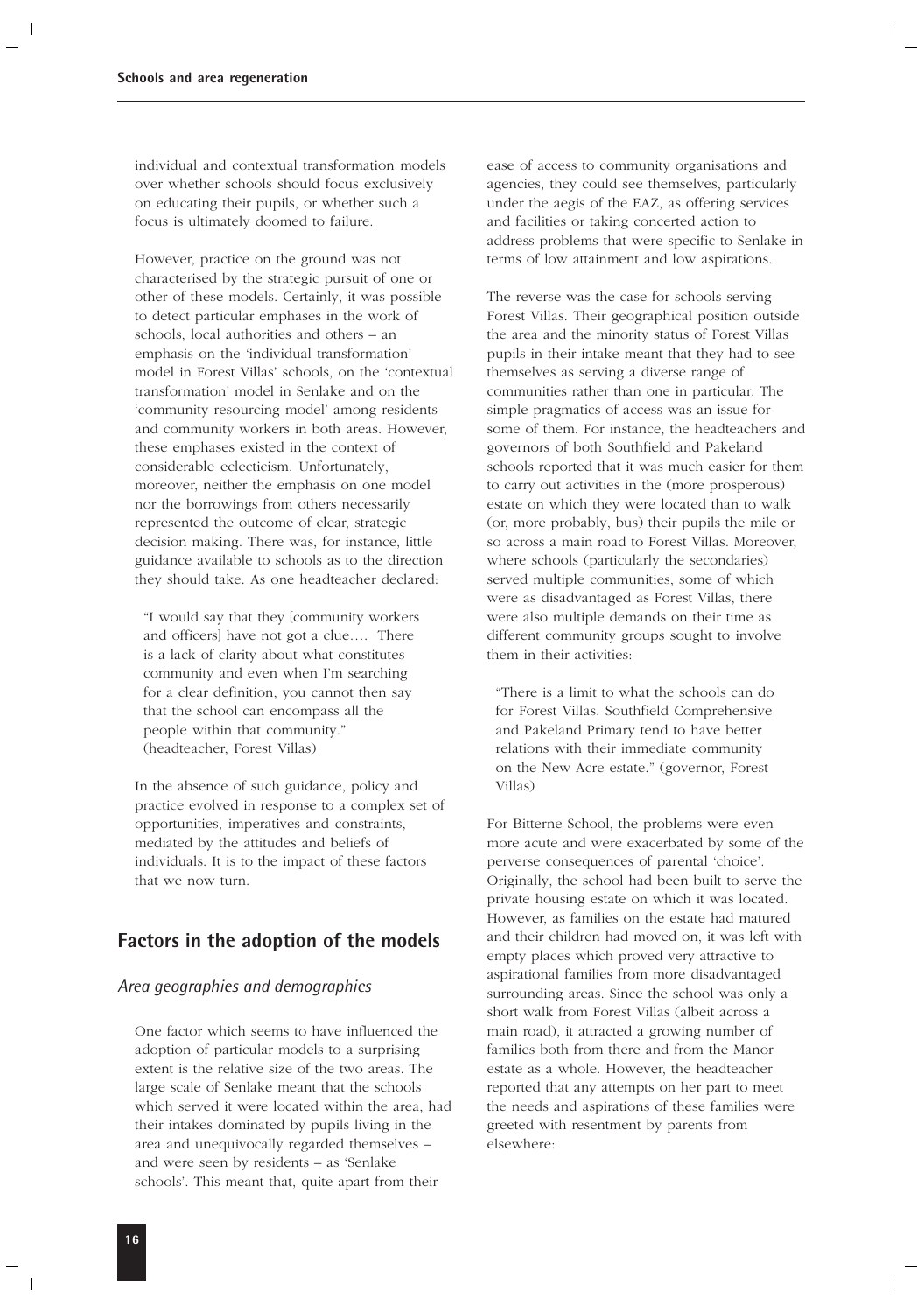individual and contextual transformation models over whether schools should focus exclusively on educating their pupils, or whether such a focus is ultimately doomed to failure.

However, practice on the ground was not characterised by the strategic pursuit of one or other of these models. Certainly, it was possible to detect particular emphases in the work of schools, local authorities and others – an emphasis on the 'individual transformation' model in Forest Villas' schools, on the 'contextual transformation' model in Senlake and on the 'community resourcing model' among residents and community workers in both areas. However, these emphases existed in the context of considerable eclecticism. Unfortunately, moreover, neither the emphasis on one model nor the borrowings from others necessarily represented the outcome of clear, strategic decision making. There was, for instance, little guidance available to schools as to the direction they should take. As one headteacher declared:

> "I would say that they [community workers and officers] have not got a clue…. There is a lack of clarity about what constitutes community and even when I'm searching for a clear definition, you cannot then say that the school can encompass all the people within that community." (headteacher, Forest Villas)

In the absence of such guidance, policy and practice evolved in response to a complex set of opportunities, imperatives and constraints, mediated by the attitudes and beliefs of individuals. It is to the impact of these factors that we now turn.

## Factors in the adoption of the models

### *Area geographies and demographics*

One factor which seems to have influenced the adoption of particular models to a surprising extent is the relative size of the two areas. The large scale of Senlake meant that the schools which served it were located within the area, had their intakes dominated by pupils living in the area and unequivocally regarded themselves – and were seen by residents – as 'Senlake schools'. This meant that, quite apart from their ease of access to community organisations and agencies, they could see themselves, particularly under the aegis of the EAZ, as offering services and facilities or taking concerted action to address problems that were specific to Senlake in terms of low attainment and low aspirations.

The reverse was the case for schools serving Forest Villas. Their geographical position outside the area and the minority status of Forest Villas pupils in their intake meant that they had to see themselves as serving a diverse range of communities rather than one in particular. The simple pragmatics of access was an issue for some of them. For instance, the headteachers and governors of both Southfield and Pakeland schools reported that it was much easier for them to carry out activities in the (more prosperous) estate on which they were located than to walk (or, more probably, bus) their pupils the mile or so across a main road to Forest Villas. Moreover, where schools (particularly the secondaries) served multiple communities, some of which were as disadvantaged as Forest Villas, there were also multiple demands on their time as different community groups sought to involve them in their activities:

> "There is a limit to what the schools can do for Forest Villas. Southfield Comprehensive and Pakeland Primary tend to have better relations with their immediate community on the New Acre estate." (governor, Forest Villas)

For Bitterne School, the problems were even more acute and were exacerbated by some of the perverse consequences of parental 'choice'. Originally, the school had been built to serve the private housing estate on which it was located. However, as families on the estate had matured and their children had moved on, it was left with empty places which proved very attractive to aspirational families from more disadvantaged surrounding areas. Since the school was only a short walk from Forest Villas (albeit across a main road), it attracted a growing number of families both from there and from the Manor estate as a whole. However, the headteacher reported that any attempts on her part to meet the needs and aspirations of these families were greeted with resentment by parents from elsewhere: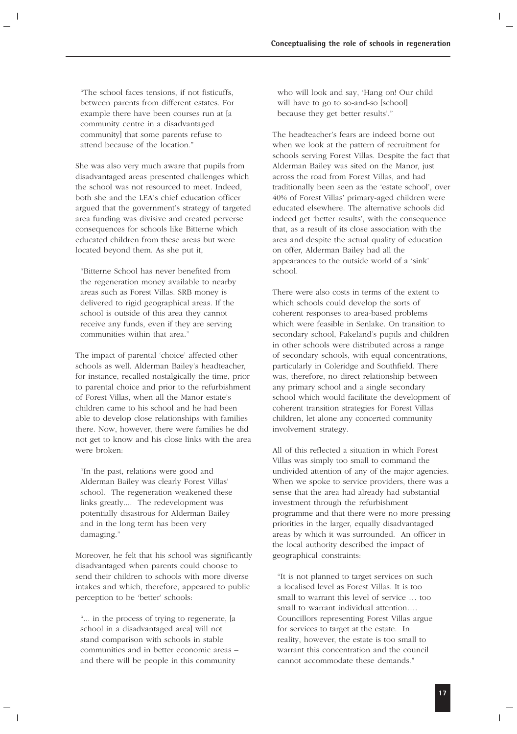> "The school faces tensions, if not fisticuffs, between parents from different estates. For example there have been courses run at [a community centre in a disadvantaged community] that some parents refuse to attend because of the location."

She was also very much aware that pupils from disadvantaged areas presented challenges which the school was not resourced to meet. Indeed, both she and the LEA's chief education officer argued that the government's strategy of targeted area funding was divisive and created perverse consequences for schools like Bitterne which educated children from these areas but were located beyond them. As she put it,

> "Bitterne School has never benefited from the regeneration money available to nearby areas such as Forest Villas. SRB money is delivered to rigid geographical areas. If the school is outside of this area they cannot receive any funds, even if they are serving communities within that area."

The impact of parental 'choice' affected other schools as well. Alderman Bailey's headteacher, for instance, recalled nostalgically the time, prior to parental choice and prior to the refurbishment of Forest Villas, when all the Manor estate's children came to his school and he had been able to develop close relationships with families there. Now, however, there were families he did not get to know and his close links with the area were broken:

> "In the past, relations were good and Alderman Bailey was clearly Forest Villas' school. The regeneration weakened these links greatly.... The redevelopment was potentially disastrous for Alderman Bailey and in the long term has been very damaging."

Moreover, he felt that his school was significantly disadvantaged when parents could choose to send their children to schools with more diverse intakes and which, therefore, appeared to public perception to be 'better' schools:

> "... in the process of trying to regenerate, [a school in a disadvantaged area] will not stand comparison with schools in stable communities and in better economic areas – and there will be people in this community who will look and say, 'Hang on! Our child will have to go to so-and-so [school] because they get better results'."

The headteacher's fears are indeed borne out when we look at the pattern of recruitment for schools serving Forest Villas. Despite the fact that Alderman Bailey was sited on the Manor, just across the road from Forest Villas, and had traditionally been seen as the 'estate school', over 40% of Forest Villas' primary-aged children were educated elsewhere. The alternative schools did indeed get 'better results', with the consequence that, as a result of its close association with the area and despite the actual quality of education on offer, Alderman Bailey had all the appearances to the outside world of a 'sink' school.

There were also costs in terms of the extent to which schools could develop the sorts of coherent responses to area-based problems which were feasible in Senlake. On transition to secondary school, Pakeland's pupils and children in other schools were distributed across a range of secondary schools, with equal concentrations, particularly in Coleridge and Southfield. There was, therefore, no direct relationship between any primary school and a single secondary school which would facilitate the development of coherent transition strategies for Forest Villas children, let alone any concerted community involvement strategy.

All of this reflected a situation in which Forest Villas was simply too small to command the undivided attention of any of the major agencies. When we spoke to service providers, there was a sense that the area had already had substantial investment through the refurbishment programme and that there were no more pressing priorities in the larger, equally disadvantaged areas by which it was surrounded. An officer in the local authority described the impact of geographical constraints:

> "It is not planned to target services on such a localised level as Forest Villas. It is too small to warrant this level of service … too small to warrant individual attention…. Councillors representing Forest Villas argue for services to target at the estate. In reality, however, the estate is too small to warrant this concentration and the council cannot accommodate these demands."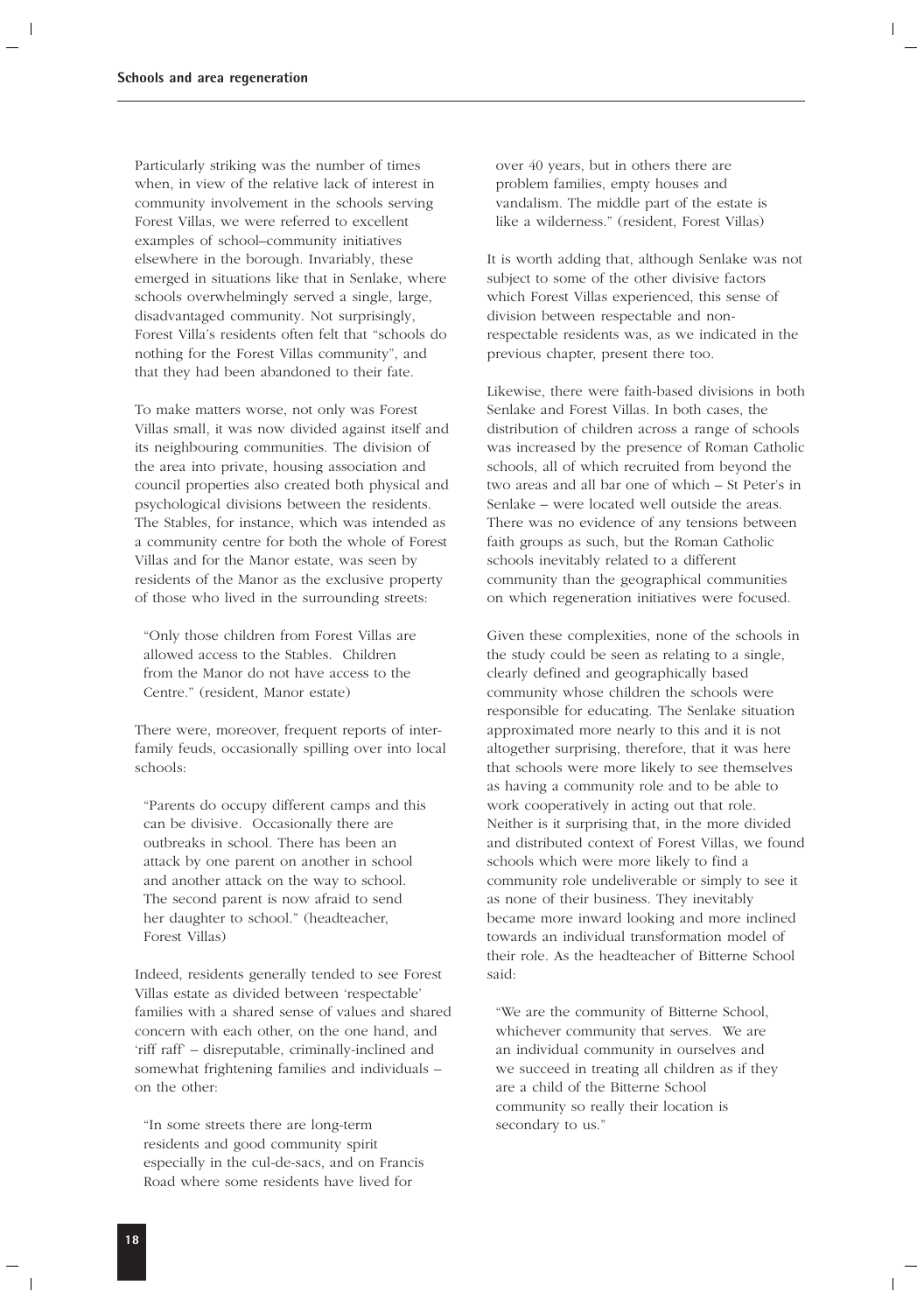Particularly striking was the number of times when, in view of the relative lack of interest in community involvement in the schools serving Forest Villas, we were referred to excellent examples of school–community initiatives elsewhere in the borough. Invariably, these emerged in situations like that in Senlake, where schools overwhelmingly served a single, large, disadvantaged community. Not surprisingly, Forest Villa's residents often felt that "schools do nothing for the Forest Villas community", and that they had been abandoned to their fate.

To make matters worse, not only was Forest Villas small, it was now divided against itself and its neighbouring communities. The division of the area into private, housing association and council properties also created both physical and psychological divisions between the residents. The Stables, for instance, which was intended as a community centre for both the whole of Forest Villas and for the Manor estate, was seen by residents of the Manor as the exclusive property of those who lived in the surrounding streets:

> "Only those children from Forest Villas are allowed access to the Stables. Children from the Manor do not have access to the Centre." (resident, Manor estate)

There were, moreover, frequent reports of inter-family feuds, occasionally spilling over into local schools:

> "Parents do occupy different camps and this can be divisive. Occasionally there are outbreaks in school. There has been an attack by one parent on another in school and another attack on the way to school. The second parent is now afraid to send her daughter to school." (headteacher, Forest Villas)

Indeed, residents generally tended to see Forest Villas estate as divided between 'respectable' families with a shared sense of values and shared concern with each other, on the one hand, and 'riff raff' – disreputable, criminally-inclined and somewhat frightening families and individuals – on the other:

> "In some streets there are long-term residents and good community spirit especially in the cul-de-sacs, and on Francis Road where some residents have lived for over 40 years, but in others there are problem families, empty houses and vandalism. The middle part of the estate is like a wilderness." (resident, Forest Villas)

It is worth adding that, although Senlake was not subject to some of the other divisive factors which Forest Villas experienced, this sense of division between respectable and non-respectable residents was, as we indicated in the previous chapter, present there too.

Likewise, there were faith-based divisions in both Senlake and Forest Villas. In both cases, the distribution of children across a range of schools was increased by the presence of Roman Catholic schools, all of which recruited from beyond the two areas and all bar one of which – St Peter's in Senlake – were located well outside the areas. There was no evidence of any tensions between faith groups as such, but the Roman Catholic schools inevitably related to a different community than the geographical communities on which regeneration initiatives were focused.

Given these complexities, none of the schools in the study could be seen as relating to a single, clearly defined and geographically based community whose children the schools were responsible for educating. The Senlake situation approximated more nearly to this and it is not altogether surprising, therefore, that it was here that schools were more likely to see themselves as having a community role and to be able to work cooperatively in acting out that role. Neither is it surprising that, in the more divided and distributed context of Forest Villas, we found schools which were more likely to find a community role undeliverable or simply to see it as none of their business. They inevitably became more inward looking and more inclined towards an individual transformation model of their role. As the headteacher of Bitterne School said:

> "We are the community of Bitterne School, whichever community that serves. We are an individual community in ourselves and we succeed in treating all children as if they are a child of the Bitterne School community so really their location is secondary to us."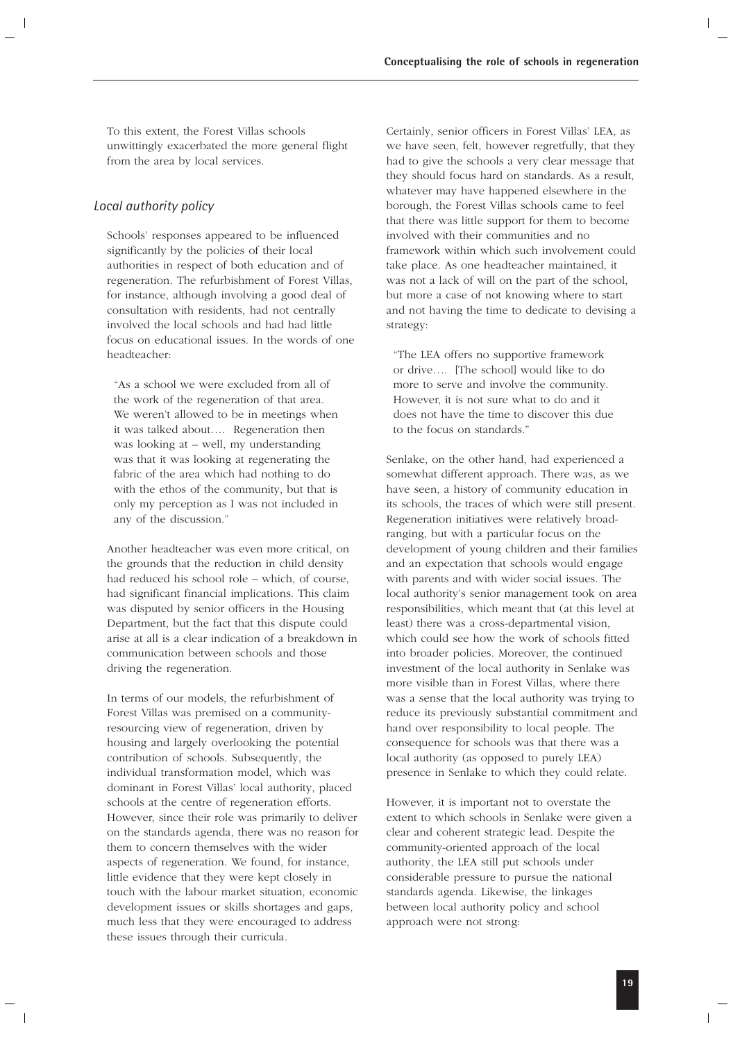To this extent, the Forest Villas schools unwittingly exacerbated the more general flight from the area by local services.

### *Local authority policy*

Schools' responses appeared to be influenced significantly by the policies of their local authorities in respect of both education and of regeneration. The refurbishment of Forest Villas, for instance, although involving a good deal of consultation with residents, had not centrally involved the local schools and had had little focus on educational issues. In the words of one headteacher:

> "As a school we were excluded from all of the work of the regeneration of that area. We weren't allowed to be in meetings when it was talked about…. Regeneration then was looking at – well, my understanding was that it was looking at regenerating the fabric of the area which had nothing to do with the ethos of the community, but that is only my perception as I was not included in any of the discussion."

Another headteacher was even more critical, on the grounds that the reduction in child density had reduced his school role – which, of course, had significant financial implications. This claim was disputed by senior officers in the Housing Department, but the fact that this dispute could arise at all is a clear indication of a breakdown in communication between schools and those driving the regeneration.

In terms of our models, the refurbishment of Forest Villas was premised on a community-resourcing view of regeneration, driven by housing and largely overlooking the potential contribution of schools. Subsequently, the individual transformation model, which was dominant in Forest Villas' local authority, placed schools at the centre of regeneration efforts. However, since their role was primarily to deliver on the standards agenda, there was no reason for them to concern themselves with the wider aspects of regeneration. We found, for instance, little evidence that they were kept closely in touch with the labour market situation, economic development issues or skills shortages and gaps, much less that they were encouraged to address these issues through their curricula.

Certainly, senior officers in Forest Villas' LEA, as we have seen, felt, however regretfully, that they had to give the schools a very clear message that they should focus hard on standards. As a result, whatever may have happened elsewhere in the borough, the Forest Villas schools came to feel that there was little support for them to become involved with their communities and no framework within which such involvement could take place. As one headteacher maintained, it was not a lack of will on the part of the school, but more a case of not knowing where to start and not having the time to dedicate to devising a strategy:

> "The LEA offers no supportive framework or drive…. [The school] would like to do more to serve and involve the community. However, it is not sure what to do and it does not have the time to discover this due to the focus on standards."

Senlake, on the other hand, had experienced a somewhat different approach. There was, as we have seen, a history of community education in its schools, the traces of which were still present. Regeneration initiatives were relatively broad-ranging, but with a particular focus on the development of young children and their families and an expectation that schools would engage with parents and with wider social issues. The local authority's senior management took on area responsibilities, which meant that (at this level at least) there was a cross-departmental vision, which could see how the work of schools fitted into broader policies. Moreover, the continued investment of the local authority in Senlake was more visible than in Forest Villas, where there was a sense that the local authority was trying to reduce its previously substantial commitment and hand over responsibility to local people. The consequence for schools was that there was a local authority (as opposed to purely LEA) presence in Senlake to which they could relate.

However, it is important not to overstate the extent to which schools in Senlake were given a clear and coherent strategic lead. Despite the community-oriented approach of the local authority, the LEA still put schools under considerable pressure to pursue the national standards agenda. Likewise, the linkages between local authority policy and school approach were not strong: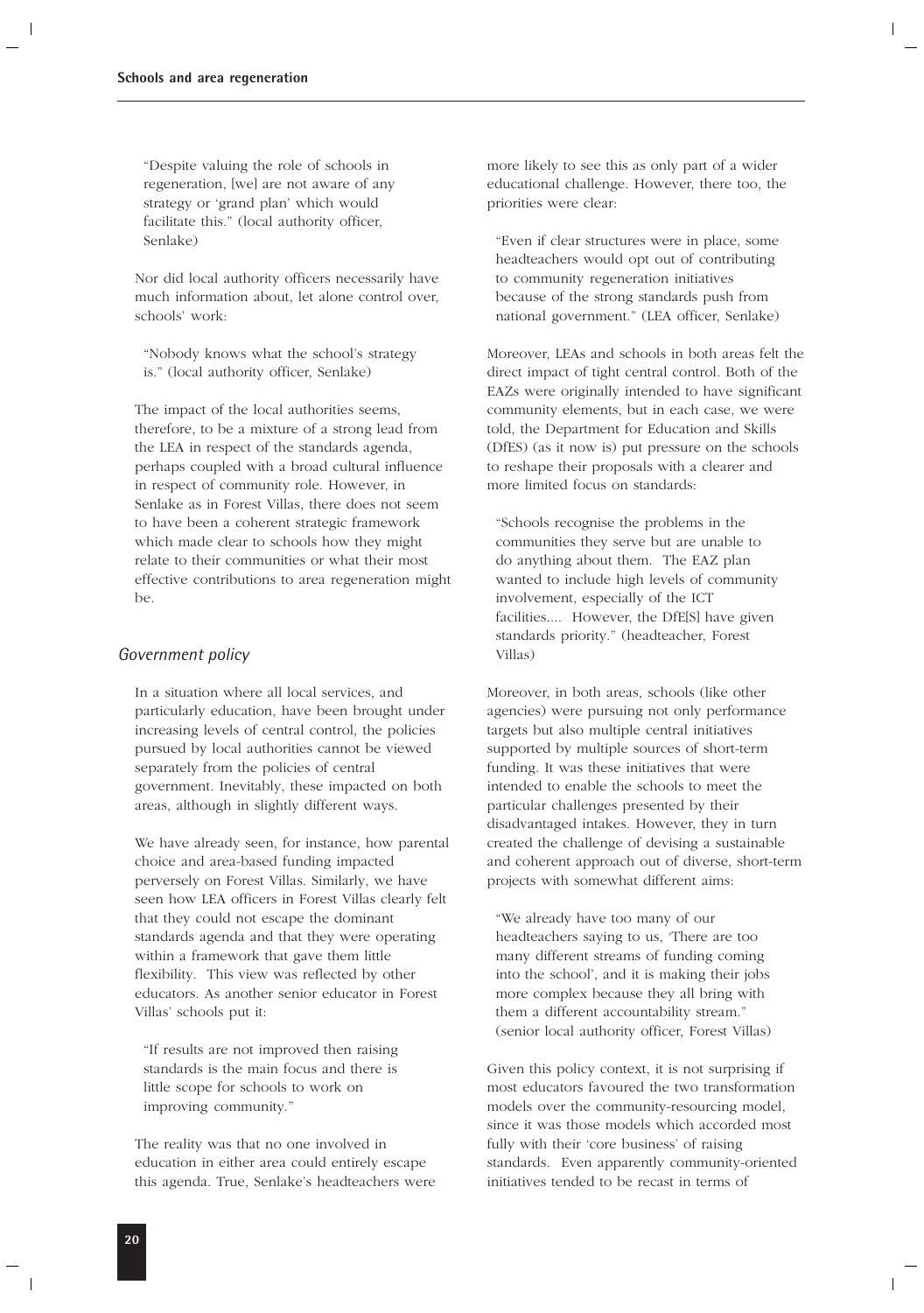"Despite valuing the role of schools in regeneration, [we] are not aware of any strategy or 'grand plan' which would facilitate this." (local authority officer, Senlake)

Nor did local authority officers necessarily have much information about, let alone control over, schools' work:

"Nobody knows what the school's strategy is." (local authority officer, Senlake)

The impact of the local authorities seems, therefore, to be a mixture of a strong lead from the LEA in respect of the standards agenda, perhaps coupled with a broad cultural influence in respect of community role. However, in Senlake as in Forest Villas, there does not seem to have been a coherent strategic framework which made clear to schools how they might relate to their communities or what their most effective contributions to area regeneration might be.

## *Government policy*

In a situation where all local services, and particularly education, have been brought under increasing levels of central control, the policies pursued by local authorities cannot be viewed separately from the policies of central government. Inevitably, these impacted on both areas, although in slightly different ways.

We have already seen, for instance, how parental choice and area-based funding impacted perversely on Forest Villas. Similarly, we have seen how LEA officers in Forest Villas clearly felt that they could not escape the dominant standards agenda and that they were operating within a framework that gave them little flexibility. This view was reflected by other educators. As another senior educator in Forest Villas' schools put it:

"If results are not improved then raising standards is the main focus and there is little scope for schools to work on improving community."

The reality was that no one involved in education in either area could entirely escape this agenda. True, Senlake's headteachers were more likely to see this as only part of a wider educational challenge. However, there too, the priorities were clear:

"Even if clear structures were in place, some headteachers would opt out of contributing to community regeneration initiatives because of the strong standards push from national government." (LEA officer, Senlake)

Moreover, LEAs and schools in both areas felt the direct impact of tight central control. Both of the EAZs were originally intended to have significant community elements, but in each case, we were told, the Department for Education and Skills (DfES) (as it now is) put pressure on the schools to reshape their proposals with a clearer and more limited focus on standards:

"Schools recognise the problems in the communities they serve but are unable to do anything about them. The EAZ plan wanted to include high levels of community involvement, especially of the ICT facilities.... However, the DfE[S] have given standards priority." (headteacher, Forest Villas)

Moreover, in both areas, schools (like other agencies) were pursuing not only performance targets but also multiple central initiatives supported by multiple sources of short-term funding. It was these initiatives that were intended to enable the schools to meet the particular challenges presented by their disadvantaged intakes. However, they in turn created the challenge of devising a sustainable and coherent approach out of diverse, short-term projects with somewhat different aims:

"We already have too many of our headteachers saying to us, 'There are too many different streams of funding coming into the school', and it is making their jobs more complex because they all bring with them a different accountability stream." (senior local authority officer, Forest Villas)

Given this policy context, it is not surprising if most educators favoured the two transformation models over the community-resourcing model, since it was those models which accorded most fully with their 'core business' of raising standards. Even apparently community-oriented initiatives tended to be recast in terms of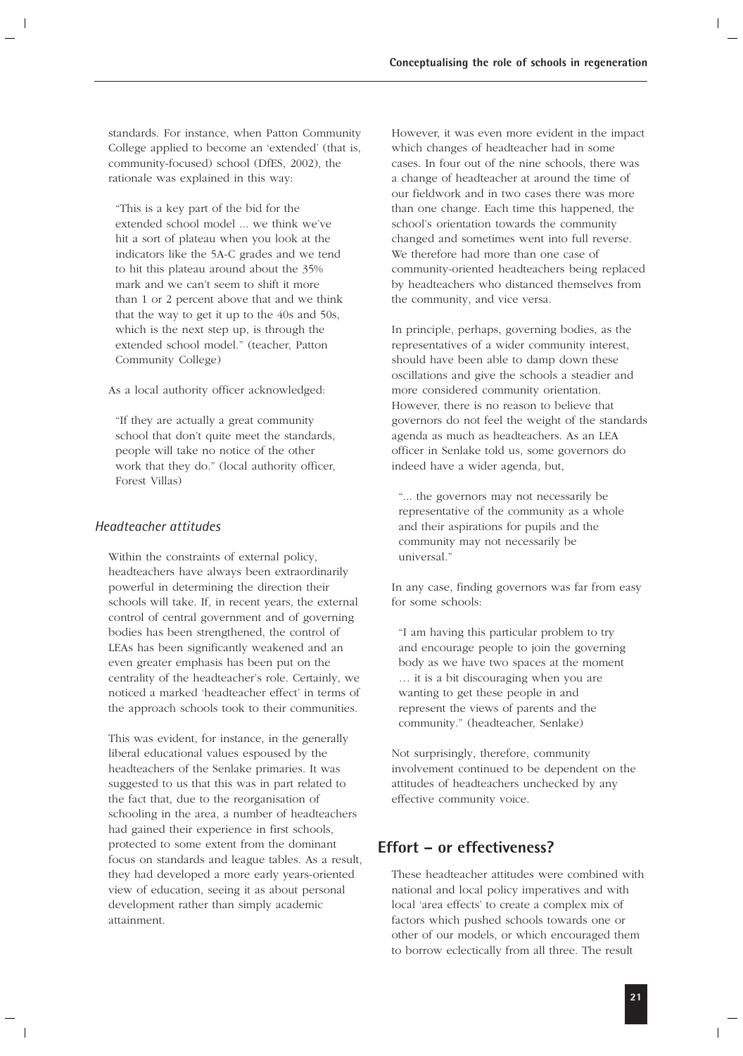standards. For instance, when Patton Community College applied to become an 'extended' (that is, community-focused) school (DfES, 2002), the rationale was explained in this way:

> "This is a key part of the bid for the extended school model ... we think we've hit a sort of plateau when you look at the indicators like the 5A-C grades and we tend to hit this plateau around about the 35% mark and we can't seem to shift it more than 1 or 2 percent above that and we think that the way to get it up to the 40s and 50s, which is the next step up, is through the extended school model." (teacher, Patton Community College)

As a local authority officer acknowledged:

> "If they are actually a great community school that don't quite meet the standards, people will take no notice of the other work that they do." (local authority officer, Forest Villas)

### *Headteacher attitudes*

Within the constraints of external policy, headteachers have always been extraordinarily powerful in determining the direction their schools will take. If, in recent years, the external control of central government and of governing bodies has been strengthened, the control of LEAs has been significantly weakened and an even greater emphasis has been put on the centrality of the headteacher's role. Certainly, we noticed a marked 'headteacher effect' in terms of the approach schools took to their communities.

This was evident, for instance, in the generally liberal educational values espoused by the headteachers of the Senlake primaries. It was suggested to us that this was in part related to the fact that, due to the reorganisation of schooling in the area, a number of headteachers had gained their experience in first schools, protected to some extent from the dominant focus on standards and league tables. As a result, they had developed a more early years-oriented view of education, seeing it as about personal development rather than simply academic attainment.

However, it was even more evident in the impact which changes of headteacher had in some cases. In four out of the nine schools, there was a change of headteacher at around the time of our fieldwork and in two cases there was more than one change. Each time this happened, the school's orientation towards the community changed and sometimes went into full reverse. We therefore had more than one case of community-oriented headteachers being replaced by headteachers who distanced themselves from the community, and vice versa.

In principle, perhaps, governing bodies, as the representatives of a wider community interest, should have been able to damp down these oscillations and give the schools a steadier and more considered community orientation. However, there is no reason to believe that governors do not feel the weight of the standards agenda as much as headteachers. As an LEA officer in Senlake told us, some governors do indeed have a wider agenda, but,

> "... the governors may not necessarily be representative of the community as a whole and their aspirations for pupils and the community may not necessarily be universal."

In any case, finding governors was far from easy for some schools:

> "I am having this particular problem to try and encourage people to join the governing body as we have two spaces at the moment … it is a bit discouraging when you are wanting to get these people in and represent the views of parents and the community." (headteacher, Senlake)

Not surprisingly, therefore, community involvement continued to be dependent on the attitudes of headteachers unchecked by any effective community voice.

## Effort – or effectiveness?

These headteacher attitudes were combined with national and local policy imperatives and with local 'area effects' to create a complex mix of factors which pushed schools towards one or other of our models, or which encouraged them to borrow eclectically from all three. The result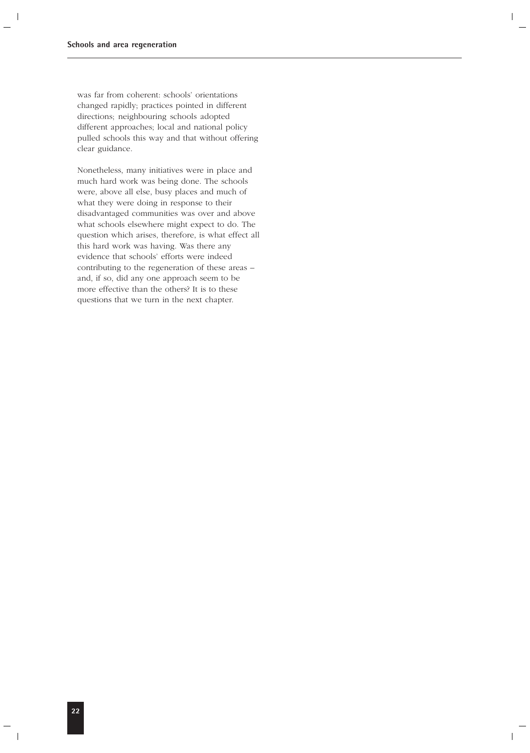was far from coherent: schools' orientations changed rapidly; practices pointed in different directions; neighbouring schools adopted different approaches; local and national policy pulled schools this way and that without offering clear guidance.

Nonetheless, many initiatives were in place and much hard work was being done. The schools were, above all else, busy places and much of what they were doing in response to their disadvantaged communities was over and above what schools elsewhere might expect to do. The question which arises, therefore, is what effect all this hard work was having. Was there any evidence that schools' efforts were indeed contributing to the regeneration of these areas – and, if so, did any one approach seem to be more effective than the others? It is to these questions that we turn in the next chapter.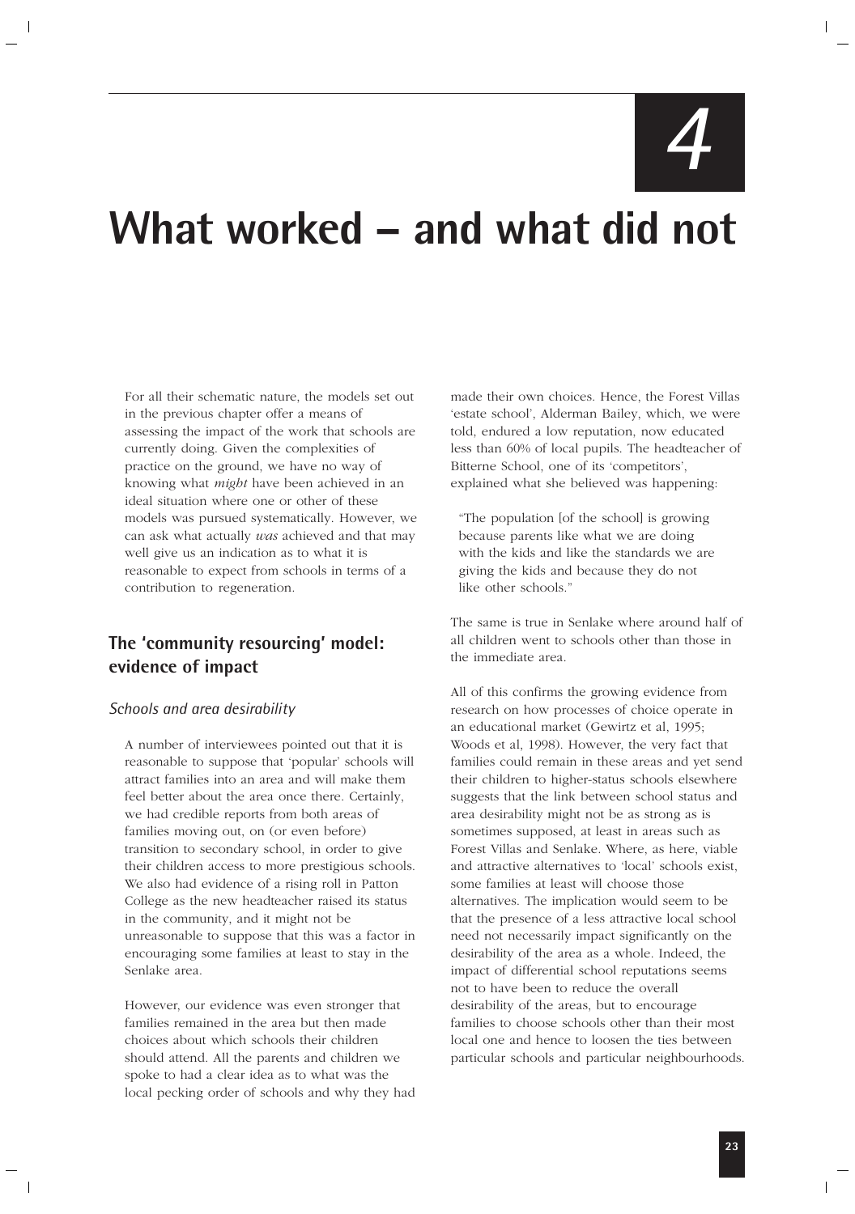# 4

# What worked – and what did not

For all their schematic nature, the models set out in the previous chapter offer a means of assessing the impact of the work that schools are currently doing. Given the complexities of practice on the ground, we have no way of knowing what *might* have been achieved in an ideal situation where one or other of these models was pursued systematically. However, we can ask what actually *was* achieved and that may well give us an indication as to what it is reasonable to expect from schools in terms of a contribution to regeneration.

## The 'community resourcing' model: evidence of impact

### *Schools and area desirability*

A number of interviewees pointed out that it is reasonable to suppose that 'popular' schools will attract families into an area and will make them feel better about the area once there. Certainly, we had credible reports from both areas of families moving out, on (or even before) transition to secondary school, in order to give their children access to more prestigious schools. We also had evidence of a rising roll in Patton College as the new headteacher raised its status in the community, and it might not be unreasonable to suppose that this was a factor in encouraging some families at least to stay in the Senlake area.

However, our evidence was even stronger that families remained in the area but then made choices about which schools their children should attend. All the parents and children we spoke to had a clear idea as to what was the local pecking order of schools and why they had made their own choices. Hence, the Forest Villas 'estate school', Alderman Bailey, which, we were told, endured a low reputation, now educated less than 60% of local pupils. The headteacher of Bitterne School, one of its 'competitors', explained what she believed was happening:

> "The population [of the school] is growing because parents like what we are doing with the kids and like the standards we are giving the kids and because they do not like other schools."

The same is true in Senlake where around half of all children went to schools other than those in the immediate area.

All of this confirms the growing evidence from research on how processes of choice operate in an educational market (Gewirtz et al, 1995; Woods et al, 1998). However, the very fact that families could remain in these areas and yet send their children to higher-status schools elsewhere suggests that the link between school status and area desirability might not be as strong as is sometimes supposed, at least in areas such as Forest Villas and Senlake. Where, as here, viable and attractive alternatives to 'local' schools exist, some families at least will choose those alternatives. The implication would seem to be that the presence of a less attractive local school need not necessarily impact significantly on the desirability of the area as a whole. Indeed, the impact of differential school reputations seems not to have been to reduce the overall desirability of the areas, but to encourage families to choose schools other than their most local one and hence to loosen the ties between particular schools and particular neighbourhoods.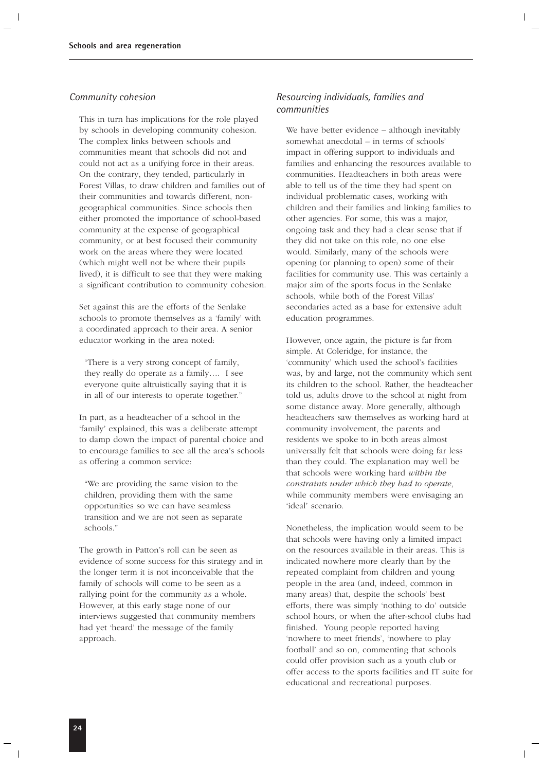### *Community cohesion*

This in turn has implications for the role played by schools in developing community cohesion. The complex links between schools and communities meant that schools did not and could not act as a unifying force in their areas. On the contrary, they tended, particularly in Forest Villas, to draw children and families out of their communities and towards different, non-geographical communities. Since schools then either promoted the importance of school-based community at the expense of geographical community, or at best focused their community work on the areas where they were located (which might well not be where their pupils lived), it is difficult to see that they were making a significant contribution to community cohesion.

Set against this are the efforts of the Senlake schools to promote themselves as a 'family' with a coordinated approach to their area. A senior educator working in the area noted:

> "There is a very strong concept of family, they really do operate as a family.... I see everyone quite altruistically saying that it is in all of our interests to operate together."

In part, as a headteacher of a school in the 'family' explained, this was a deliberate attempt to damp down the impact of parental choice and to encourage families to see all the area's schools as offering a common service:

> "We are providing the same vision to the children, providing them with the same opportunities so we can have seamless transition and we are not seen as separate schools."

The growth in Patton's roll can be seen as evidence of some success for this strategy and in the longer term it is not inconceivable that the family of schools will come to be seen as a rallying point for the community as a whole. However, at this early stage none of our interviews suggested that community members had yet 'heard' the message of the family approach.

### *Resourcing individuals, families and communities*

We have better evidence – although inevitably somewhat anecdotal – in terms of schools' impact in offering support to individuals and families and enhancing the resources available to communities. Headteachers in both areas were able to tell us of the time they had spent on individual problematic cases, working with children and their families and linking families to other agencies. For some, this was a major, ongoing task and they had a clear sense that if they did not take on this role, no one else would. Similarly, many of the schools were opening (or planning to open) some of their facilities for community use. This was certainly a major aim of the sports focus in the Senlake schools, while both of the Forest Villas' secondaries acted as a base for extensive adult education programmes.

However, once again, the picture is far from simple. At Coleridge, for instance, the 'community' which used the school's facilities was, by and large, not the community which sent its children to the school. Rather, the headteacher told us, adults drove to the school at night from some distance away. More generally, although headteachers saw themselves as working hard at community involvement, the parents and residents we spoke to in both areas almost universally felt that schools were doing far less than they could. The explanation may well be that schools were working hard *within the constraints under which they had to operate*, while community members were envisaging an 'ideal' scenario.

Nonetheless, the implication would seem to be that schools were having only a limited impact on the resources available in their areas. This is indicated nowhere more clearly than by the repeated complaint from children and young people in the area (and, indeed, common in many areas) that, despite the schools' best efforts, there was simply 'nothing to do' outside school hours, or when the after-school clubs had finished. Young people reported having 'nowhere to meet friends', 'nowhere to play football' and so on, commenting that schools could offer provision such as a youth club or offer access to the sports facilities and IT suite for educational and recreational purposes.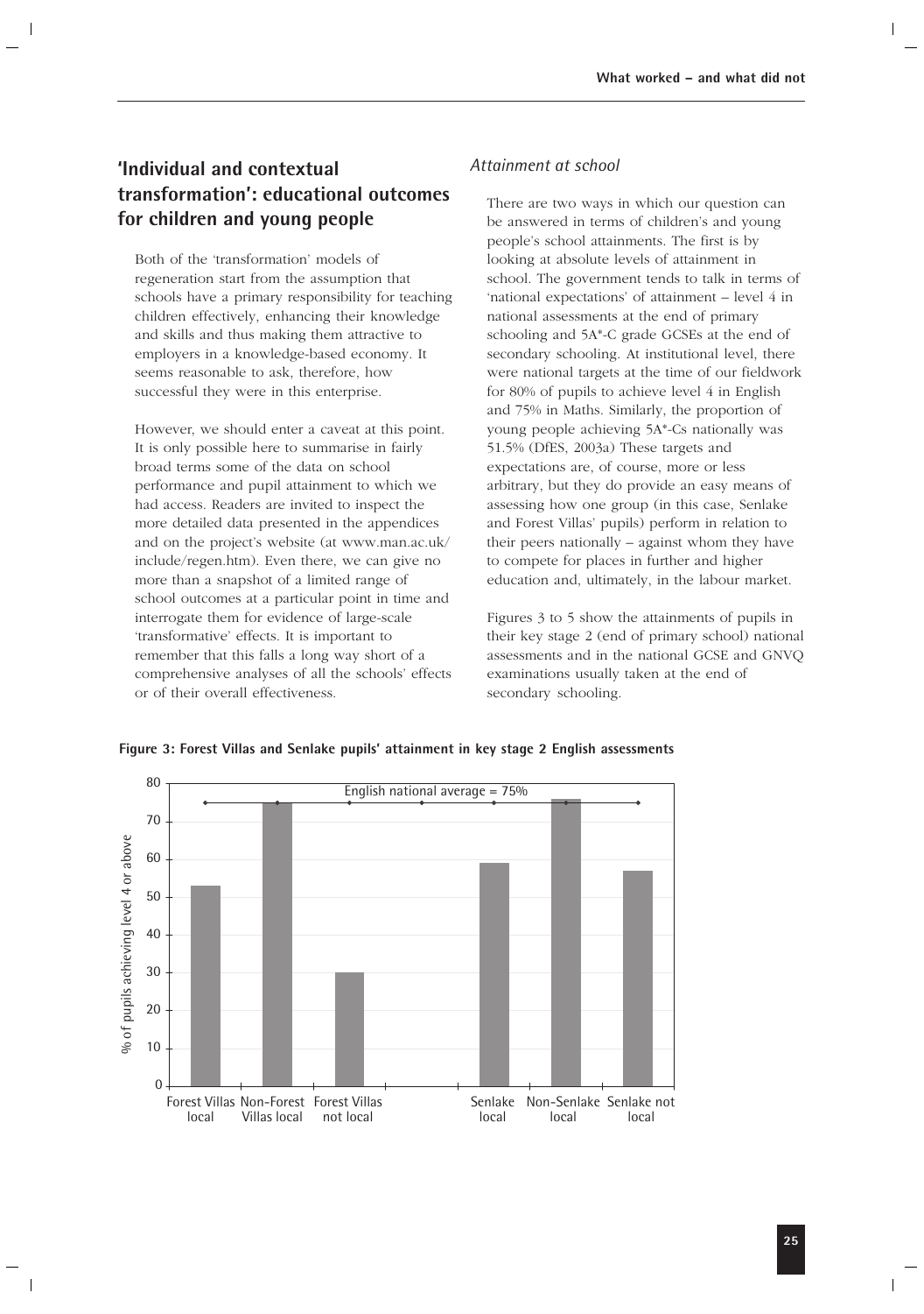## 'Individual and contextual transformation': educational outcomes for children and young people

Both of the 'transformation' models of regeneration start from the assumption that schools have a primary responsibility for teaching children effectively, enhancing their knowledge and skills and thus making them attractive to employers in a knowledge-based economy. It seems reasonable to ask, therefore, how successful they were in this enterprise.

However, we should enter a caveat at this point. It is only possible here to summarise in fairly broad terms some of the data on school performance and pupil attainment to which we had access. Readers are invited to inspect the more detailed data presented in the appendices and on the project's website (at www.man.ac.uk/include/regen.htm). Even there, we can give no more than a snapshot of a limited range of school outcomes at a particular point in time and interrogate them for evidence of large-scale 'transformative' effects. It is important to remember that this falls a long way short of a comprehensive analyses of all the schools' effects or of their overall effectiveness.

### *Attainment at school*

There are two ways in which our question can be answered in terms of children's and young people's school attainments. The first is by looking at absolute levels of attainment in school. The government tends to talk in terms of 'national expectations' of attainment – level 4 in national assessments at the end of primary schooling and 5A*-C grade GCSEs at the end of secondary schooling. At institutional level, there were national targets at the time of our fieldwork for 80% of pupils to achieve level 4 in English and 75% in Maths. Similarly, the proportion of young people achieving 5A*-Cs nationally was 51.5% (DfES, 2003a) These targets and expectations are, of course, more or less arbitrary, but they do provide an easy means of assessing how one group (in this case, Senlake and Forest Villas' pupils) perform in relation to their peers nationally – against whom they have to compete for places in further and higher education and, ultimately, in the labour market.

Figures 3 to 5 show the attainments of pupils in their key stage 2 (end of primary school) national assessments and in the national GCSE and GNVQ examinations usually taken at the end of secondary schooling.

**Figure 3: Forest Villas and Senlake pupils' attainment in key stage 2 English assessments**

| Group | % of pupils achieving level 4 or above (approx.) |
|---|---|
| Forest Villas local | 53 |
| Non-Forest Villas local | 75 |
| Forest Villas not local | 30 |
| Senlake local | 59 |
| Non-Senlake local | 76 |
| Senlake not local | 57 |

English national average = 75%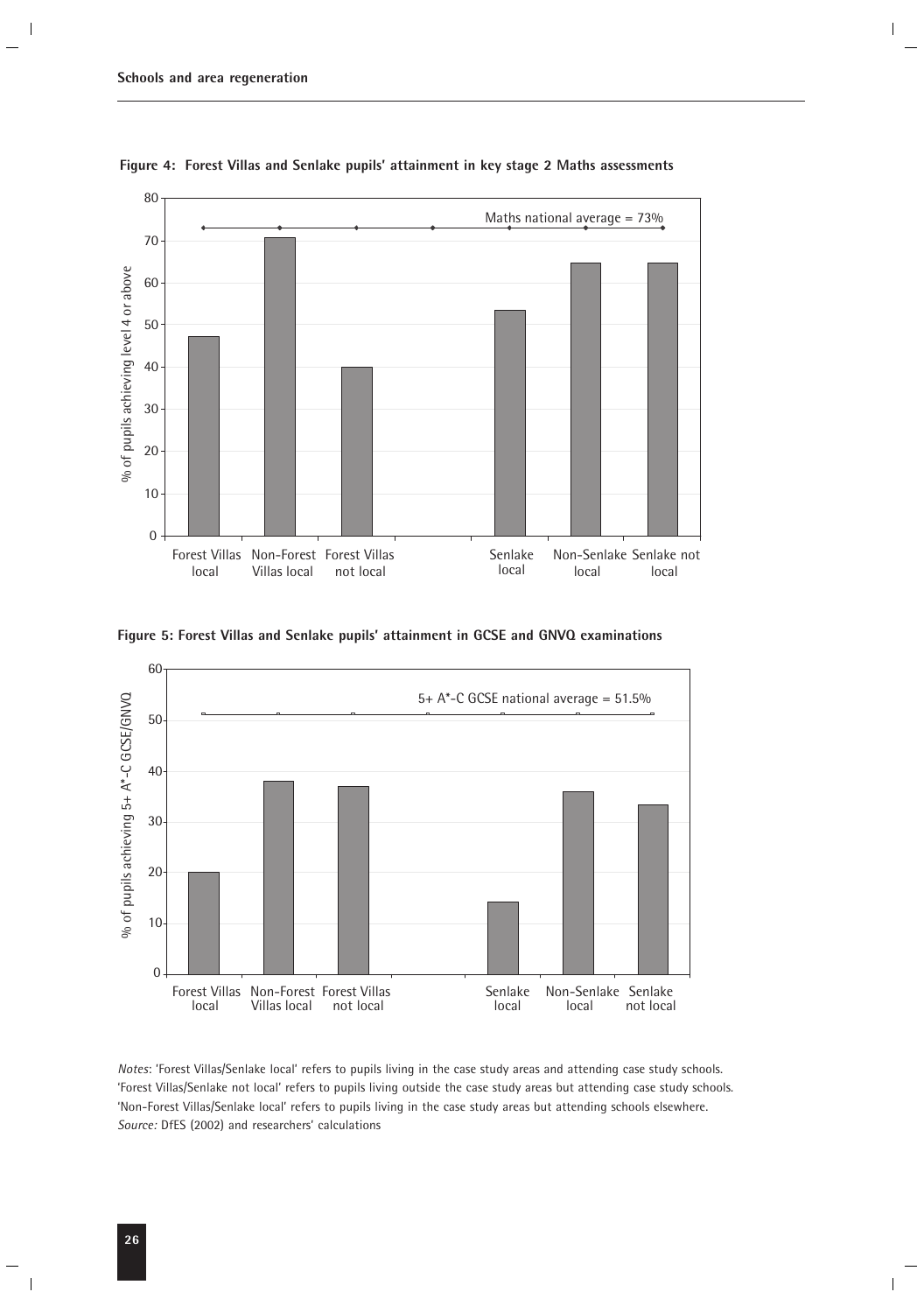**Figure 4: Forest Villas and Senlake pupils' attainment in key stage 2 Maths assessments**

**Figure 5: Forest Villas and Senlake pupils' attainment in GCSE and GNVQ examinations**

*Notes*: 'Forest Villas/Senlake local' refers to pupils living in the case study areas and attending case study schools. 'Forest Villas/Senlake not local' refers to pupils living outside the case study areas but attending case study schools. 'Non-Forest Villas/Senlake local' refers to pupils living in the case study areas but attending schools elsewhere.
*Source:* DfES (2002) and researchers' calculations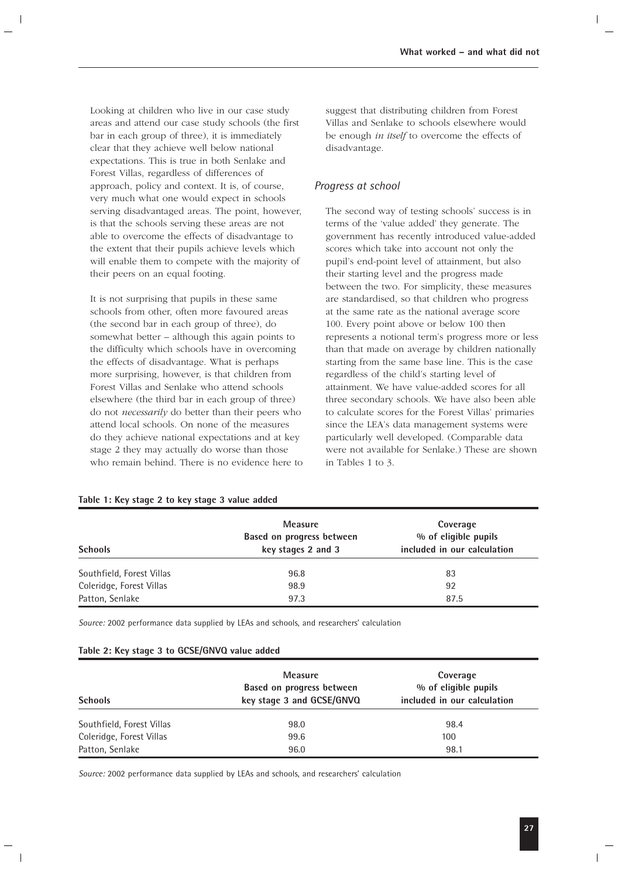Looking at children who live in our case study areas and attend our case study schools (the first bar in each group of three), it is immediately clear that they achieve well below national expectations. This is true in both Senlake and Forest Villas, regardless of differences of approach, policy and context. It is, of course, very much what one would expect in schools serving disadvantaged areas. The point, however, is that the schools serving these areas are not able to overcome the effects of disadvantage to the extent that their pupils achieve levels which will enable them to compete with the majority of their peers on an equal footing.

It is not surprising that pupils in these same schools from other, often more favoured areas (the second bar in each group of three), do somewhat better – although this again points to the difficulty which schools have in overcoming the effects of disadvantage. What is perhaps more surprising, however, is that children from Forest Villas and Senlake who attend schools elsewhere (the third bar in each group of three) do not *necessarily* do better than their peers who attend local schools. On none of the measures do they achieve national expectations and at key stage 2 they may actually do worse than those who remain behind. There is no evidence here to suggest that distributing children from Forest Villas and Senlake to schools elsewhere would be enough *in itself* to overcome the effects of disadvantage.

### *Progress at school*

The second way of testing schools' success is in terms of the 'value added' they generate. The government has recently introduced value-added scores which take into account not only the pupil's end-point level of attainment, but also their starting level and the progress made between the two. For simplicity, these measures are standardised, so that children who progress at the same rate as the national average score 100. Every point above or below 100 then represents a notional term's progress more or less than that made on average by children nationally starting from the same base line. This is the case regardless of the child's starting level of attainment. We have value-added scores for all three secondary schools. We have also been able to calculate scores for the Forest Villas' primaries since the LEA's data management systems were particularly well developed. (Comparable data were not available for Senlake.) These are shown in Tables 1 to 3.

**Table 1: Key stage 2 to key stage 3 value added**

| Schools | Measure Based on progress between key stages 2 and 3 | Coverage % of eligible pupils included in our calculation |
|---|---|---|
| Southfield, Forest Villas | 96.8 | 83 |
| Coleridge, Forest Villas | 98.9 | 92 |
| Patton, Senlake | 97.3 | 87.5 |

*Source:* 2002 performance data supplied by LEAs and schools, and researchers' calculation

**Table 2: Key stage 3 to GCSE/GNVQ value added**

| Schools | Measure Based on progress between key stage 3 and GCSE/GNVQ | Coverage % of eligible pupils included in our calculation |
|---|---|---|
| Southfield, Forest Villas | 98.0 | 98.4 |
| Coleridge, Forest Villas | 99.6 | 100 |
| Patton, Senlake | 96.0 | 98.1 |

*Source:* 2002 performance data supplied by LEAs and schools, and researchers' calculation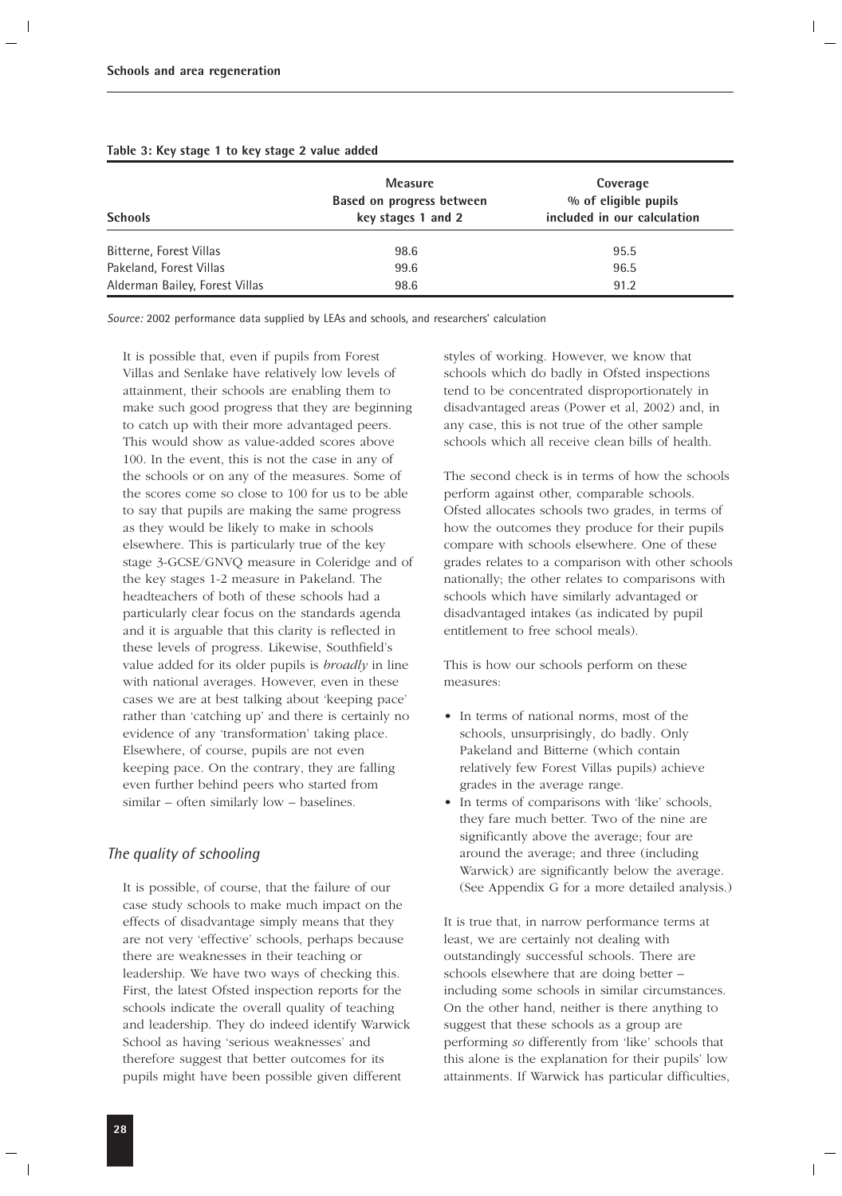**Table 3: Key stage 1 to key stage 2 value added**

| Schools | Measure Based on progress between key stages 1 and 2 | Coverage % of eligible pupils included in our calculation |
|---|---|---|
| Bitterne, Forest Villas | 98.6 | 95.5 |
| Pakeland, Forest Villas | 99.6 | 96.5 |
| Alderman Bailey, Forest Villas | 98.6 | 91.2 |

*Source:* 2002 performance data supplied by LEAs and schools, and researchers' calculation

It is possible that, even if pupils from Forest Villas and Senlake have relatively low levels of attainment, their schools are enabling them to make such good progress that they are beginning to catch up with their more advantaged peers. This would show as value-added scores above 100. In the event, this is not the case in any of the schools or on any of the measures. Some of the scores come so close to 100 for us to be able to say that pupils are making the same progress as they would be likely to make in schools elsewhere. This is particularly true of the key stage 3-GCSE/GNVQ measure in Coleridge and of the key stages 1-2 measure in Pakeland. The headteachers of both of these schools had a particularly clear focus on the standards agenda and it is arguable that this clarity is reflected in these levels of progress. Likewise, Southfield's value added for its older pupils is *broadly* in line with national averages. However, even in these cases we are at best talking about 'keeping pace' rather than 'catching up' and there is certainly no evidence of any 'transformation' taking place. Elsewhere, of course, pupils are not even keeping pace. On the contrary, they are falling even further behind peers who started from similar – often similarly low – baselines.

### *The quality of schooling*

It is possible, of course, that the failure of our case study schools to make much impact on the effects of disadvantage simply means that they are not very 'effective' schools, perhaps because there are weaknesses in their teaching or leadership. We have two ways of checking this. First, the latest Ofsted inspection reports for the schools indicate the overall quality of teaching and leadership. They do indeed identify Warwick School as having 'serious weaknesses' and therefore suggest that better outcomes for its pupils might have been possible given different styles of working. However, we know that schools which do badly in Ofsted inspections tend to be concentrated disproportionately in disadvantaged areas (Power et al, 2002) and, in any case, this is not true of the other sample schools which all receive clean bills of health.

The second check is in terms of how the schools perform against other, comparable schools. Ofsted allocates schools two grades, in terms of how the outcomes they produce for their pupils compare with schools elsewhere. One of these grades relates to a comparison with other schools nationally; the other relates to comparisons with schools which have similarly advantaged or disadvantaged intakes (as indicated by pupil entitlement to free school meals).

This is how our schools perform on these measures:

- In terms of national norms, most of the schools, unsurprisingly, do badly. Only Pakeland and Bitterne (which contain relatively few Forest Villas pupils) achieve grades in the average range.
- In terms of comparisons with 'like' schools, they fare much better. Two of the nine are significantly above the average; four are around the average; and three (including Warwick) are significantly below the average. (See Appendix G for a more detailed analysis.)

It is true that, in narrow performance terms at least, we are certainly not dealing with outstandingly successful schools. There are schools elsewhere that are doing better – including some schools in similar circumstances. On the other hand, neither is there anything to suggest that these schools as a group are performing *so* differently from 'like' schools that this alone is the explanation for their pupils' low attainments. If Warwick has particular difficulties,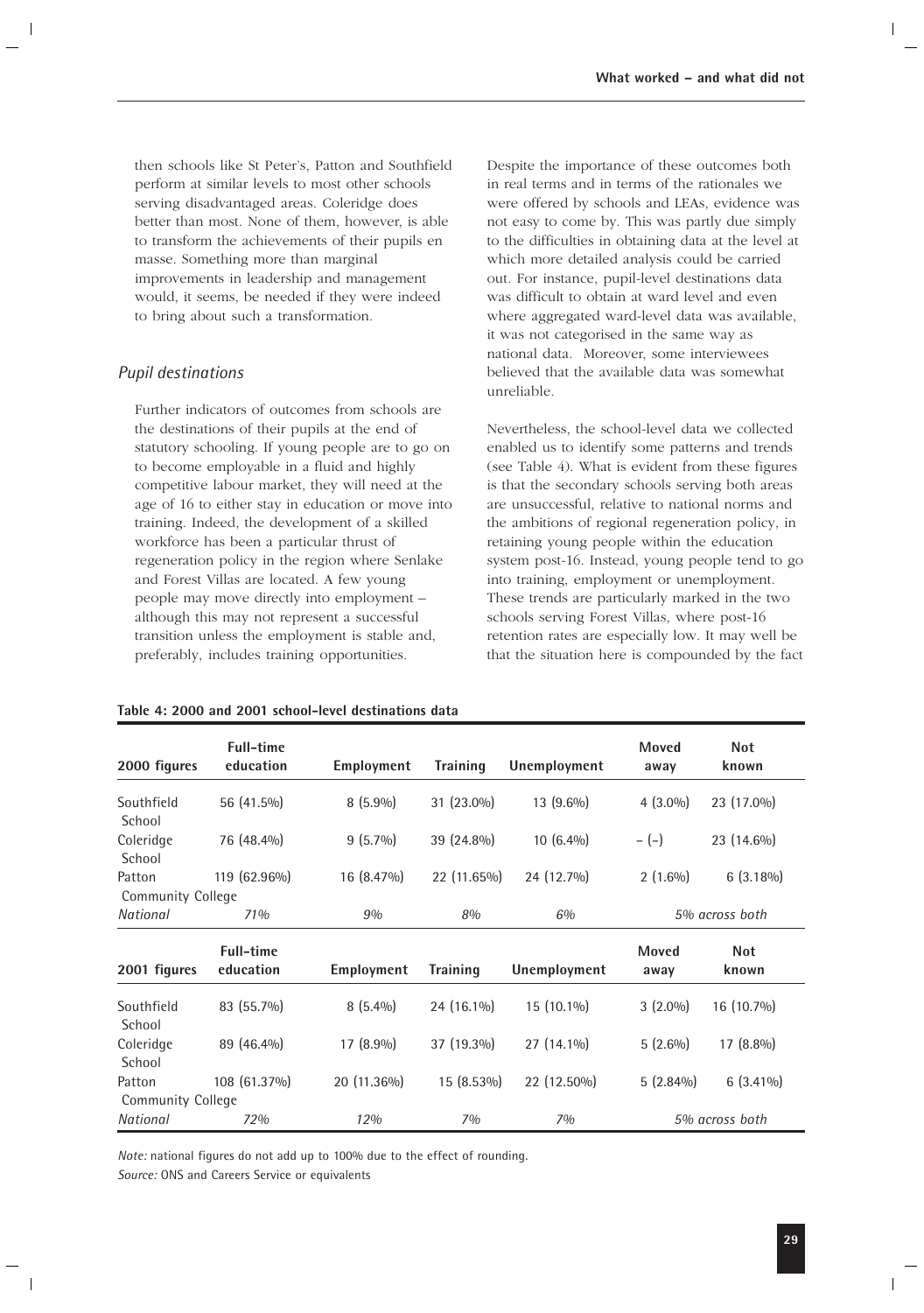then schools like St Peter's, Patton and Southfield perform at similar levels to most other schools serving disadvantaged areas. Coleridge does better than most. None of them, however, is able to transform the achievements of their pupils en masse. Something more than marginal improvements in leadership and management would, it seems, be needed if they were indeed to bring about such a transformation.

### *Pupil destinations*

Further indicators of outcomes from schools are the destinations of their pupils at the end of statutory schooling. If young people are to go on to become employable in a fluid and highly competitive labour market, they will need at the age of 16 to either stay in education or move into training. Indeed, the development of a skilled workforce has been a particular thrust of regeneration policy in the region where Senlake and Forest Villas are located. A few young people may move directly into employment – although this may not represent a successful transition unless the employment is stable and, preferably, includes training opportunities.

Despite the importance of these outcomes both in real terms and in terms of the rationales we were offered by schools and LEAs, evidence was not easy to come by. This was partly due simply to the difficulties in obtaining data at the level at which more detailed analysis could be carried out. For instance, pupil-level destinations data was difficult to obtain at ward level and even where aggregated ward-level data was available, it was not categorised in the same way as national data. Moreover, some interviewees believed that the available data was somewhat unreliable.

Nevertheless, the school-level data we collected enabled us to identify some patterns and trends (see Table 4). What is evident from these figures is that the secondary schools serving both areas are unsuccessful, relative to national norms and the ambitions of regional regeneration policy, in retaining young people within the education system post-16. Instead, young people tend to go into training, employment or unemployment. These trends are particularly marked in the two schools serving Forest Villas, where post-16 retention rates are especially low. It may well be that the situation here is compounded by the fact

**Table 4: 2000 and 2001 school-level destinations data**

| 2000 figures | Full-time education | Employment | Training | Unemployment | Moved away | Not known |
|---|---|---|---|---|---|---|
| Southfield School | 56 (41.5%) | 8 (5.9%) | 31 (23.0%) | 13 (9.6%) | 4 (3.0%) | 23 (17.0%) |
| Coleridge School | 76 (48.4%) | 9 (5.7%) | 39 (24.8%) | 10 (6.4%) | – (–) | 23 (14.6%) |
| Patton Community College | 119 (62.96%) | 16 (8.47%) | 22 (11.65%) | 24 (12.7%) | 2 (1.6%) | 6 (3.18%) |
| *National* | *71%* | *9%* | *8%* | *6%* | *5% across both* | |
| **2001 figures** | **Full-time education** | **Employment** | **Training** | **Unemployment** | **Moved away** | **Not known** |
| Southfield School | 83 (55.7%) | 8 (5.4%) | 24 (16.1%) | 15 (10.1%) | 3 (2.0%) | 16 (10.7%) |
| Coleridge School | 89 (46.4%) | 17 (8.9%) | 37 (19.3%) | 27 (14.1%) | 5 (2.6%) | 17 (8.8%) |
| Patton Community College | 108 (61.37%) | 20 (11.36%) | 15 (8.53%) | 22 (12.50%) | 5 (2.84%) | 6 (3.41%) |
| *National* | *72%* | *12%* | *7%* | *7%* | *5% across both* | |

*Note:* national figures do not add up to 100% due to the effect of rounding.

*Source:* ONS and Careers Service or equivalents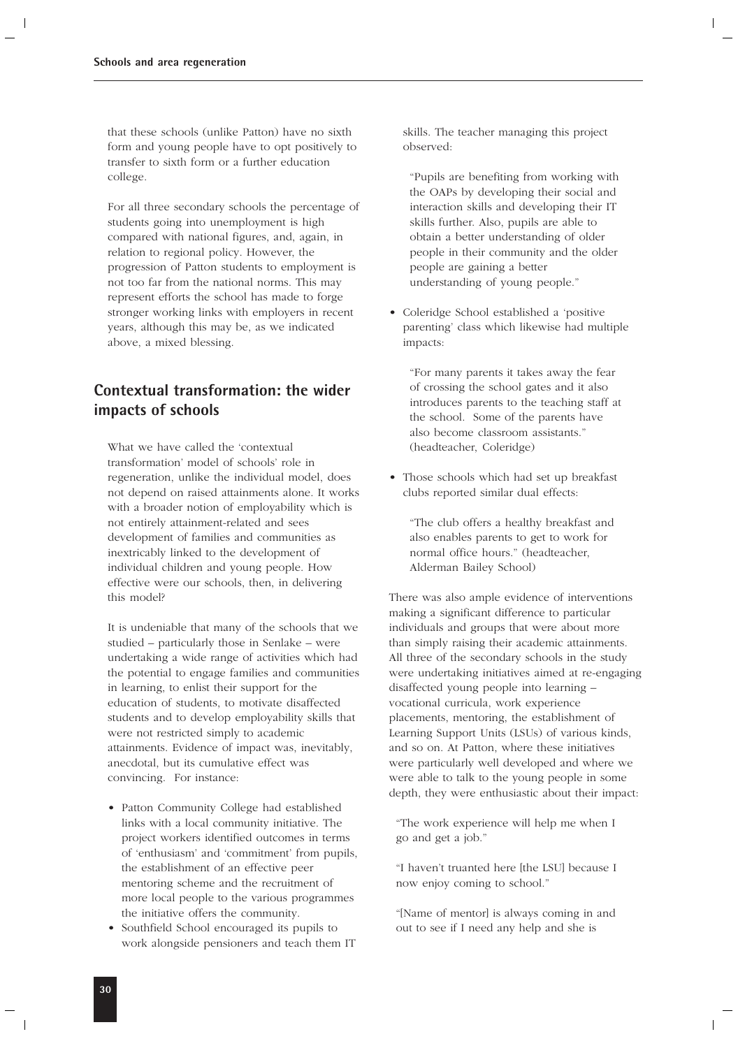that these schools (unlike Patton) have no sixth form and young people have to opt positively to transfer to sixth form or a further education college.

For all three secondary schools the percentage of students going into unemployment is high compared with national figures, and, again, in relation to regional policy. However, the progression of Patton students to employment is not too far from the national norms. This may represent efforts the school has made to forge stronger working links with employers in recent years, although this may be, as we indicated above, a mixed blessing.

## Contextual transformation: the wider impacts of schools

What we have called the 'contextual transformation' model of schools' role in regeneration, unlike the individual model, does not depend on raised attainments alone. It works with a broader notion of employability which is not entirely attainment-related and sees development of families and communities as inextricably linked to the development of individual children and young people. How effective were our schools, then, in delivering this model?

It is undeniable that many of the schools that we studied – particularly those in Senlake – were undertaking a wide range of activities which had the potential to engage families and communities in learning, to enlist their support for the education of students, to motivate disaffected students and to develop employability skills that were not restricted simply to academic attainments. Evidence of impact was, inevitably, anecdotal, but its cumulative effect was convincing. For instance:

- Patton Community College had established links with a local community initiative. The project workers identified outcomes in terms of 'enthusiasm' and 'commitment' from pupils, the establishment of an effective peer mentoring scheme and the recruitment of more local people to the various programmes the initiative offers the community.
- Southfield School encouraged its pupils to work alongside pensioners and teach them IT skills. The teacher managing this project observed:

  "Pupils are benefiting from working with the OAPs by developing their social and interaction skills and developing their IT skills further. Also, pupils are able to obtain a better understanding of older people in their community and the older people are gaining a better understanding of young people."

- Coleridge School established a 'positive parenting' class which likewise had multiple impacts:

  "For many parents it takes away the fear of crossing the school gates and it also introduces parents to the teaching staff at the school. Some of the parents have also become classroom assistants." (headteacher, Coleridge)

- Those schools which had set up breakfast clubs reported similar dual effects:

  "The club offers a healthy breakfast and also enables parents to get to work for normal office hours." (headteacher, Alderman Bailey School)

There was also ample evidence of interventions making a significant difference to particular individuals and groups that were about more than simply raising their academic attainments. All three of the secondary schools in the study were undertaking initiatives aimed at re-engaging disaffected young people into learning – vocational curricula, work experience placements, mentoring, the establishment of Learning Support Units (LSUs) of various kinds, and so on. At Patton, where these initiatives were particularly well developed and where we were able to talk to the young people in some depth, they were enthusiastic about their impact:

"The work experience will help me when I go and get a job."

"I haven't truanted here [the LSU] because I now enjoy coming to school."

"[Name of mentor] is always coming in and out to see if I need any help and she is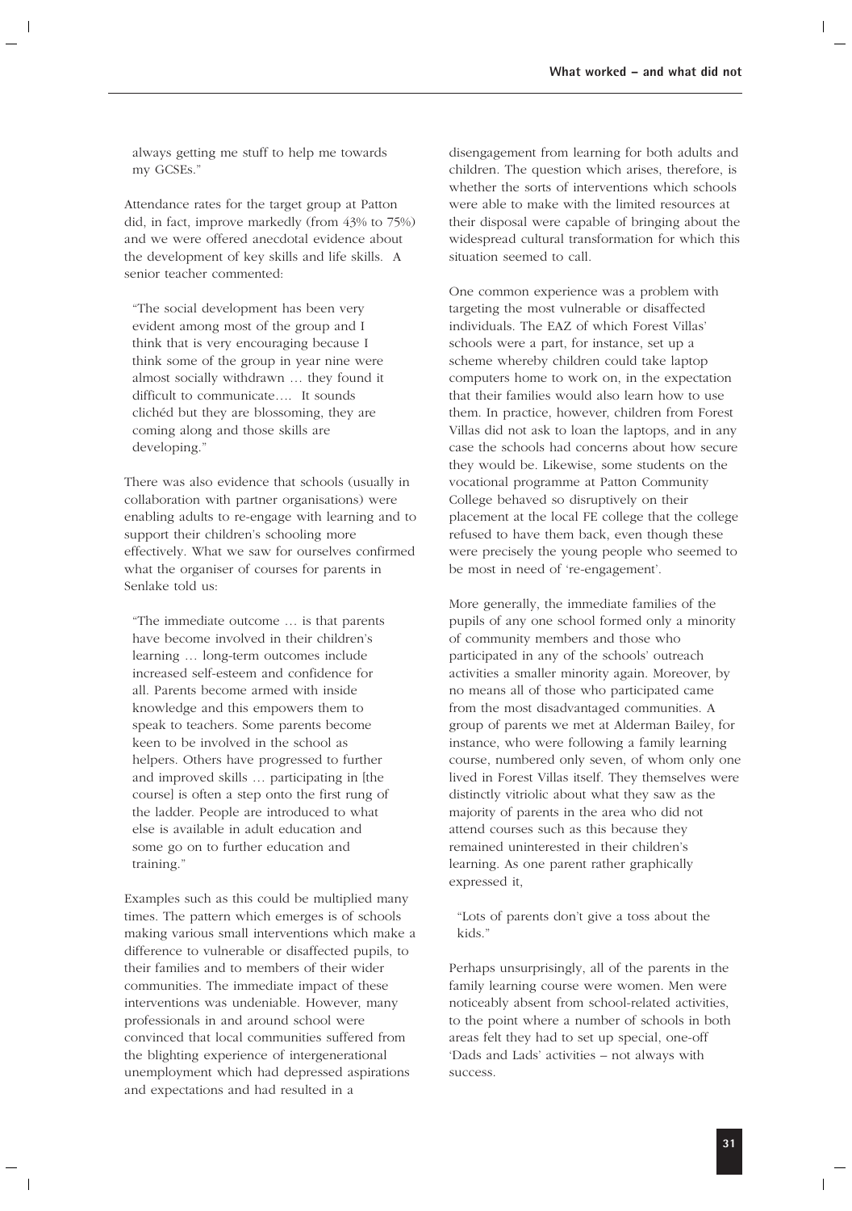always getting me stuff to help me towards my GCSEs."

Attendance rates for the target group at Patton did, in fact, improve markedly (from 43% to 75%) and we were offered anecdotal evidence about the development of key skills and life skills. A senior teacher commented:

> "The social development has been very evident among most of the group and I think that is very encouraging because I think some of the group in year nine were almost socially withdrawn … they found it difficult to communicate…. It sounds clichéd but they are blossoming, they are coming along and those skills are developing."

There was also evidence that schools (usually in collaboration with partner organisations) were enabling adults to re-engage with learning and to support their children's schooling more effectively. What we saw for ourselves confirmed what the organiser of courses for parents in Senlake told us:

> "The immediate outcome … is that parents have become involved in their children's learning … long-term outcomes include increased self-esteem and confidence for all. Parents become armed with inside knowledge and this empowers them to speak to teachers. Some parents become keen to be involved in the school as helpers. Others have progressed to further and improved skills … participating in [the course] is often a step onto the first rung of the ladder. People are introduced to what else is available in adult education and some go on to further education and training."

Examples such as this could be multiplied many times. The pattern which emerges is of schools making various small interventions which make a difference to vulnerable or disaffected pupils, to their families and to members of their wider communities. The immediate impact of these interventions was undeniable. However, many professionals in and around school were convinced that local communities suffered from the blighting experience of intergenerational unemployment which had depressed aspirations and expectations and had resulted in a disengagement from learning for both adults and children. The question which arises, therefore, is whether the sorts of interventions which schools were able to make with the limited resources at their disposal were capable of bringing about the widespread cultural transformation for which this situation seemed to call.

One common experience was a problem with targeting the most vulnerable or disaffected individuals. The EAZ of which Forest Villas' schools were a part, for instance, set up a scheme whereby children could take laptop computers home to work on, in the expectation that their families would also learn how to use them. In practice, however, children from Forest Villas did not ask to loan the laptops, and in any case the schools had concerns about how secure they would be. Likewise, some students on the vocational programme at Patton Community College behaved so disruptively on their placement at the local FE college that the college refused to have them back, even though these were precisely the young people who seemed to be most in need of 're-engagement'.

More generally, the immediate families of the pupils of any one school formed only a minority of community members and those who participated in any of the schools' outreach activities a smaller minority again. Moreover, by no means all of those who participated came from the most disadvantaged communities. A group of parents we met at Alderman Bailey, for instance, who were following a family learning course, numbered only seven, of whom only one lived in Forest Villas itself. They themselves were distinctly vitriolic about what they saw as the majority of parents in the area who did not attend courses such as this because they remained uninterested in their children's learning. As one parent rather graphically expressed it,

> "Lots of parents don't give a toss about the kids."

Perhaps unsurprisingly, all of the parents in the family learning course were women. Men were noticeably absent from school-related activities, to the point where a number of schools in both areas felt they had to set up special, one-off 'Dads and Lads' activities – not always with success.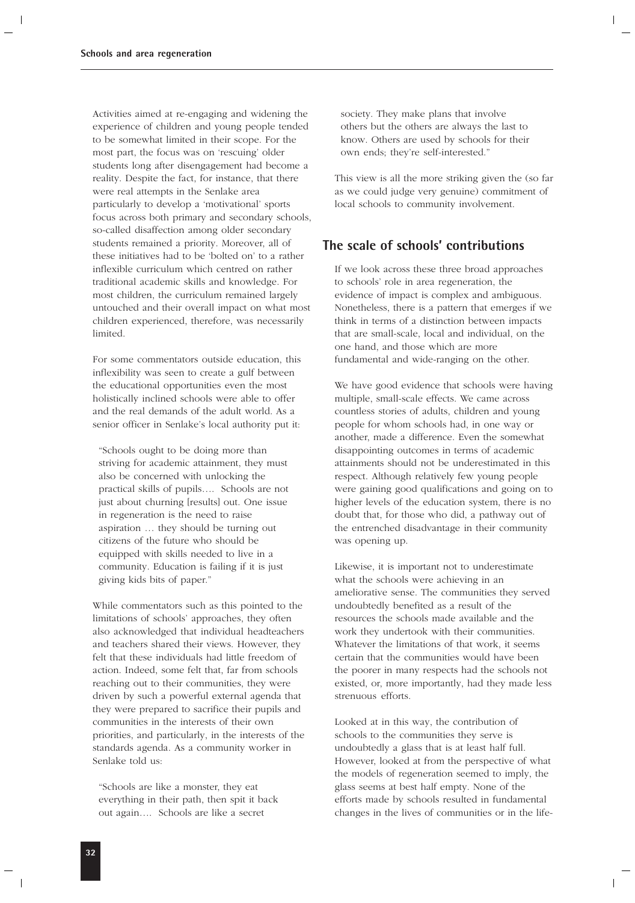Activities aimed at re-engaging and widening the experience of children and young people tended to be somewhat limited in their scope. For the most part, the focus was on 'rescuing' older students long after disengagement had become a reality. Despite the fact, for instance, that there were real attempts in the Senlake area particularly to develop a 'motivational' sports focus across both primary and secondary schools, so-called disaffection among older secondary students remained a priority. Moreover, all of these initiatives had to be 'bolted on' to a rather inflexible curriculum which centred on rather traditional academic skills and knowledge. For most children, the curriculum remained largely untouched and their overall impact on what most children experienced, therefore, was necessarily limited.

For some commentators outside education, this inflexibility was seen to create a gulf between the educational opportunities even the most holistically inclined schools were able to offer and the real demands of the adult world. As a senior officer in Senlake's local authority put it:

> "Schools ought to be doing more than striving for academic attainment, they must also be concerned with unlocking the practical skills of pupils…. Schools are not just about churning [results] out. One issue in regeneration is the need to raise aspiration … they should be turning out citizens of the future who should be equipped with skills needed to live in a community. Education is failing if it is just giving kids bits of paper."

While commentators such as this pointed to the limitations of schools' approaches, they often also acknowledged that individual headteachers and teachers shared their views. However, they felt that these individuals had little freedom of action. Indeed, some felt that, far from schools reaching out to their communities, they were driven by such a powerful external agenda that they were prepared to sacrifice their pupils and communities in the interests of their own priorities, and particularly, in the interests of the standards agenda. As a community worker in Senlake told us:

> "Schools are like a monster, they eat everything in their path, then spit it back out again…. Schools are like a secret society. They make plans that involve others but the others are always the last to know. Others are used by schools for their own ends; they're self-interested."

This view is all the more striking given the (so far as we could judge very genuine) commitment of local schools to community involvement.

## The scale of schools' contributions

If we look across these three broad approaches to schools' role in area regeneration, the evidence of impact is complex and ambiguous. Nonetheless, there is a pattern that emerges if we think in terms of a distinction between impacts that are small-scale, local and individual, on the one hand, and those which are more fundamental and wide-ranging on the other.

We have good evidence that schools were having multiple, small-scale effects. We came across countless stories of adults, children and young people for whom schools had, in one way or another, made a difference. Even the somewhat disappointing outcomes in terms of academic attainments should not be underestimated in this respect. Although relatively few young people were gaining good qualifications and going on to higher levels of the education system, there is no doubt that, for those who did, a pathway out of the entrenched disadvantage in their community was opening up.

Likewise, it is important not to underestimate what the schools were achieving in an ameliorative sense. The communities they served undoubtedly benefited as a result of the resources the schools made available and the work they undertook with their communities. Whatever the limitations of that work, it seems certain that the communities would have been the poorer in many respects had the schools not existed, or, more importantly, had they made less strenuous efforts.

Looked at in this way, the contribution of schools to the communities they serve is undoubtedly a glass that is at least half full. However, looked at from the perspective of what the models of regeneration seemed to imply, the glass seems at best half empty. None of the efforts made by schools resulted in fundamental changes in the lives of communities or in the life-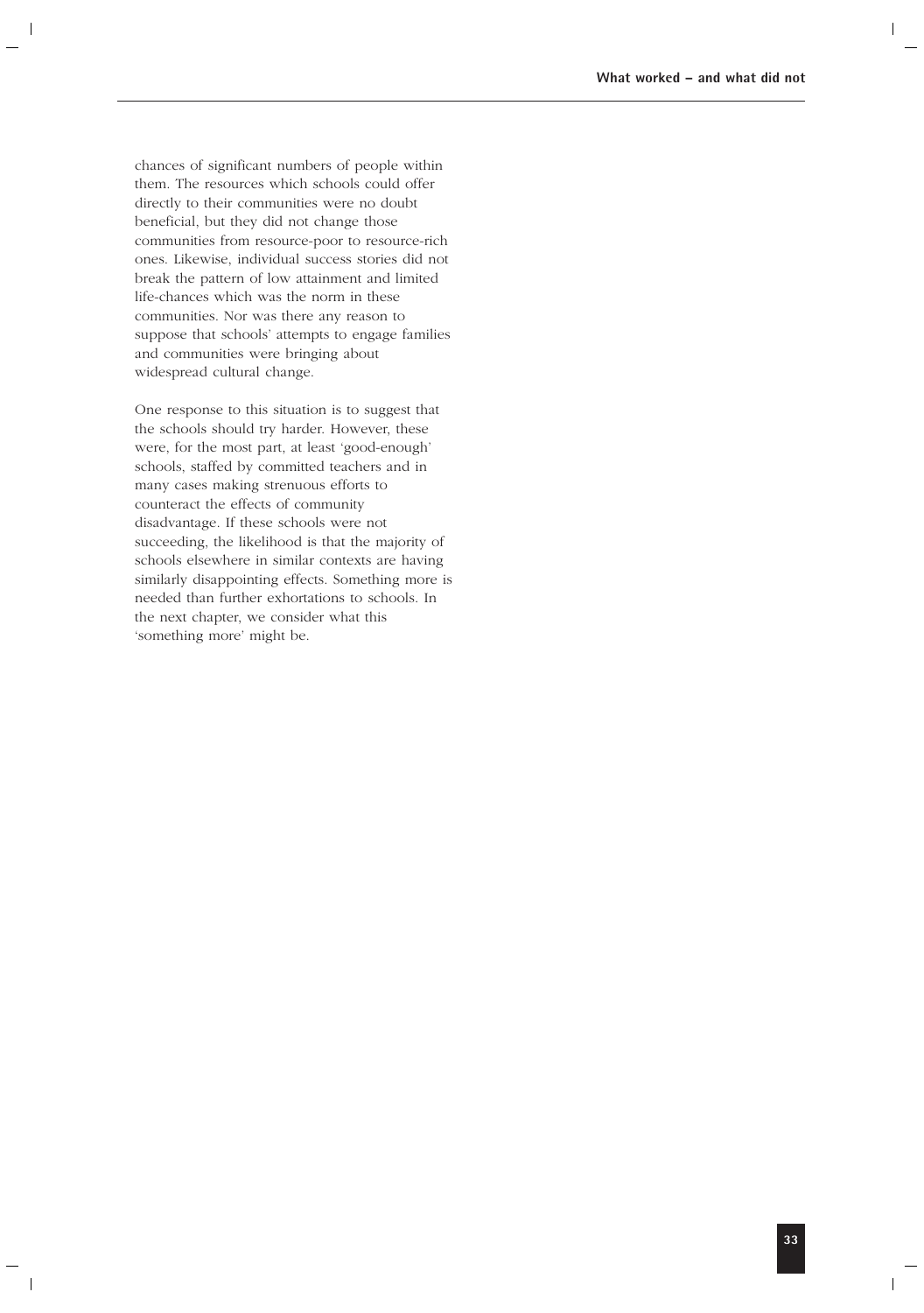chances of significant numbers of people within them. The resources which schools could offer directly to their communities were no doubt beneficial, but they did not change those communities from resource-poor to resource-rich ones. Likewise, individual success stories did not break the pattern of low attainment and limited life-chances which was the norm in these communities. Nor was there any reason to suppose that schools' attempts to engage families and communities were bringing about widespread cultural change.

One response to this situation is to suggest that the schools should try harder. However, these were, for the most part, at least 'good-enough' schools, staffed by committed teachers and in many cases making strenuous efforts to counteract the effects of community disadvantage. If these schools were not succeeding, the likelihood is that the majority of schools elsewhere in similar contexts are having similarly disappointing effects. Something more is needed than further exhortations to schools. In the next chapter, we consider what this 'something more' might be.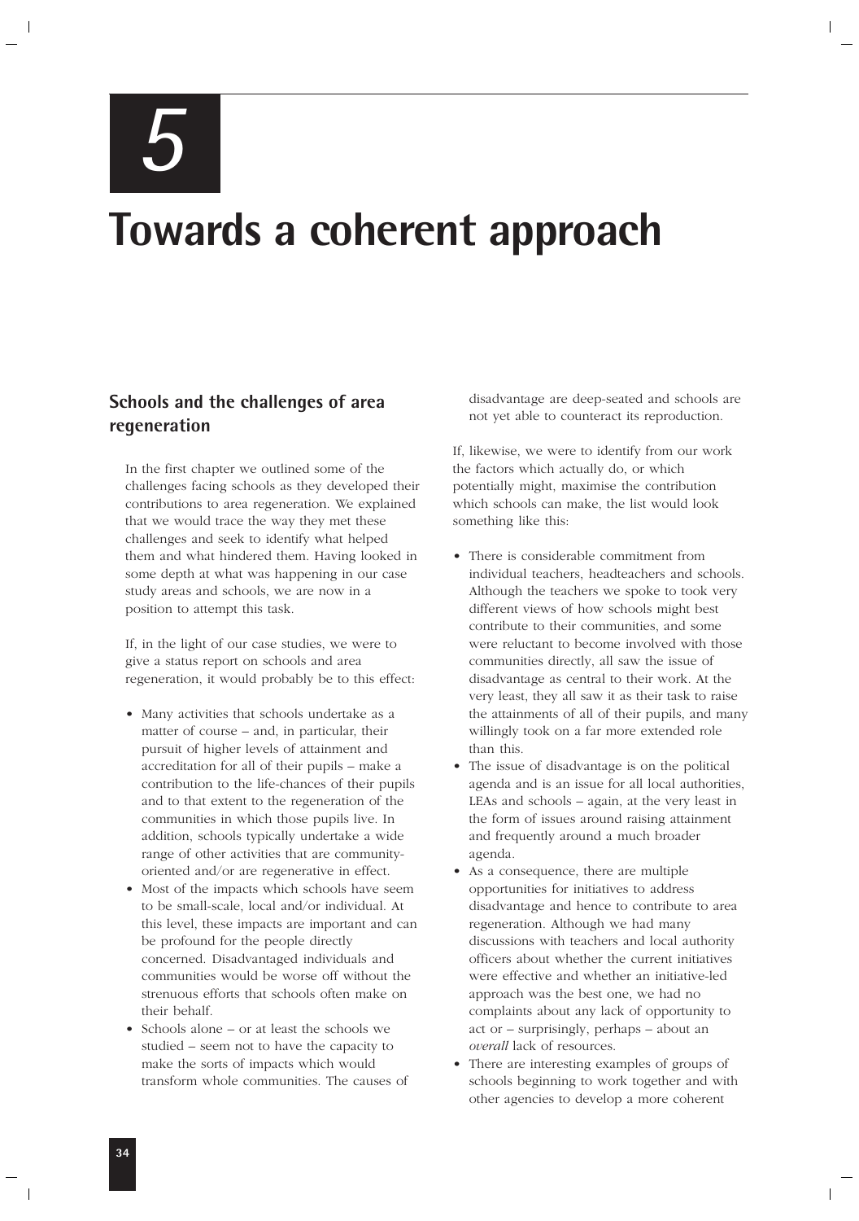# 5

# Towards a coherent approach

## Schools and the challenges of area regeneration

In the first chapter we outlined some of the challenges facing schools as they developed their contributions to area regeneration. We explained that we would trace the way they met these challenges and seek to identify what helped them and what hindered them. Having looked in some depth at what was happening in our case study areas and schools, we are now in a position to attempt this task.

If, in the light of our case studies, we were to give a status report on schools and area regeneration, it would probably be to this effect:

- Many activities that schools undertake as a matter of course – and, in particular, their pursuit of higher levels of attainment and accreditation for all of their pupils – make a contribution to the life-chances of their pupils and to that extent to the regeneration of the communities in which those pupils live. In addition, schools typically undertake a wide range of other activities that are community-oriented and/or are regenerative in effect.
- Most of the impacts which schools have seem to be small-scale, local and/or individual. At this level, these impacts are important and can be profound for the people directly concerned. Disadvantaged individuals and communities would be worse off without the strenuous efforts that schools often make on their behalf.
- Schools alone – or at least the schools we studied – seem not to have the capacity to make the sorts of impacts which would transform whole communities. The causes of disadvantage are deep-seated and schools are not yet able to counteract its reproduction.

If, likewise, we were to identify from our work the factors which actually do, or which potentially might, maximise the contribution which schools can make, the list would look something like this:

- There is considerable commitment from individual teachers, headteachers and schools. Although the teachers we spoke to took very different views of how schools might best contribute to their communities, and some were reluctant to become involved with those communities directly, all saw the issue of disadvantage as central to their work. At the very least, they all saw it as their task to raise the attainments of all of their pupils, and many willingly took on a far more extended role than this.
- The issue of disadvantage is on the political agenda and is an issue for all local authorities, LEAs and schools – again, at the very least in the form of issues around raising attainment and frequently around a much broader agenda.
- As a consequence, there are multiple opportunities for initiatives to address disadvantage and hence to contribute to area regeneration. Although we had many discussions with teachers and local authority officers about whether the current initiatives were effective and whether an initiative-led approach was the best one, we had no complaints about any lack of opportunity to act or – surprisingly, perhaps – about an *overall* lack of resources.
- There are interesting examples of groups of schools beginning to work together and with other agencies to develop a more coherent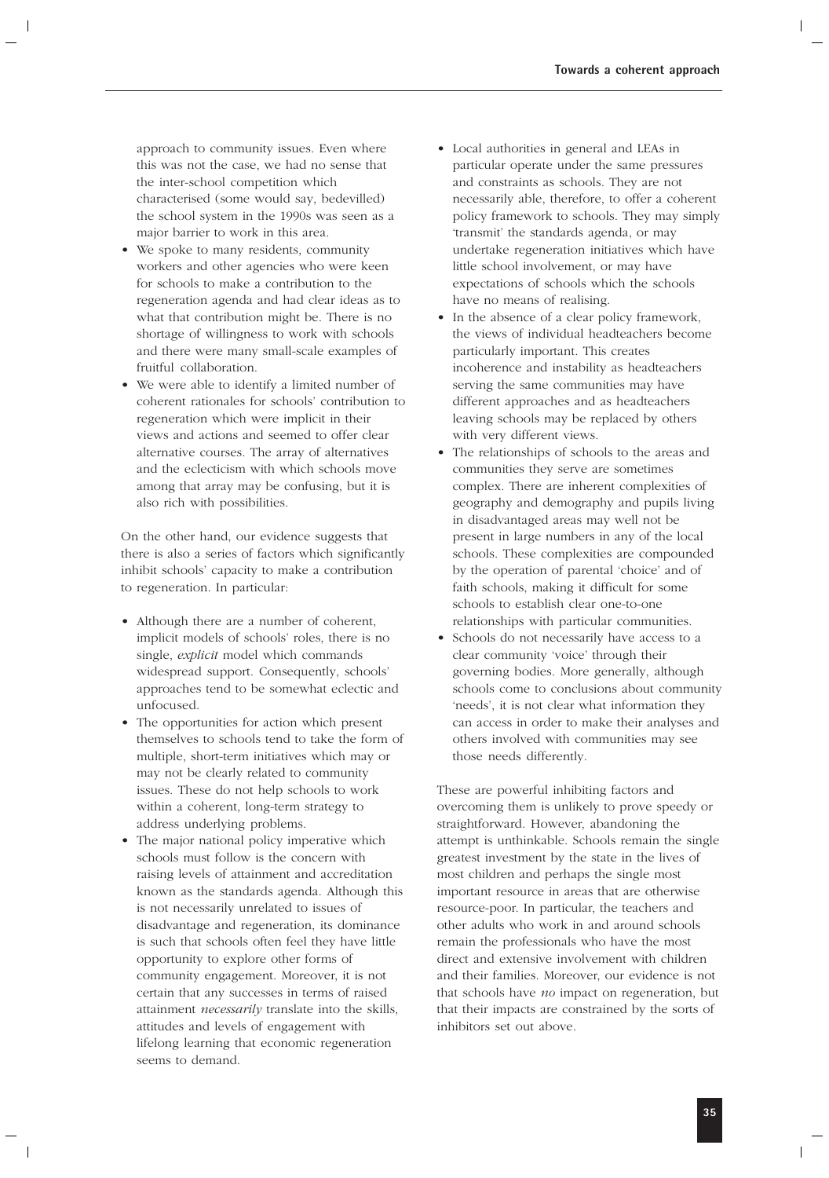approach to community issues. Even where this was not the case, we had no sense that the inter-school competition which characterised (some would say, bedevilled) the school system in the 1990s was seen as a major barrier to work in this area.

- We spoke to many residents, community workers and other agencies who were keen for schools to make a contribution to the regeneration agenda and had clear ideas as to what that contribution might be. There is no shortage of willingness to work with schools and there were many small-scale examples of fruitful collaboration.
- We were able to identify a limited number of coherent rationales for schools' contribution to regeneration which were implicit in their views and actions and seemed to offer clear alternative courses. The array of alternatives and the eclecticism with which schools move among that array may be confusing, but it is also rich with possibilities.

On the other hand, our evidence suggests that there is also a series of factors which significantly inhibit schools' capacity to make a contribution to regeneration. In particular:

- Although there are a number of coherent, implicit models of schools' roles, there is no single, *explicit* model which commands widespread support. Consequently, schools' approaches tend to be somewhat eclectic and unfocused.
- The opportunities for action which present themselves to schools tend to take the form of multiple, short-term initiatives which may or may not be clearly related to community issues. These do not help schools to work within a coherent, long-term strategy to address underlying problems.
- The major national policy imperative which schools must follow is the concern with raising levels of attainment and accreditation known as the standards agenda. Although this is not necessarily unrelated to issues of disadvantage and regeneration, its dominance is such that schools often feel they have little opportunity to explore other forms of community engagement. Moreover, it is not certain that any successes in terms of raised attainment *necessarily* translate into the skills, attitudes and levels of engagement with lifelong learning that economic regeneration seems to demand.
- Local authorities in general and LEAs in particular operate under the same pressures and constraints as schools. They are not necessarily able, therefore, to offer a coherent policy framework to schools. They may simply 'transmit' the standards agenda, or may undertake regeneration initiatives which have little school involvement, or may have expectations of schools which the schools have no means of realising.
- In the absence of a clear policy framework, the views of individual headteachers become particularly important. This creates incoherence and instability as headteachers serving the same communities may have different approaches and as headteachers leaving schools may be replaced by others with very different views.
- The relationships of schools to the areas and communities they serve are sometimes complex. There are inherent complexities of geography and demography and pupils living in disadvantaged areas may well not be present in large numbers in any of the local schools. These complexities are compounded by the operation of parental 'choice' and of faith schools, making it difficult for some schools to establish clear one-to-one relationships with particular communities.
- Schools do not necessarily have access to a clear community 'voice' through their governing bodies. More generally, although schools come to conclusions about community 'needs', it is not clear what information they can access in order to make their analyses and others involved with communities may see those needs differently.

These are powerful inhibiting factors and overcoming them is unlikely to prove speedy or straightforward. However, abandoning the attempt is unthinkable. Schools remain the single greatest investment by the state in the lives of most children and perhaps the single most important resource in areas that are otherwise resource-poor. In particular, the teachers and other adults who work in and around schools remain the professionals who have the most direct and extensive involvement with children and their families. Moreover, our evidence is not that schools have *no* impact on regeneration, but that their impacts are constrained by the sorts of inhibitors set out above.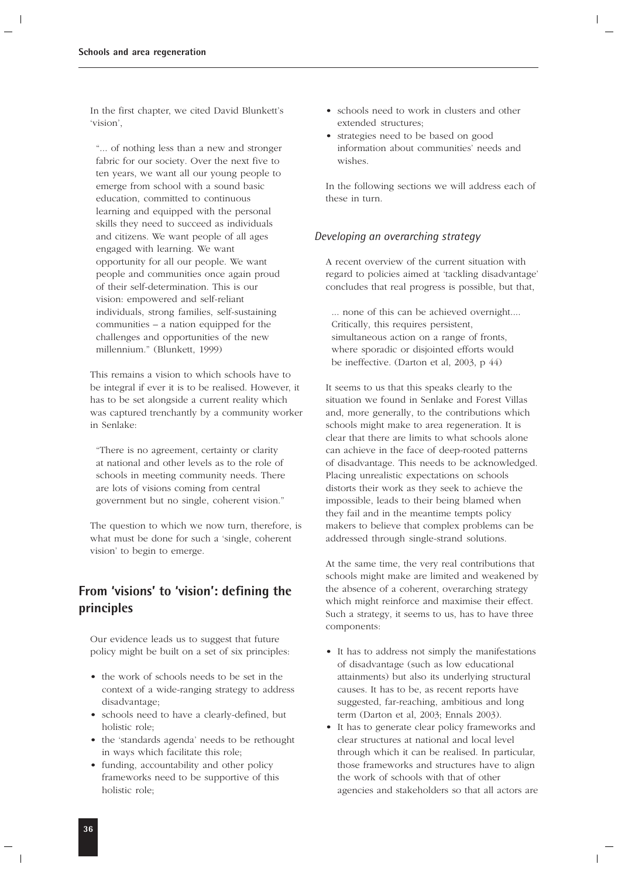In the first chapter, we cited David Blunkett's 'vision',

> "... of nothing less than a new and stronger fabric for our society. Over the next five to ten years, we want all our young people to emerge from school with a sound basic education, committed to continuous learning and equipped with the personal skills they need to succeed as individuals and citizens. We want people of all ages engaged with learning. We want opportunity for all our people. We want people and communities once again proud of their self-determination. This is our vision: empowered and self-reliant individuals, strong families, self-sustaining communities – a nation equipped for the challenges and opportunities of the new millennium." (Blunkett, 1999)

This remains a vision to which schools have to be integral if ever it is to be realised. However, it has to be set alongside a current reality which was captured trenchantly by a community worker in Senlake:

> "There is no agreement, certainty or clarity at national and other levels as to the role of schools in meeting community needs. There are lots of visions coming from central government but no single, coherent vision."

The question to which we now turn, therefore, is what must be done for such a 'single, coherent vision' to begin to emerge.

## From 'visions' to 'vision': defining the principles

Our evidence leads us to suggest that future policy might be built on a set of six principles:

- the work of schools needs to be set in the context of a wide-ranging strategy to address disadvantage;
- schools need to have a clearly-defined, but holistic role;
- the 'standards agenda' needs to be rethought in ways which facilitate this role;
- funding, accountability and other policy frameworks need to be supportive of this holistic role;
- schools need to work in clusters and other extended structures;
- strategies need to be based on good information about communities' needs and wishes.

In the following sections we will address each of these in turn.

### *Developing an overarching strategy*

A recent overview of the current situation with regard to policies aimed at 'tackling disadvantage' concludes that real progress is possible, but that,

> ... none of this can be achieved overnight.... Critically, this requires persistent, simultaneous action on a range of fronts, where sporadic or disjointed efforts would be ineffective. (Darton et al, 2003, p 44)

It seems to us that this speaks clearly to the situation we found in Senlake and Forest Villas and, more generally, to the contributions which schools might make to area regeneration. It is clear that there are limits to what schools alone can achieve in the face of deep-rooted patterns of disadvantage. This needs to be acknowledged. Placing unrealistic expectations on schools distorts their work as they seek to achieve the impossible, leads to their being blamed when they fail and in the meantime tempts policy makers to believe that complex problems can be addressed through single-strand solutions.

At the same time, the very real contributions that schools might make are limited and weakened by the absence of a coherent, overarching strategy which might reinforce and maximise their effect. Such a strategy, it seems to us, has to have three components:

- It has to address not simply the manifestations of disadvantage (such as low educational attainments) but also its underlying structural causes. It has to be, as recent reports have suggested, far-reaching, ambitious and long term (Darton et al, 2003; Ennals 2003).
- It has to generate clear policy frameworks and clear structures at national and local level through which it can be realised. In particular, those frameworks and structures have to align the work of schools with that of other agencies and stakeholders so that all actors are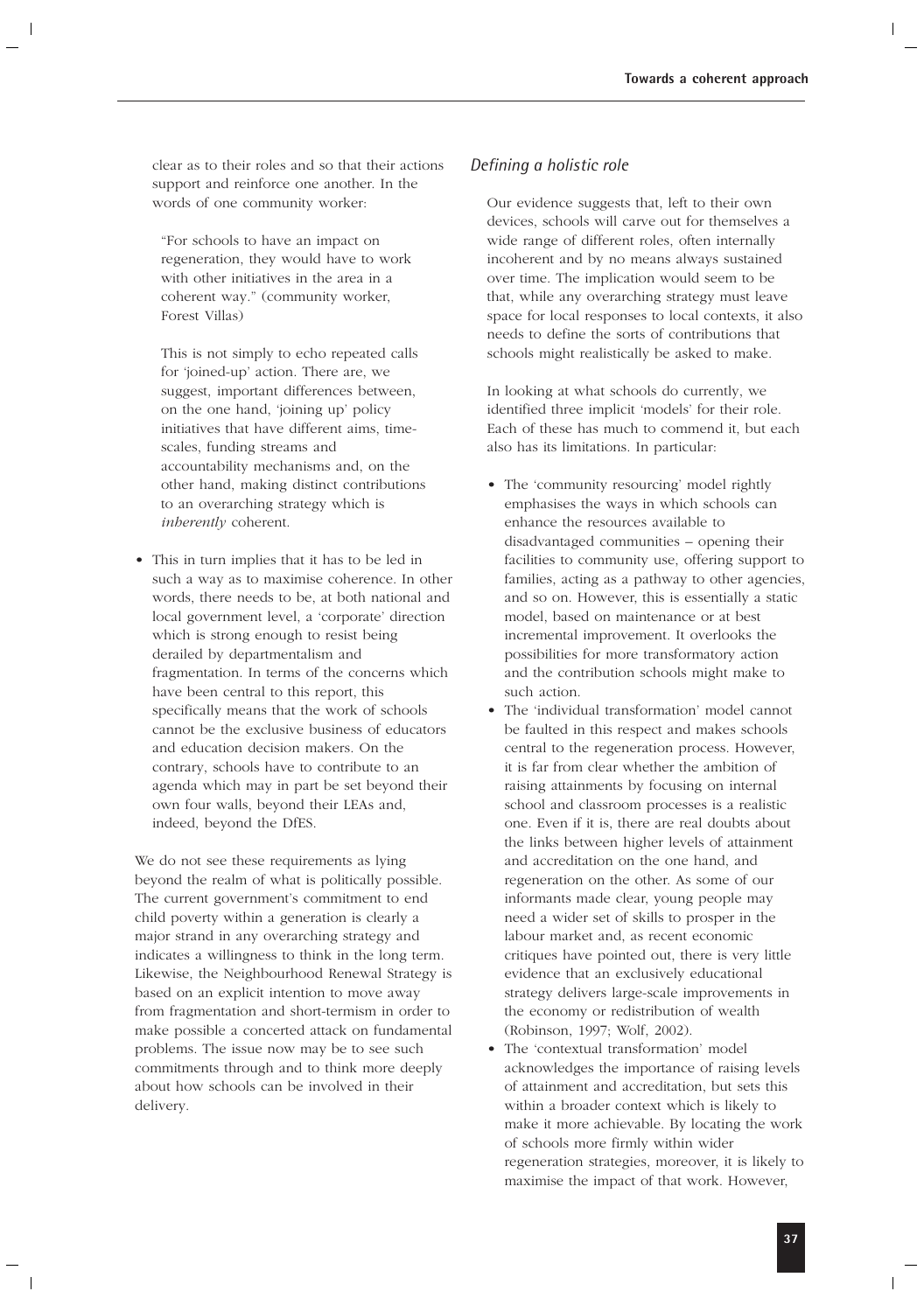clear as to their roles and so that their actions support and reinforce one another. In the words of one community worker:

> "For schools to have an impact on regeneration, they would have to work with other initiatives in the area in a coherent way." (community worker, Forest Villas)

This is not simply to echo repeated calls for 'joined-up' action. There are, we suggest, important differences between, on the one hand, 'joining up' policy initiatives that have different aims, time-scales, funding streams and accountability mechanisms and, on the other hand, making distinct contributions to an overarching strategy which is *inherently* coherent.

- This in turn implies that it has to be led in such a way as to maximise coherence. In other words, there needs to be, at both national and local government level, a 'corporate' direction which is strong enough to resist being derailed by departmentalism and fragmentation. In terms of the concerns which have been central to this report, this specifically means that the work of schools cannot be the exclusive business of educators and education decision makers. On the contrary, schools have to contribute to an agenda which may in part be set beyond their own four walls, beyond their LEAs and, indeed, beyond the DfES.

We do not see these requirements as lying beyond the realm of what is politically possible. The current government's commitment to end child poverty within a generation is clearly a major strand in any overarching strategy and indicates a willingness to think in the long term. Likewise, the Neighbourhood Renewal Strategy is based on an explicit intention to move away from fragmentation and short-termism in order to make possible a concerted attack on fundamental problems. The issue now may be to see such commitments through and to think more deeply about how schools can be involved in their delivery.

### *Defining a holistic role*

Our evidence suggests that, left to their own devices, schools will carve out for themselves a wide range of different roles, often internally incoherent and by no means always sustained over time. The implication would seem to be that, while any overarching strategy must leave space for local responses to local contexts, it also needs to define the sorts of contributions that schools might realistically be asked to make.

In looking at what schools do currently, we identified three implicit 'models' for their role. Each of these has much to commend it, but each also has its limitations. In particular:

- The 'community resourcing' model rightly emphasises the ways in which schools can enhance the resources available to disadvantaged communities – opening their facilities to community use, offering support to families, acting as a pathway to other agencies, and so on. However, this is essentially a static model, based on maintenance or at best incremental improvement. It overlooks the possibilities for more transformatory action and the contribution schools might make to such action.
- The 'individual transformation' model cannot be faulted in this respect and makes schools central to the regeneration process. However, it is far from clear whether the ambition of raising attainments by focusing on internal school and classroom processes is a realistic one. Even if it is, there are real doubts about the links between higher levels of attainment and accreditation on the one hand, and regeneration on the other. As some of our informants made clear, young people may need a wider set of skills to prosper in the labour market and, as recent economic critiques have pointed out, there is very little evidence that an exclusively educational strategy delivers large-scale improvements in the economy or redistribution of wealth (Robinson, 1997; Wolf, 2002).
- The 'contextual transformation' model acknowledges the importance of raising levels of attainment and accreditation, but sets this within a broader context which is likely to make it more achievable. By locating the work of schools more firmly within wider regeneration strategies, moreover, it is likely to maximise the impact of that work. However,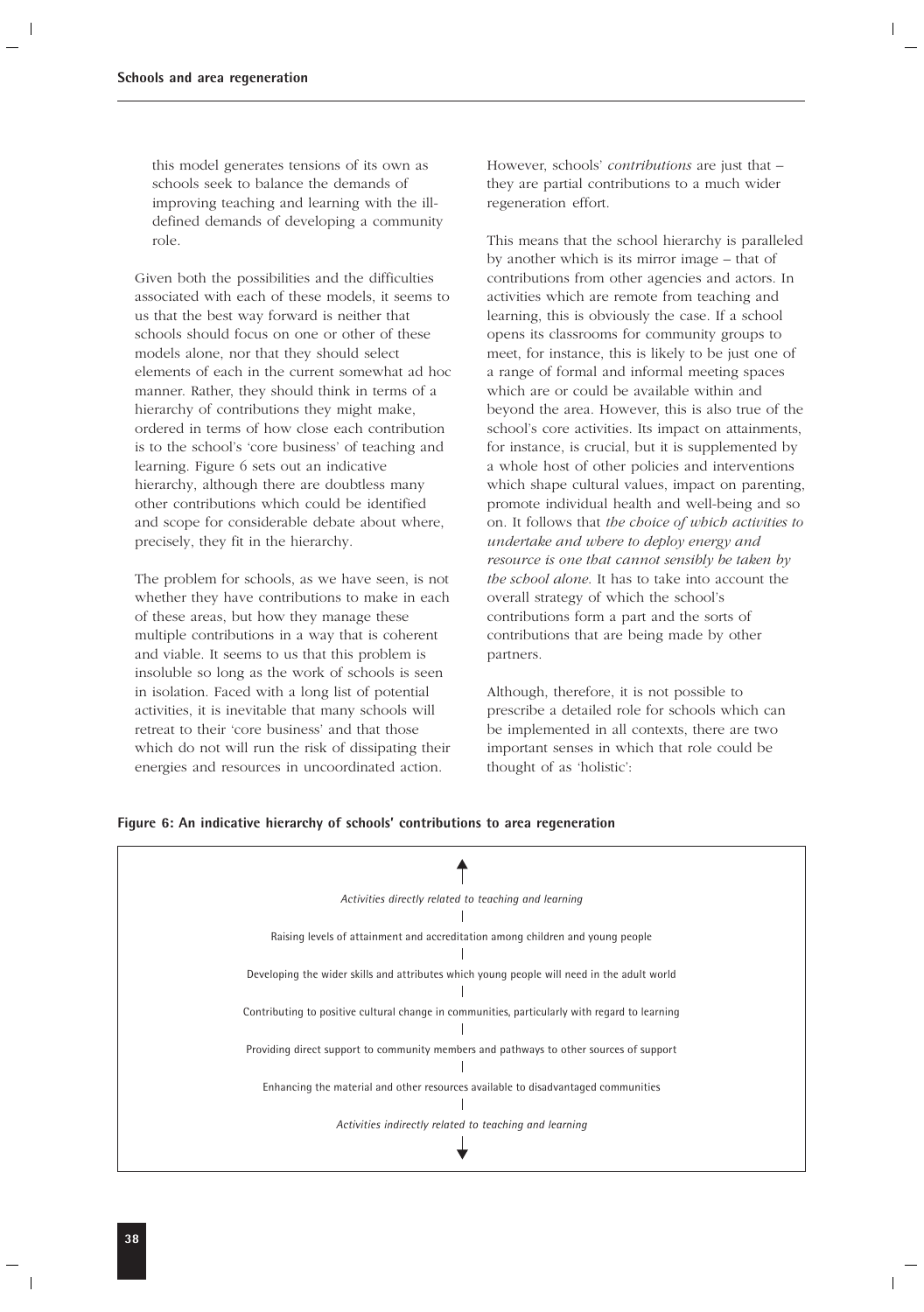this model generates tensions of its own as schools seek to balance the demands of improving teaching and learning with the ill-defined demands of developing a community role.

Given both the possibilities and the difficulties associated with each of these models, it seems to us that the best way forward is neither that schools should focus on one or other of these models alone, nor that they should select elements of each in the current somewhat ad hoc manner. Rather, they should think in terms of a hierarchy of contributions they might make, ordered in terms of how close each contribution is to the school's 'core business' of teaching and learning. Figure 6 sets out an indicative hierarchy, although there are doubtless many other contributions which could be identified and scope for considerable debate about where, precisely, they fit in the hierarchy.

The problem for schools, as we have seen, is not whether they have contributions to make in each of these areas, but how they manage these multiple contributions in a way that is coherent and viable. It seems to us that this problem is insoluble so long as the work of schools is seen in isolation. Faced with a long list of potential activities, it is inevitable that many schools will retreat to their 'core business' and that those which do not will run the risk of dissipating their energies and resources in uncoordinated action.

However, schools' *contributions* are just that – they are partial contributions to a much wider regeneration effort.

This means that the school hierarchy is paralleled by another which is its mirror image – that of contributions from other agencies and actors. In activities which are remote from teaching and learning, this is obviously the case. If a school opens its classrooms for community groups to meet, for instance, this is likely to be just one of a range of formal and informal meeting spaces which are or could be available within and beyond the area. However, this is also true of the school's core activities. Its impact on attainments, for instance, is crucial, but it is supplemented by a whole host of other policies and interventions which shape cultural values, impact on parenting, promote individual health and well-being and so on. It follows that *the choice of which activities to undertake and where to deploy energy and resource is one that cannot sensibly be taken by the school alone*. It has to take into account the overall strategy of which the school's contributions form a part and the sorts of contributions that are being made by other partners.

Although, therefore, it is not possible to prescribe a detailed role for schools which can be implemented in all contexts, there are two important senses in which that role could be thought of as 'holistic':

**Figure 6: An indicative hierarchy of schools' contributions to area regeneration**

↑

*Activities directly related to teaching and learning*

Raising levels of attainment and accreditation among children and young people

Developing the wider skills and attributes which young people will need in the adult world

Contributing to positive cultural change in communities, particularly with regard to learning

Providing direct support to community members and pathways to other sources of support

Enhancing the material and other resources available to disadvantaged communities

*Activities indirectly related to teaching and learning*

↓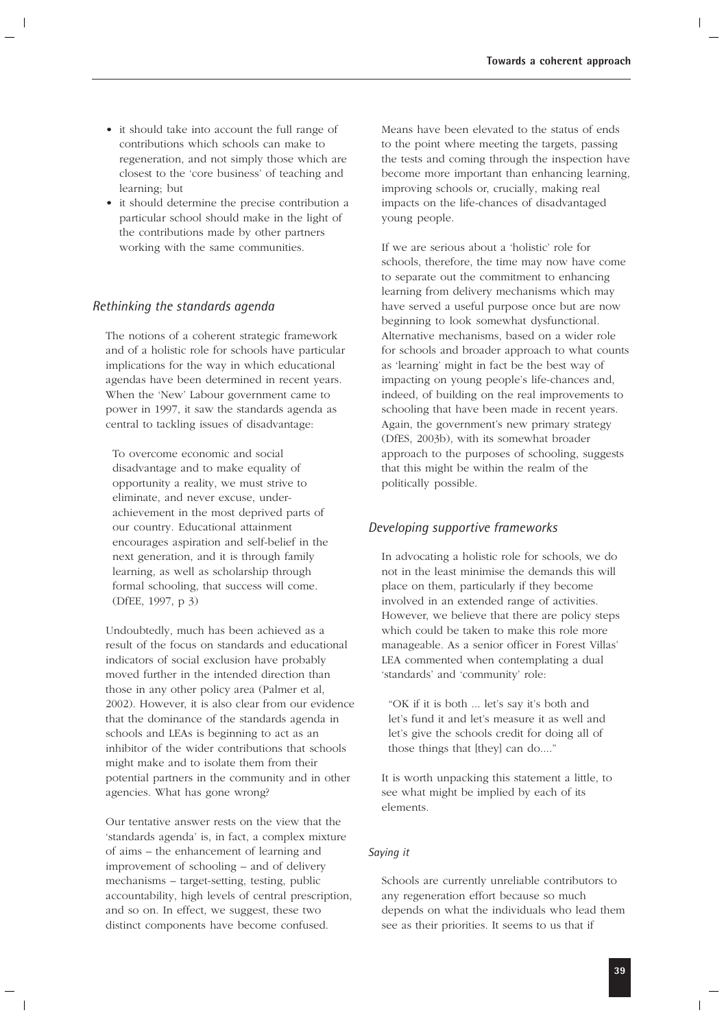- it should take into account the full range of contributions which schools can make to regeneration, and not simply those which are closest to the 'core business' of teaching and learning; but
- it should determine the precise contribution a particular school should make in the light of the contributions made by other partners working with the same communities.

## *Rethinking the standards agenda*

The notions of a coherent strategic framework and of a holistic role for schools have particular implications for the way in which educational agendas have been determined in recent years. When the 'New' Labour government came to power in 1997, it saw the standards agenda as central to tackling issues of disadvantage:

> To overcome economic and social disadvantage and to make equality of opportunity a reality, we must strive to eliminate, and never excuse, under-achievement in the most deprived parts of our country. Educational attainment encourages aspiration and self-belief in the next generation, and it is through family learning, as well as scholarship through formal schooling, that success will come. (DfEE, 1997, p 3)

Undoubtedly, much has been achieved as a result of the focus on standards and educational indicators of social exclusion have probably moved further in the intended direction than those in any other policy area (Palmer et al, 2002). However, it is also clear from our evidence that the dominance of the standards agenda in schools and LEAs is beginning to act as an inhibitor of the wider contributions that schools might make and to isolate them from their potential partners in the community and in other agencies. What has gone wrong?

Our tentative answer rests on the view that the 'standards agenda' is, in fact, a complex mixture of aims – the enhancement of learning and improvement of schooling – and of delivery mechanisms – target-setting, testing, public accountability, high levels of central prescription, and so on. In effect, we suggest, these two distinct components have become confused.

Means have been elevated to the status of ends to the point where meeting the targets, passing the tests and coming through the inspection have become more important than enhancing learning, improving schools or, crucially, making real impacts on the life-chances of disadvantaged young people.

If we are serious about a 'holistic' role for schools, therefore, the time may now have come to separate out the commitment to enhancing learning from delivery mechanisms which may have served a useful purpose once but are now beginning to look somewhat dysfunctional. Alternative mechanisms, based on a wider role for schools and broader approach to what counts as 'learning' might in fact be the best way of impacting on young people's life-chances and, indeed, of building on the real improvements to schooling that have been made in recent years. Again, the government's new primary strategy (DfES, 2003b), with its somewhat broader approach to the purposes of schooling, suggests that this might be within the realm of the politically possible.

## *Developing supportive frameworks*

In advocating a holistic role for schools, we do not in the least minimise the demands this will place on them, particularly if they become involved in an extended range of activities. However, we believe that there are policy steps which could be taken to make this role more manageable. As a senior officer in Forest Villas' LEA commented when contemplating a dual 'standards' and 'community' role:

> "OK if it is both ... let's say it's both and let's fund it and let's measure it as well and let's give the schools credit for doing all of those things that [they] can do...."

It is worth unpacking this statement a little, to see what might be implied by each of its elements.

### *Saying it*

Schools are currently unreliable contributors to any regeneration effort because so much depends on what the individuals who lead them see as their priorities. It seems to us that if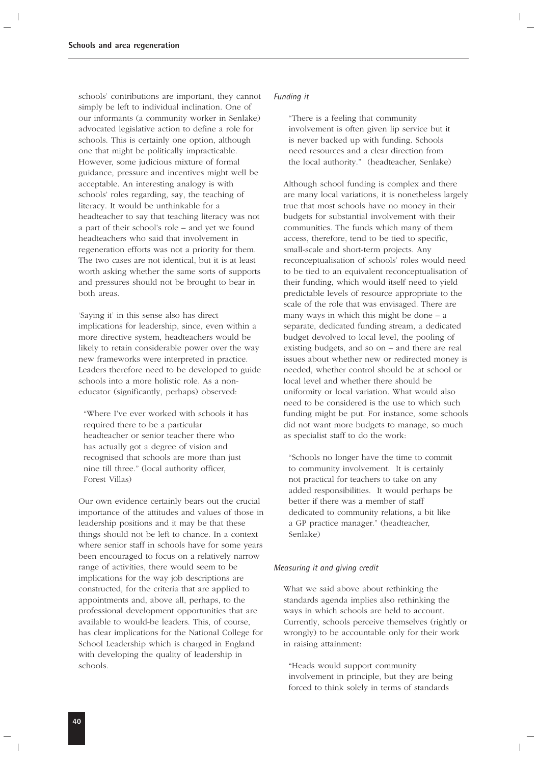schools' contributions are important, they cannot simply be left to individual inclination. One of our informants (a community worker in Senlake) advocated legislative action to define a role for schools. This is certainly one option, although one that might be politically impracticable. However, some judicious mixture of formal guidance, pressure and incentives might well be acceptable. An interesting analogy is with schools' roles regarding, say, the teaching of literacy. It would be unthinkable for a headteacher to say that teaching literacy was not a part of their school's role – and yet we found headteachers who said that involvement in regeneration efforts was not a priority for them. The two cases are not identical, but it is at least worth asking whether the same sorts of supports and pressures should not be brought to bear in both areas.

'Saying it' in this sense also has direct implications for leadership, since, even within a more directive system, headteachers would be likely to retain considerable power over the way new frameworks were interpreted in practice. Leaders therefore need to be developed to guide schools into a more holistic role. As a non-educator (significantly, perhaps) observed:

> "Where I've ever worked with schools it has required there to be a particular headteacher or senior teacher there who has actually got a degree of vision and recognised that schools are more than just nine till three." (local authority officer, Forest Villas)

Our own evidence certainly bears out the crucial importance of the attitudes and values of those in leadership positions and it may be that these things should not be left to chance. In a context where senior staff in schools have for some years been encouraged to focus on a relatively narrow range of activities, there would seem to be implications for the way job descriptions are constructed, for the criteria that are applied to appointments and, above all, perhaps, to the professional development opportunities that are available to would-be leaders. This, of course, has clear implications for the National College for School Leadership which is charged in England with developing the quality of leadership in schools.

*Funding it*

> "There is a feeling that community involvement is often given lip service but it is never backed up with funding. Schools need resources and a clear direction from the local authority." (headteacher, Senlake)

Although school funding is complex and there are many local variations, it is nonetheless largely true that most schools have no money in their budgets for substantial involvement with their communities. The funds which many of them access, therefore, tend to be tied to specific, small-scale and short-term projects. Any reconceptualisation of schools' roles would need to be tied to an equivalent reconceptualisation of their funding, which would itself need to yield predictable levels of resource appropriate to the scale of the role that was envisaged. There are many ways in which this might be done – a separate, dedicated funding stream, a dedicated budget devolved to local level, the pooling of existing budgets, and so on – and there are real issues about whether new or redirected money is needed, whether control should be at school or local level and whether there should be uniformity or local variation. What would also need to be considered is the use to which such funding might be put. For instance, some schools did not want more budgets to manage, so much as specialist staff to do the work:

> "Schools no longer have the time to commit to community involvement. It is certainly not practical for teachers to take on any added responsibilities. It would perhaps be better if there was a member of staff dedicated to community relations, a bit like a GP practice manager." (headteacher, Senlake)

*Measuring it and giving credit*

What we said above about rethinking the standards agenda implies also rethinking the ways in which schools are held to account. Currently, schools perceive themselves (rightly or wrongly) to be accountable only for their work in raising attainment:

> "Heads would support community involvement in principle, but they are being forced to think solely in terms of standards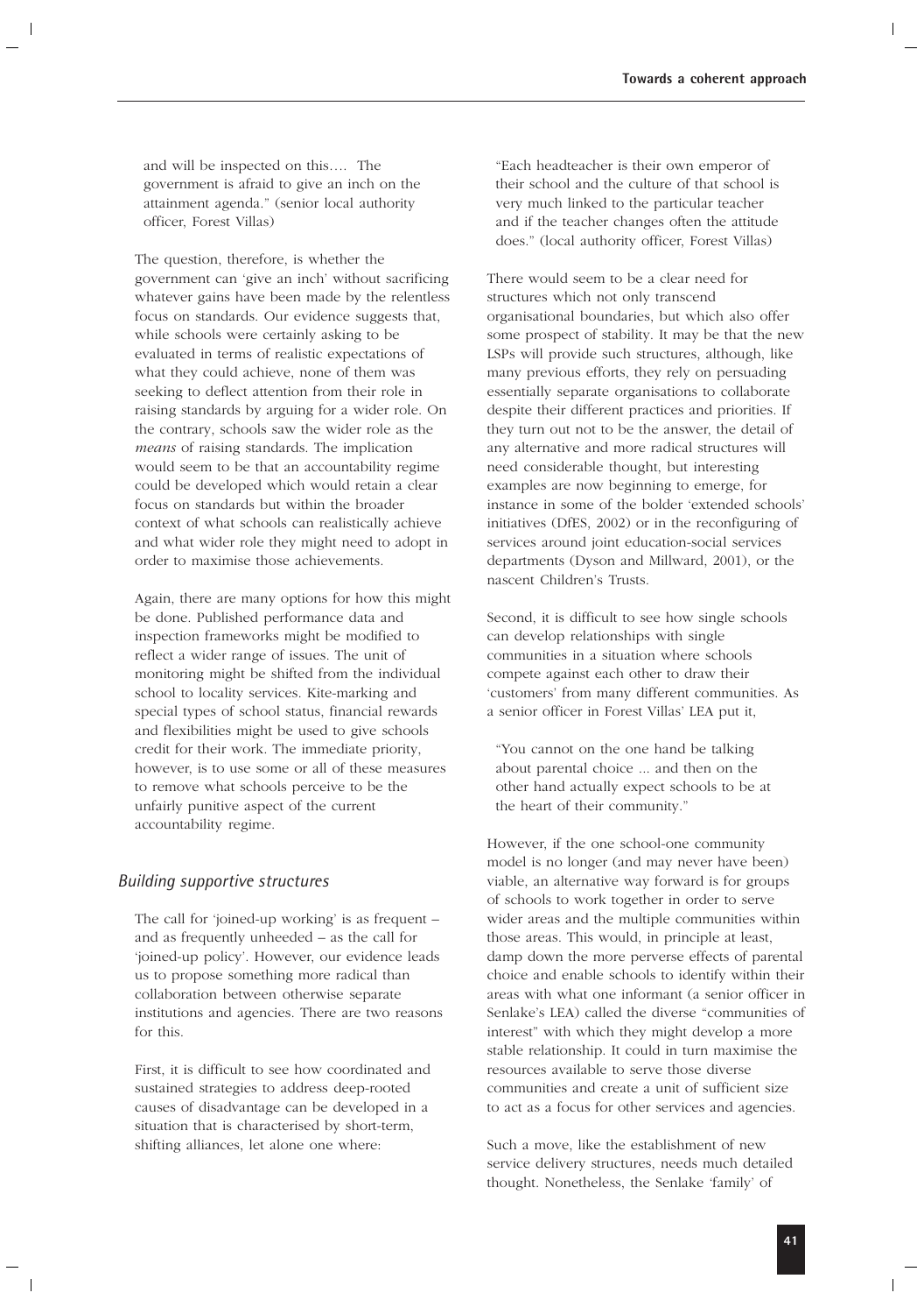and will be inspected on this…. The government is afraid to give an inch on the attainment agenda." (senior local authority officer, Forest Villas)

The question, therefore, is whether the government can 'give an inch' without sacrificing whatever gains have been made by the relentless focus on standards. Our evidence suggests that, while schools were certainly asking to be evaluated in terms of realistic expectations of what they could achieve, none of them was seeking to deflect attention from their role in raising standards by arguing for a wider role. On the contrary, schools saw the wider role as the *means* of raising standards. The implication would seem to be that an accountability regime could be developed which would retain a clear focus on standards but within the broader context of what schools can realistically achieve and what wider role they might need to adopt in order to maximise those achievements.

Again, there are many options for how this might be done. Published performance data and inspection frameworks might be modified to reflect a wider range of issues. The unit of monitoring might be shifted from the individual school to locality services. Kite-marking and special types of school status, financial rewards and flexibilities might be used to give schools credit for their work. The immediate priority, however, is to use some or all of these measures to remove what schools perceive to be the unfairly punitive aspect of the current accountability regime.

### *Building supportive structures*

The call for 'joined-up working' is as frequent – and as frequently unheeded – as the call for 'joined-up policy'. However, our evidence leads us to propose something more radical than collaboration between otherwise separate institutions and agencies. There are two reasons for this.

First, it is difficult to see how coordinated and sustained strategies to address deep-rooted causes of disadvantage can be developed in a situation that is characterised by short-term, shifting alliances, let alone one where:

"Each headteacher is their own emperor of their school and the culture of that school is very much linked to the particular teacher and if the teacher changes often the attitude does." (local authority officer, Forest Villas)

There would seem to be a clear need for structures which not only transcend organisational boundaries, but which also offer some prospect of stability. It may be that the new LSPs will provide such structures, although, like many previous efforts, they rely on persuading essentially separate organisations to collaborate despite their different practices and priorities. If they turn out not to be the answer, the detail of any alternative and more radical structures will need considerable thought, but interesting examples are now beginning to emerge, for instance in some of the bolder 'extended schools' initiatives (DfES, 2002) or in the reconfiguring of services around joint education-social services departments (Dyson and Millward, 2001), or the nascent Children's Trusts.

Second, it is difficult to see how single schools can develop relationships with single communities in a situation where schools compete against each other to draw their 'customers' from many different communities. As a senior officer in Forest Villas' LEA put it,

"You cannot on the one hand be talking about parental choice ... and then on the other hand actually expect schools to be at the heart of their community."

However, if the one school-one community model is no longer (and may never have been) viable, an alternative way forward is for groups of schools to work together in order to serve wider areas and the multiple communities within those areas. This would, in principle at least, damp down the more perverse effects of parental choice and enable schools to identify within their areas with what one informant (a senior officer in Senlake's LEA) called the diverse "communities of interest" with which they might develop a more stable relationship. It could in turn maximise the resources available to serve those diverse communities and create a unit of sufficient size to act as a focus for other services and agencies.

Such a move, like the establishment of new service delivery structures, needs much detailed thought. Nonetheless, the Senlake 'family' of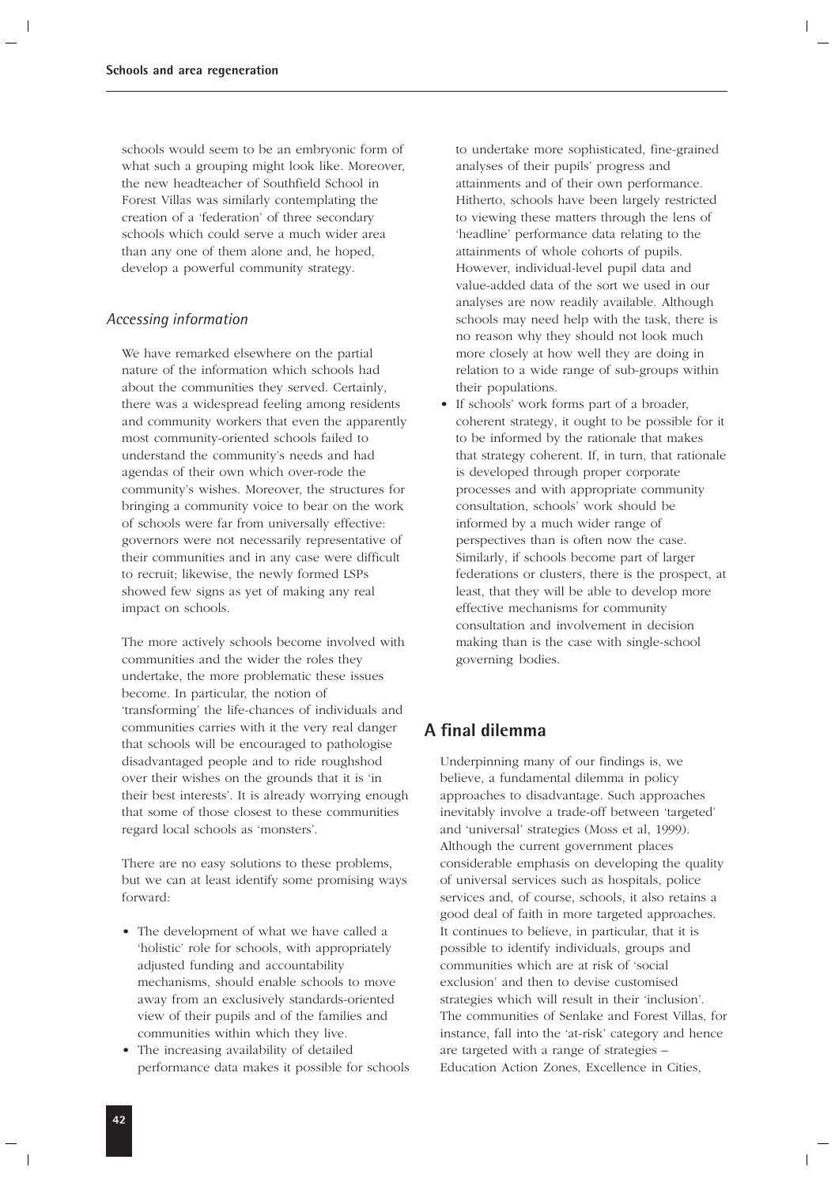schools would seem to be an embryonic form of what such a grouping might look like. Moreover, the new headteacher of Southfield School in Forest Villas was similarly contemplating the creation of a 'federation' of three secondary schools which could serve a much wider area than any one of them alone and, he hoped, develop a powerful community strategy.

### *Accessing information*

We have remarked elsewhere on the partial nature of the information which schools had about the communities they served. Certainly, there was a widespread feeling among residents and community workers that even the apparently most community-oriented schools failed to understand the community's needs and had agendas of their own which over-rode the community's wishes. Moreover, the structures for bringing a community voice to bear on the work of schools were far from universally effective: governors were not necessarily representative of their communities and in any case were difficult to recruit; likewise, the newly formed LSPs showed few signs as yet of making any real impact on schools.

The more actively schools become involved with communities and the wider the roles they undertake, the more problematic these issues become. In particular, the notion of 'transforming' the life-chances of individuals and communities carries with it the very real danger that schools will be encouraged to pathologise disadvantaged people and to ride roughshod over their wishes on the grounds that it is 'in their best interests'. It is already worrying enough that some of those closest to these communities regard local schools as 'monsters'.

There are no easy solutions to these problems, but we can at least identify some promising ways forward:

- The development of what we have called a 'holistic' role for schools, with appropriately adjusted funding and accountability mechanisms, should enable schools to move away from an exclusively standards-oriented view of their pupils and of the families and communities within which they live.
- The increasing availability of detailed performance data makes it possible for schools to undertake more sophisticated, fine-grained analyses of their pupils' progress and attainments and of their own performance. Hitherto, schools have been largely restricted to viewing these matters through the lens of 'headline' performance data relating to the attainments of whole cohorts of pupils. However, individual-level pupil data and value-added data of the sort we used in our analyses are now readily available. Although schools may need help with the task, there is no reason why they should not look much more closely at how well they are doing in relation to a wide range of sub-groups within their populations.
- If schools' work forms part of a broader, coherent strategy, it ought to be possible for it to be informed by the rationale that makes that strategy coherent. If, in turn, that rationale is developed through proper corporate processes and with appropriate community consultation, schools' work should be informed by a much wider range of perspectives than is often now the case. Similarly, if schools become part of larger federations or clusters, there is the prospect, at least, that they will be able to develop more effective mechanisms for community consultation and involvement in decision making than is the case with single-school governing bodies.

## A final dilemma

Underpinning many of our findings is, we believe, a fundamental dilemma in policy approaches to disadvantage. Such approaches inevitably involve a trade-off between 'targeted' and 'universal' strategies (Moss et al, 1999). Although the current government places considerable emphasis on developing the quality of universal services such as hospitals, police services and, of course, schools, it also retains a good deal of faith in more targeted approaches. It continues to believe, in particular, that it is possible to identify individuals, groups and communities which are at risk of 'social exclusion' and then to devise customised strategies which will result in their 'inclusion'. The communities of Senlake and Forest Villas, for instance, fall into the 'at-risk' category and hence are targeted with a range of strategies – Education Action Zones, Excellence in Cities,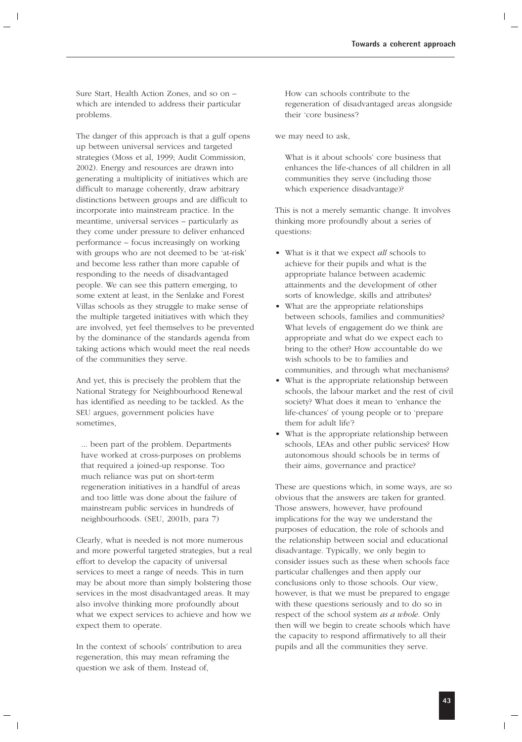Sure Start, Health Action Zones, and so on – which are intended to address their particular problems.

The danger of this approach is that a gulf opens up between universal services and targeted strategies (Moss et al, 1999; Audit Commission, 2002). Energy and resources are drawn into generating a multiplicity of initiatives which are difficult to manage coherently, draw arbitrary distinctions between groups and are difficult to incorporate into mainstream practice. In the meantime, universal services – particularly as they come under pressure to deliver enhanced performance – focus increasingly on working with groups who are not deemed to be 'at-risk' and become less rather than more capable of responding to the needs of disadvantaged people. We can see this pattern emerging, to some extent at least, in the Senlake and Forest Villas schools as they struggle to make sense of the multiple targeted initiatives with which they are involved, yet feel themselves to be prevented by the dominance of the standards agenda from taking actions which would meet the real needs of the communities they serve.

And yet, this is precisely the problem that the National Strategy for Neighbourhood Renewal has identified as needing to be tackled. As the SEU argues, government policies have sometimes,

> ... been part of the problem. Departments have worked at cross-purposes on problems that required a joined-up response. Too much reliance was put on short-term regeneration initiatives in a handful of areas and too little was done about the failure of mainstream public services in hundreds of neighbourhoods. (SEU, 2001b, para 7)

Clearly, what is needed is not more numerous and more powerful targeted strategies, but a real effort to develop the capacity of universal services to meet a range of needs. This in turn may be about more than simply bolstering those services in the most disadvantaged areas. It may also involve thinking more profoundly about what we expect services to achieve and how we expect them to operate.

In the context of schools' contribution to area regeneration, this may mean reframing the question we ask of them. Instead of,

> How can schools contribute to the regeneration of disadvantaged areas alongside their 'core business'?

we may need to ask,

> What is it about schools' core business that enhances the life-chances of all children in all communities they serve (including those which experience disadvantage)?

This is not a merely semantic change. It involves thinking more profoundly about a series of questions:

- What is it that we expect *all* schools to achieve for their pupils and what is the appropriate balance between academic attainments and the development of other sorts of knowledge, skills and attributes?
- What are the appropriate relationships between schools, families and communities? What levels of engagement do we think are appropriate and what do we expect each to bring to the other? How accountable do we wish schools to be to families and communities, and through what mechanisms?
- What is the appropriate relationship between schools, the labour market and the rest of civil society? What does it mean to 'enhance the life-chances' of young people or to 'prepare them for adult life'?
- What is the appropriate relationship between schools, LEAs and other public services? How autonomous should schools be in terms of their aims, governance and practice?

These are questions which, in some ways, are so obvious that the answers are taken for granted. Those answers, however, have profound implications for the way we understand the purposes of education, the role of schools and the relationship between social and educational disadvantage. Typically, we only begin to consider issues such as these when schools face particular challenges and then apply our conclusions only to those schools. Our view, however, is that we must be prepared to engage with these questions seriously and to do so in respect of the school system *as a whole*. Only then will we begin to create schools which have the capacity to respond affirmatively to all their pupils and all the communities they serve.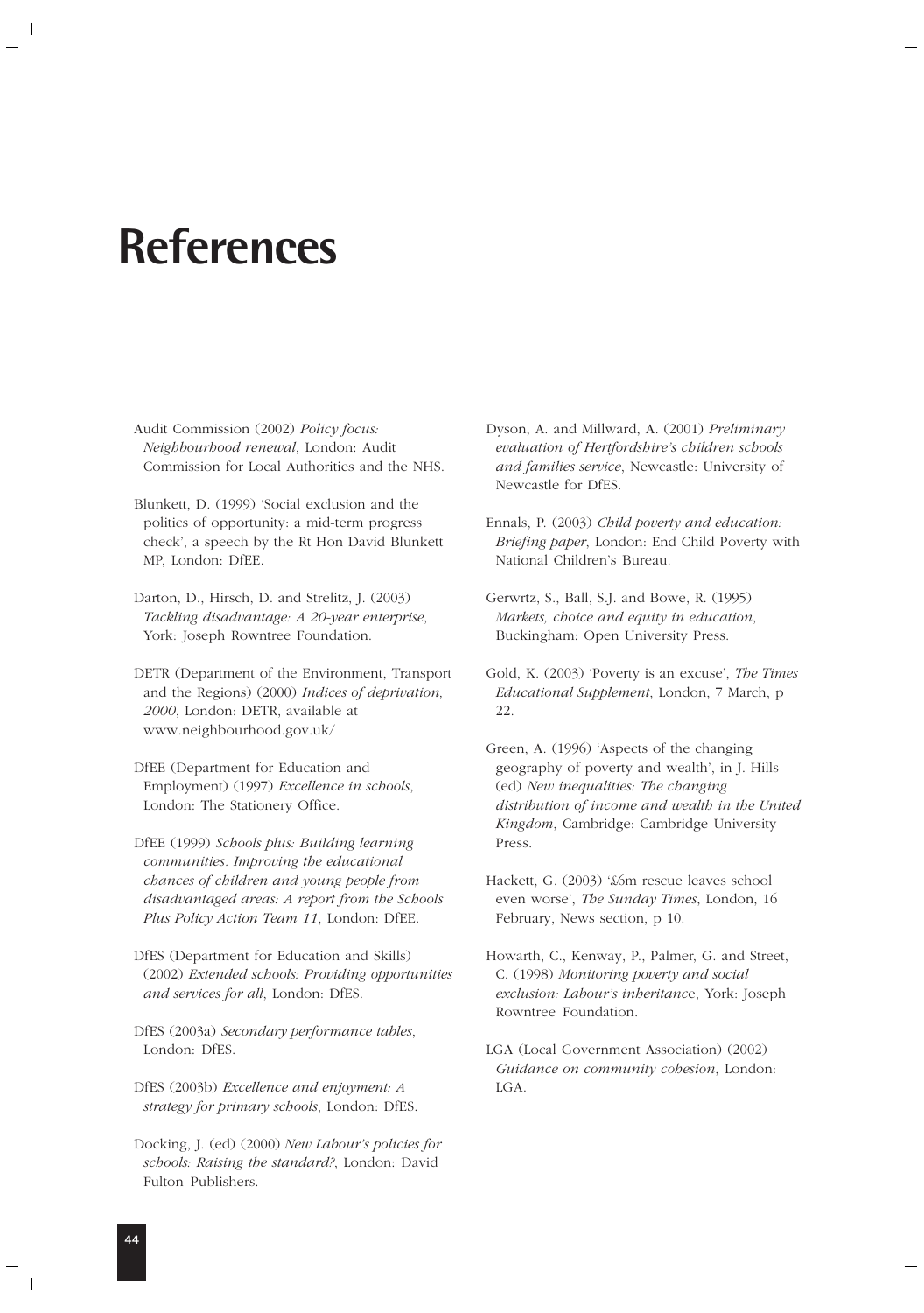# References

Audit Commission (2002) *Policy focus: Neighbourhood renewal*, London: Audit Commission for Local Authorities and the NHS.

Blunkett, D. (1999) 'Social exclusion and the politics of opportunity: a mid-term progress check', a speech by the Rt Hon David Blunkett MP, London: DfEE.

Darton, D., Hirsch, D. and Strelitz, J. (2003) *Tackling disadvantage: A 20-year enterprise*, York: Joseph Rowntree Foundation.

DETR (Department of the Environment, Transport and the Regions) (2000) *Indices of deprivation, 2000*, London: DETR, available at www.neighbourhood.gov.uk/

DfEE (Department for Education and Employment) (1997) *Excellence in schools*, London: The Stationery Office.

DfEE (1999) *Schools plus: Building learning communities. Improving the educational chances of children and young people from disadvantaged areas: A report from the Schools Plus Policy Action Team 11*, London: DfEE.

DfES (Department for Education and Skills) (2002) *Extended schools: Providing opportunities and services for all*, London: DfES.

DfES (2003a) *Secondary performance tables*, London: DfES.

DfES (2003b) *Excellence and enjoyment: A strategy for primary schools*, London: DfES.

Docking, J. (ed) (2000) *New Labour's policies for schools: Raising the standard?*, London: David Fulton Publishers.

Dyson, A. and Millward, A. (2001) *Preliminary evaluation of Hertfordshire's children schools and families service*, Newcastle: University of Newcastle for DfES.

Ennals, P. (2003) *Child poverty and education: Briefing paper*, London: End Child Poverty with National Children's Bureau.

Gerwrtz, S., Ball, S.J. and Bowe, R. (1995) *Markets, choice and equity in education*, Buckingham: Open University Press.

Gold, K. (2003) 'Poverty is an excuse', *The Times Educational Supplement*, London, 7 March, p 22.

Green, A. (1996) 'Aspects of the changing geography of poverty and wealth', in J. Hills (ed) *New inequalities: The changing distribution of income and wealth in the United Kingdom*, Cambridge: Cambridge University Press.

Hackett, G. (2003) '£6m rescue leaves school even worse', *The Sunday Times*, London, 16 February, News section, p 10.

Howarth, C., Kenway, P., Palmer, G. and Street, C. (1998) *Monitoring poverty and social exclusion: Labour's inheritance*, York: Joseph Rowntree Foundation.

LGA (Local Government Association) (2002) *Guidance on community cohesion*, London: LGA.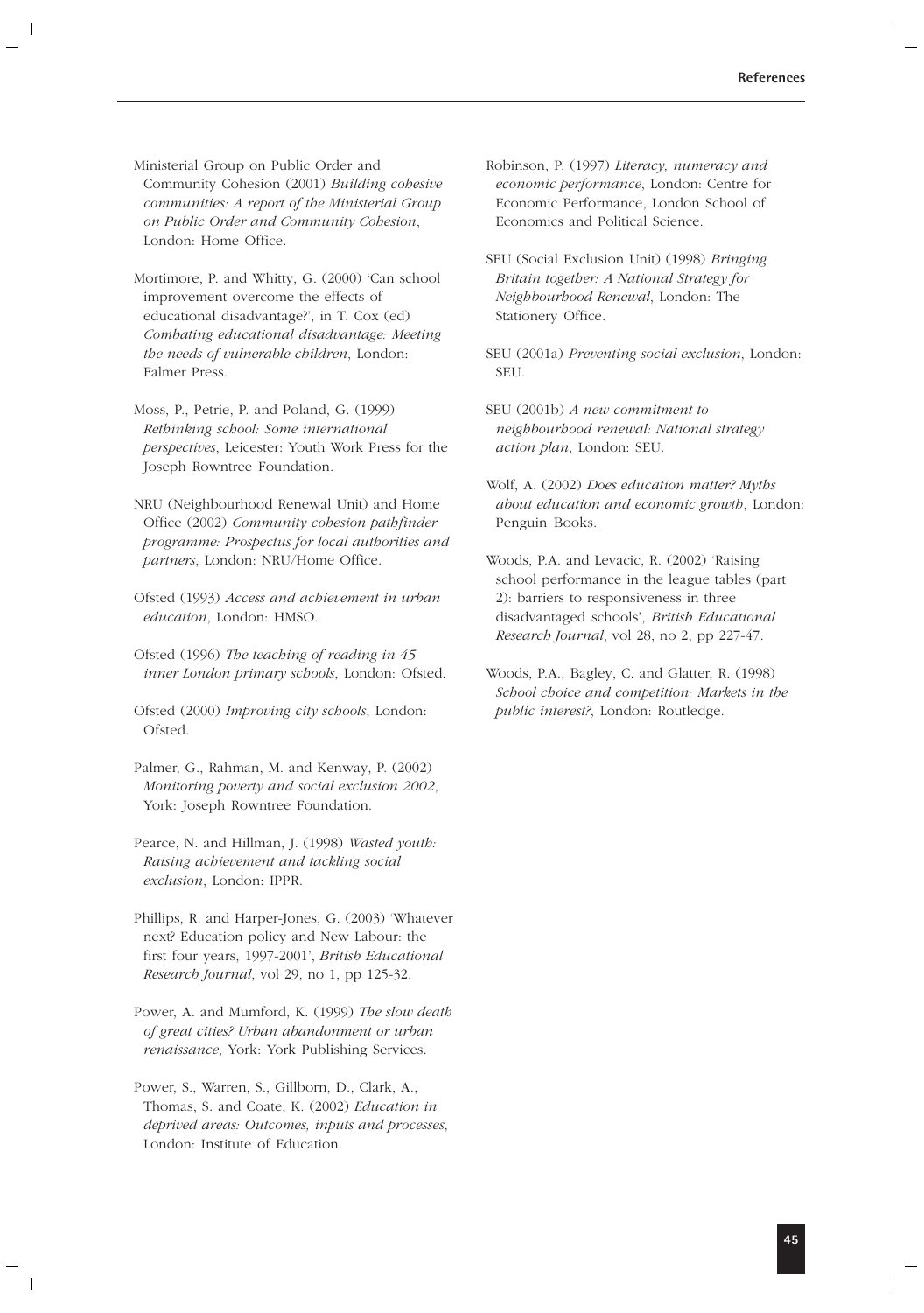Ministerial Group on Public Order and Community Cohesion (2001) *Building cohesive communities: A report of the Ministerial Group on Public Order and Community Cohesion*, London: Home Office.

Mortimore, P. and Whitty, G. (2000) 'Can school improvement overcome the effects of educational disadvantage?', in T. Cox (ed) *Combating educational disadvantage: Meeting the needs of vulnerable children*, London: Falmer Press.

Moss, P., Petrie, P. and Poland, G. (1999) *Rethinking school: Some international perspectives*, Leicester: Youth Work Press for the Joseph Rowntree Foundation.

NRU (Neighbourhood Renewal Unit) and Home Office (2002) *Community cohesion pathfinder programme: Prospectus for local authorities and partners*, London: NRU/Home Office.

Ofsted (1993) *Access and achievement in urban education*, London: HMSO.

Ofsted (1996) *The teaching of reading in 45 inner London primary schools*, London: Ofsted.

Ofsted (2000) *Improving city schools*, London: Ofsted.

Palmer, G., Rahman, M. and Kenway, P. (2002) *Monitoring poverty and social exclusion 2002*, York: Joseph Rowntree Foundation.

Pearce, N. and Hillman, J. (1998) *Wasted youth: Raising achievement and tackling social exclusion*, London: IPPR.

Phillips, R. and Harper-Jones, G. (2003) 'Whatever next? Education policy and New Labour: the first four years, 1997-2001', *British Educational Research Journal*, vol 29, no 1, pp 125-32.

Power, A. and Mumford, K. (1999) *The slow death of great cities? Urban abandonment or urban renaissance*, York: York Publishing Services.

Power, S., Warren, S., Gillborn, D., Clark, A., Thomas, S. and Coate, K. (2002) *Education in deprived areas: Outcomes, inputs and processes*, London: Institute of Education.

Robinson, P. (1997) *Literacy, numeracy and economic performance*, London: Centre for Economic Performance, London School of Economics and Political Science.

SEU (Social Exclusion Unit) (1998) *Bringing Britain together: A National Strategy for Neighbourhood Renewal*, London: The Stationery Office.

SEU (2001a) *Preventing social exclusion*, London: SEU.

SEU (2001b) *A new commitment to neighbourhood renewal: National strategy action plan*, London: SEU.

Wolf, A. (2002) *Does education matter? Myths about education and economic growth*, London: Penguin Books.

Woods, P.A. and Levacic, R. (2002) 'Raising school performance in the league tables (part 2): barriers to responsiveness in three disadvantaged schools', *British Educational Research Journal*, vol 28, no 2, pp 227-47.

Woods, P.A., Bagley, C. and Glatter, R. (1998) *School choice and competition: Markets in the public interest?*, London: Routledge.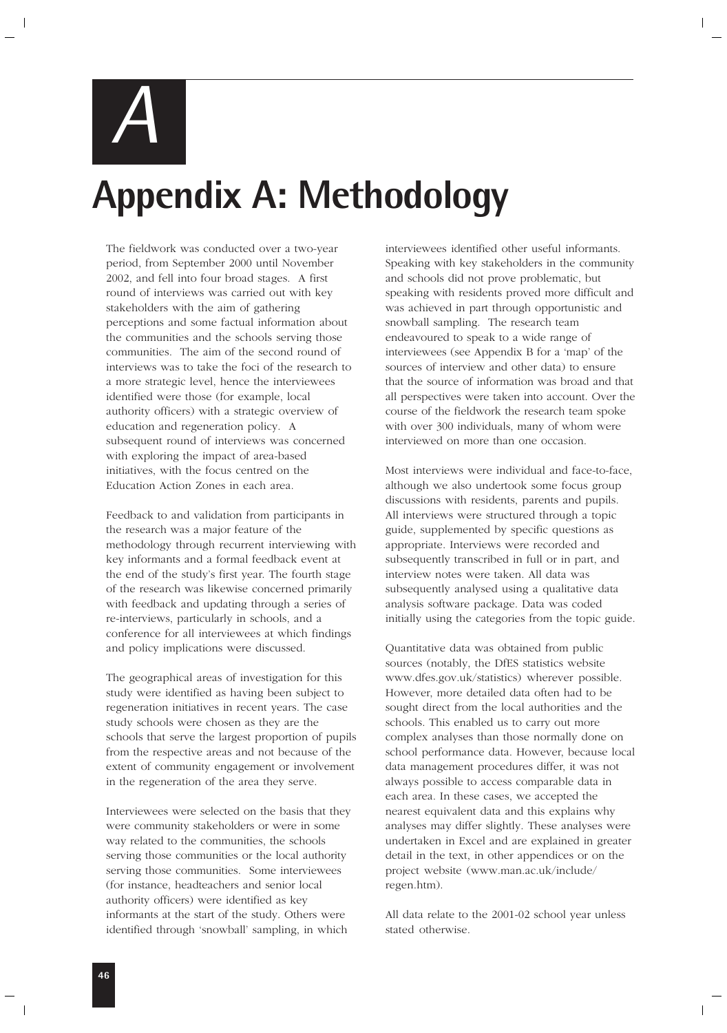# Appendix A: Methodology

The fieldwork was conducted over a two-year period, from September 2000 until November 2002, and fell into four broad stages. A first round of interviews was carried out with key stakeholders with the aim of gathering perceptions and some factual information about the communities and the schools serving those communities. The aim of the second round of interviews was to take the foci of the research to a more strategic level, hence the interviewees identified were those (for example, local authority officers) with a strategic overview of education and regeneration policy. A subsequent round of interviews was concerned with exploring the impact of area-based initiatives, with the focus centred on the Education Action Zones in each area.

Feedback to and validation from participants in the research was a major feature of the methodology through recurrent interviewing with key informants and a formal feedback event at the end of the study's first year. The fourth stage of the research was likewise concerned primarily with feedback and updating through a series of re-interviews, particularly in schools, and a conference for all interviewees at which findings and policy implications were discussed.

The geographical areas of investigation for this study were identified as having been subject to regeneration initiatives in recent years. The case study schools were chosen as they are the schools that serve the largest proportion of pupils from the respective areas and not because of the extent of community engagement or involvement in the regeneration of the area they serve.

Interviewees were selected on the basis that they were community stakeholders or were in some way related to the communities, the schools serving those communities or the local authority serving those communities. Some interviewees (for instance, headteachers and senior local authority officers) were identified as key informants at the start of the study. Others were identified through 'snowball' sampling, in which interviewees identified other useful informants. Speaking with key stakeholders in the community and schools did not prove problematic, but speaking with residents proved more difficult and was achieved in part through opportunistic and snowball sampling. The research team endeavoured to speak to a wide range of interviewees (see Appendix B for a 'map' of the sources of interview and other data) to ensure that the source of information was broad and that all perspectives were taken into account. Over the course of the fieldwork the research team spoke with over 300 individuals, many of whom were interviewed on more than one occasion.

Most interviews were individual and face-to-face, although we also undertook some focus group discussions with residents, parents and pupils. All interviews were structured through a topic guide, supplemented by specific questions as appropriate. Interviews were recorded and subsequently transcribed in full or in part, and interview notes were taken. All data was subsequently analysed using a qualitative data analysis software package. Data was coded initially using the categories from the topic guide.

Quantitative data was obtained from public sources (notably, the DfES statistics website www.dfes.gov.uk/statistics) wherever possible. However, more detailed data often had to be sought direct from the local authorities and the schools. This enabled us to carry out more complex analyses than those normally done on school performance data. However, because local data management procedures differ, it was not always possible to access comparable data in each area. In these cases, we accepted the nearest equivalent data and this explains why analyses may differ slightly. These analyses were undertaken in Excel and are explained in greater detail in the text, in other appendices or on the project website (www.man.ac.uk/include/regen.htm).

All data relate to the 2001-02 school year unless stated otherwise.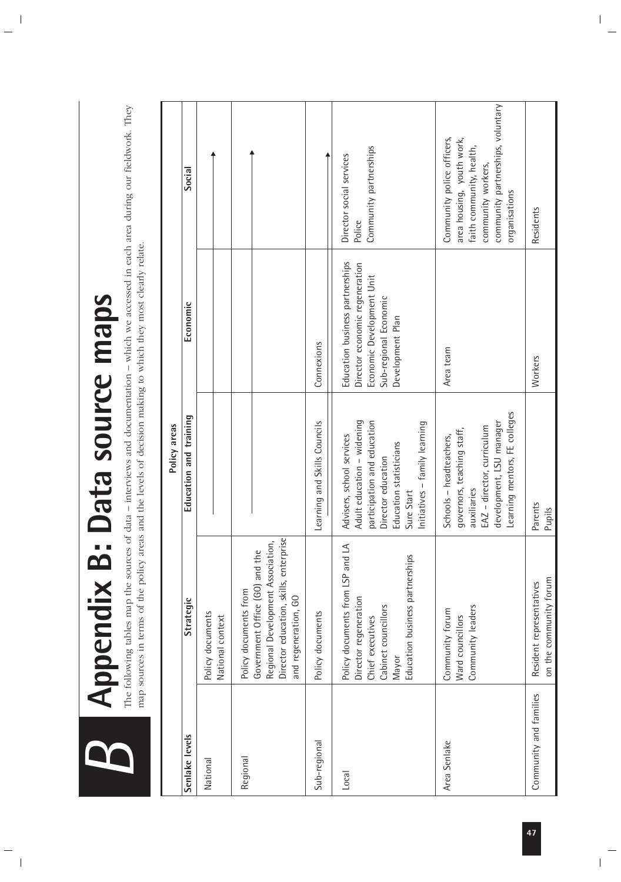# Appendix B: Data source maps

The following tables map the sources of data – interviews and documentation – which we accessed in each area during our fieldwork. They map sources in terms of the policy areas and the levels of decision making to which they most clearly relate.

| | | Policy areas | | |
|---|---|---|---|---|
| **Senlake levels** | **Strategic** | **Education and training** | **Economic** | **Social** |
| National | Policy documents<br>National context | → | → | → |
| Regional | Policy documents from Government Office (GO) and the Regional Development Association, Director education, skills, enterprise and regeneration, GO | → | → | → |
| Sub-regional | Policy documents | Learning and Skills Councils | Connexions | → |
| Local | Policy documents from LSP and LA<br>Director regeneration<br>Chief executives<br>Cabinet councillors<br>Mayor<br>Education business partnerships | Advisers, school services<br>Adult education – widening participation and education<br>Director education<br>Education statisticians<br>Sure Start<br>Initiatives – family learning | Education business partnerships<br>Director economic regeneration<br>Economic Development Unit<br>Sub-regional Economic Development Plan | Director social services<br>Police<br>Community partnerships |
| Area Senlake | Community forum<br>Ward councillors<br>Community leaders | Schools – headteachers, governors, teaching staff, auxiliaries<br>EAZ – director, curriculum development, LSU manager<br>Learning mentors, FE colleges | Area team | Community police officers, area housing, youth work, faith community, health, community workers, community partnerships, voluntary organisations |
| Community and families | Resident representatives on the community forum | Parents<br>Pupils | Workers | Residents |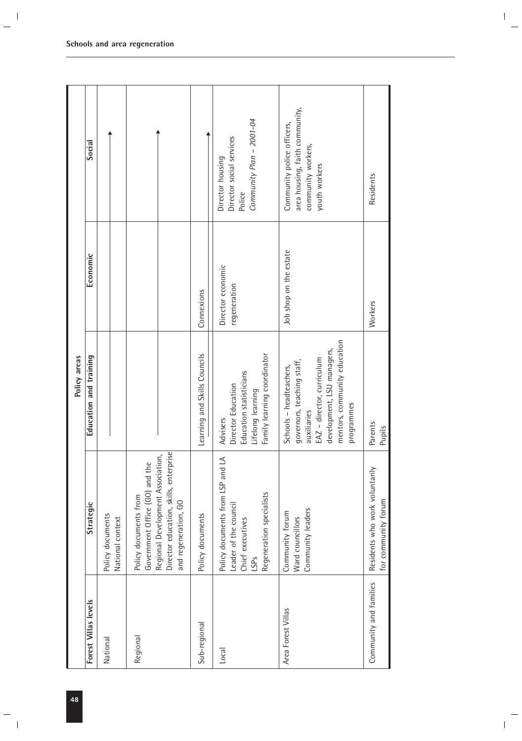| Forest Villas levels | Strategic | Policy areas | | |
|---|---|---|---|---|
| | | Education and training | Economic | Social |
| National | Policy documents<br>National context | | | |
| Regional | Policy documents from Government Office (GO) and the Regional Development Association, Director education, skills, enterprise and regeneration, GO | | | |
| Sub-regional | Policy documents | Learning and Skills Councils | Connexions | |
| Local | Policy documents from LSP and LA<br>Leader of the council<br>Chief executives<br>LSPs<br>Regeneration specialists | Advisers<br>Director Education<br>Education statisticians<br>Lifelong learning<br>Family learning coordinator | Director economic regeneration | Director housing<br>Director social services<br>Police<br>*Community Plan – 2001-04* |
| Area Forest Villas | Community forum<br>Ward councillors<br>Community leaders | Schools – headteachers, governors, teaching staff, auxiliaries<br>EAZ – director, curriculum development, LSU managers, mentors, community education programmes | Job shop on the estate | Community police officers, area housing, faith community, community workers, youth workers |
| Community and families | Residents who work voluntarily for community forum | Parents<br>Pupils | Workers | Residents |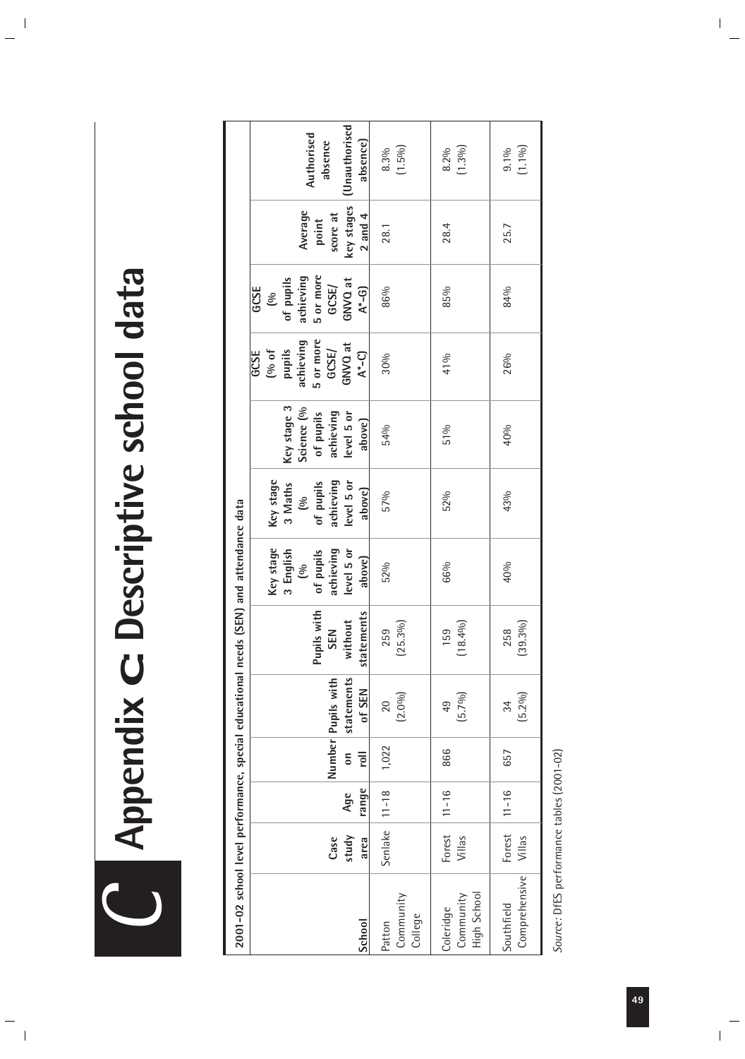# Appendix C Descriptive school data

2001–02 school level performance, special educational needs (SEN) and attendance data

| School | Case study area | Age range | Number on roll | Pupils with statements of SEN | Pupils with SEN without statements | Key stage 3 English (% of pupils achieving level 5 or above) | Key stage 3 Maths (% of pupils achieving level 5 or above) | Key stage 3 Science (% of pupils achieving level 5 or above) | GCSE (% of pupils achieving 5 or more GCSE/ GNVQ at A*–C) | GCSE (% of pupils achieving 5 or more GCSE/ GNVQ at A*–G) | Average point score at key stages 2 and 4 | Authorised absence (Unauthorised absence) |
|---|---|---|---|---|---|---|---|---|---|---|---|---|
| Patton Community College | Senlake | 11–18 | 1,022 | 20 (2.0%) | 259 (25.3%) | 52% | 57% | 54% | 30% | 86% | 28.1 | 8.3% (1.5%) |
| Coleridge Community High School | Forest Villas | 11–16 | 866 | 49 (5.7%) | 159 (18.4%) | 66% | 52% | 51% | 41% | 85% | 28.4 | 8.2% (1.3%) |
| Southfield Comprehensive | Forest Villas | 11–16 | 657 | 34 (5.2%) | 258 (39.3%) | 40% | 43% | 40% | 26% | 84% | 25.7 | 9.1% (1.1%) |

*Source*: DfES performance tables (2001–02)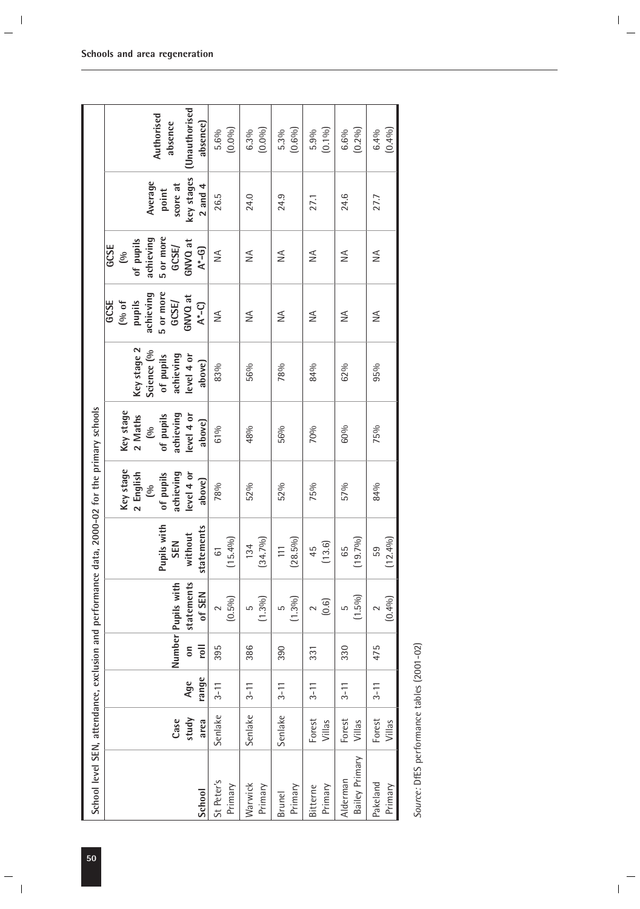School level SEN, attendance, exclusion and performance data, 2000-02 for the primary schools

| School | Case study area | Age range | Number on roll | Pupils with statements of SEN | Pupils with SEN without statements | Key stage 2 English (% of pupils achieving level 4 or above) | Key stage 2 Maths (% of pupils achieving level 4 or above) | Key stage 2 Science (% of pupils achieving level 4 or above) | GCSE (% of pupils achieving 5 or more GCSE/ GNVQ at A*-C) | GCSE (% of pupils achieving 5 or more GCSE/ GNVQ at A*-G) | Average point score at key stages 2 and 4 | Authorised absence (Unauthorised absence) |
|---|---|---|---|---|---|---|---|---|---|---|---|---|
| St Peter's Primary | Senlake | 3-11 | 395 | 2 (0.5%) | 61 (15.4%) | 78% | 61% | 83% | NA | NA | 26.5 | 5.6% (0.0%) |
| Warwick Primary | Senlake | 3-11 | 386 | 5 (1.3%) | 134 (34.7%) | 52% | 48% | 56% | NA | NA | 24.0 | 6.3% (0.0%) |
| Brunel Primary | Senlake | 3-11 | 390 | 5 (1.3%) | 111 (28.5%) | 52% | 56% | 78% | NA | NA | 24.9 | 5.3% (0.6%) |
| Bitterne Primary | Forest Villas | 3-11 | 331 | 2 (0.6) | 45 (13.6) | 75% | 70% | 84% | NA | NA | 27.1 | 5.9% (0.1%) |
| Alderman Bailey Primary | Forest Villas | 3-11 | 330 | 5 (1.5%) | 65 (19.7%) | 57% | 60% | 62% | NA | NA | 24.6 | 6.6% (0.2%) |
| Pakeland Primary | Forest Villas | 3-11 | 475 | 2 (0.4%) | 59 (12.4%) | 84% | 75% | 95% | NA | NA | 27.7 | 6.4% (0.4%) |

*Source*: DfES performance tables (2001-02)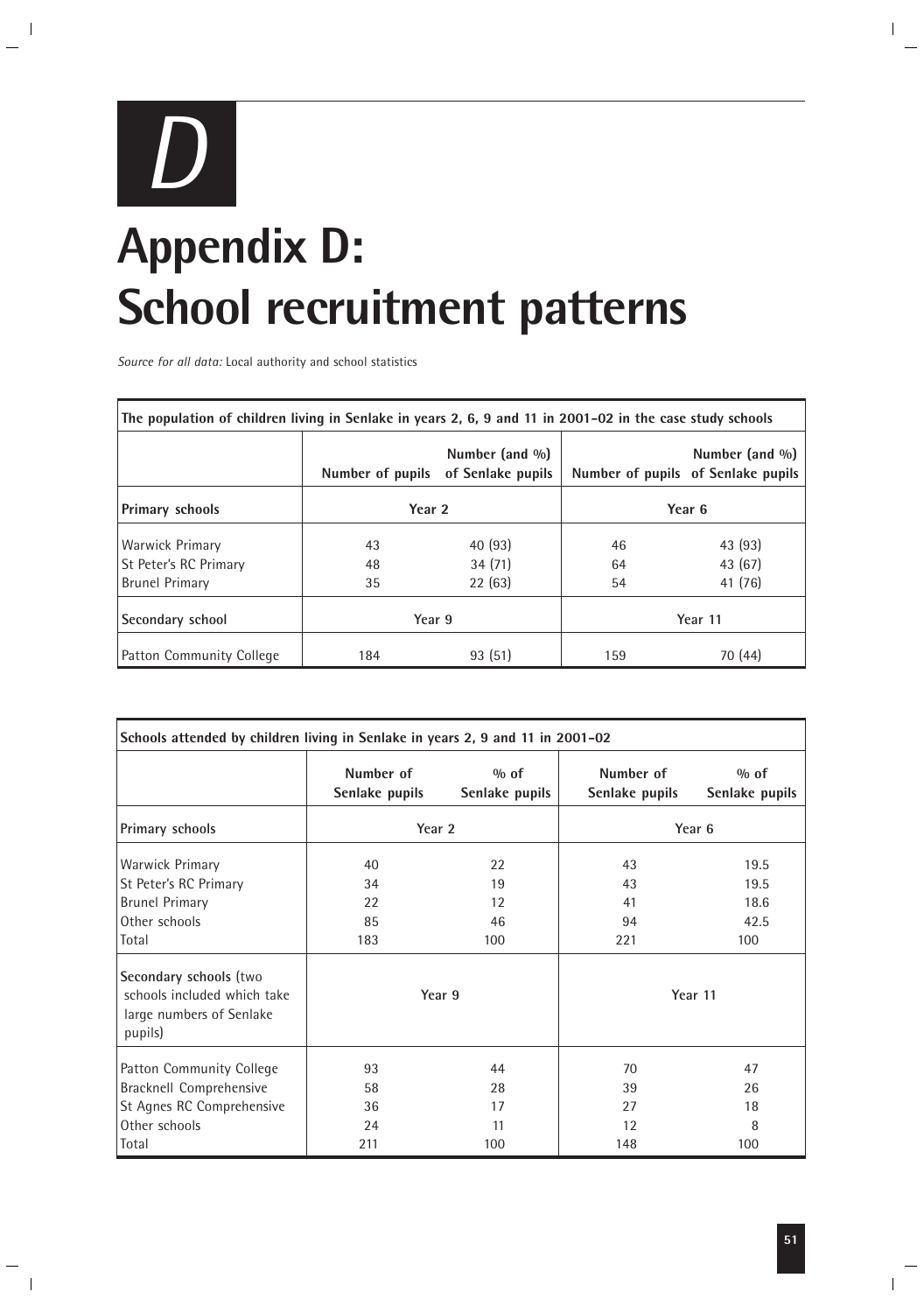# Appendix D: School recruitment patterns

*Source for all data:* Local authority and school statistics

| The population of children living in Senlake in years 2, 6, 9 and 11 in 2001–02 in the case study schools | | | | |
|---|---|---|---|---|
| | Number of pupils | Number (and %) of Senlake pupils | Number of pupils | Number (and %) of Senlake pupils |
| **Primary schools** | Year 2 | | Year 6 | |
| Warwick Primary | 43 | 40 (93) | 46 | 43 (93) |
| St Peter's RC Primary | 48 | 34 (71) | 64 | 43 (67) |
| Brunel Primary | 35 | 22 (63) | 54 | 41 (76) |
| **Secondary school** | Year 9 | | Year 11 | |
| Patton Community College | 184 | 93 (51) | 159 | 70 (44) |

| Schools attended by children living in Senlake in years 2, 9 and 11 in 2001–02 | | | | |
|---|---|---|---|---|
| | Number of Senlake pupils | % of Senlake pupils | Number of Senlake pupils | % of Senlake pupils |
| **Primary schools** | Year 2 | | Year 6 | |
| Warwick Primary | 40 | 22 | 43 | 19.5 |
| St Peter's RC Primary | 34 | 19 | 43 | 19.5 |
| Brunel Primary | 22 | 12 | 41 | 18.6 |
| Other schools | 85 | 46 | 94 | 42.5 |
| Total | 183 | 100 | 221 | 100 |
| **Secondary schools** (two schools included which take large numbers of Senlake pupils) | Year 9 | | Year 11 | |
| Patton Community College | 93 | 44 | 70 | 47 |
| Bracknell Comprehensive | 58 | 28 | 39 | 26 |
| St Agnes RC Comprehensive | 36 | 17 | 27 | 18 |
| Other schools | 24 | 11 | 12 | 8 |
| Total | 211 | 100 | 148 | 100 |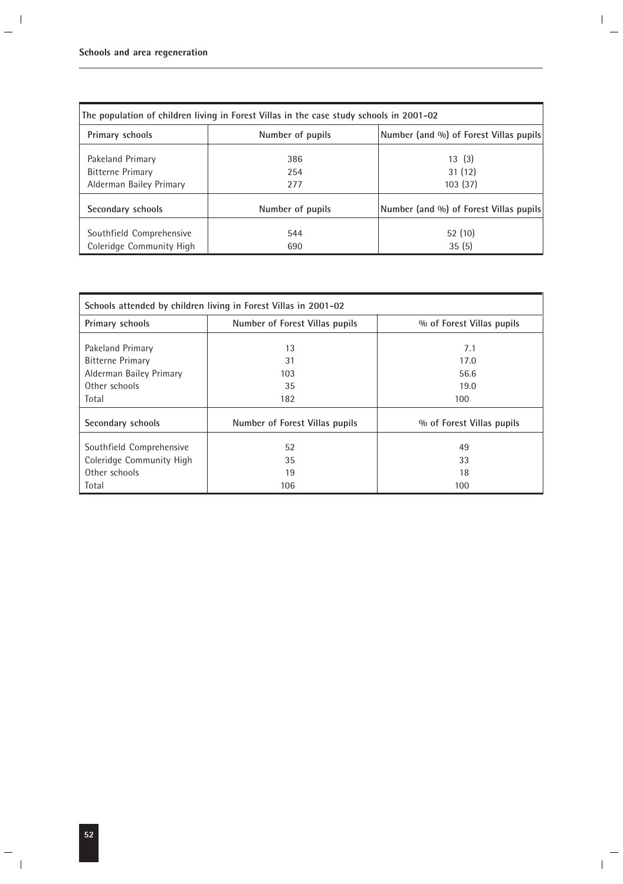| The population of children living in Forest Villas in the case study schools in 2001–02 | | |
|---|---|---|
| **Primary schools** | **Number of pupils** | **Number (and %) of Forest Villas pupils** |
| Pakeland Primary | 386 | 13 (3) |
| Bitterne Primary | 254 | 31 (12) |
| Alderman Bailey Primary | 277 | 103 (37) |
| **Secondary schools** | **Number of pupils** | **Number (and %) of Forest Villas pupils** |
| Southfield Comprehensive | 544 | 52 (10) |
| Coleridge Community High | 690 | 35 (5) |

| Schools attended by children living in Forest Villas in 2001–02 | | |
|---|---|---|
| **Primary schools** | **Number of Forest Villas pupils** | **% of Forest Villas pupils** |
| Pakeland Primary | 13 | 7.1 |
| Bitterne Primary | 31 | 17.0 |
| Alderman Bailey Primary | 103 | 56.6 |
| Other schools | 35 | 19.0 |
| Total | 182 | 100 |
| **Secondary schools** | **Number of Forest Villas pupils** | **% of Forest Villas pupils** |
| Southfield Comprehensive | 52 | 49 |
| Coleridge Community High | 35 | 33 |
| Other schools | 19 | 18 |
| Total | 106 | 100 |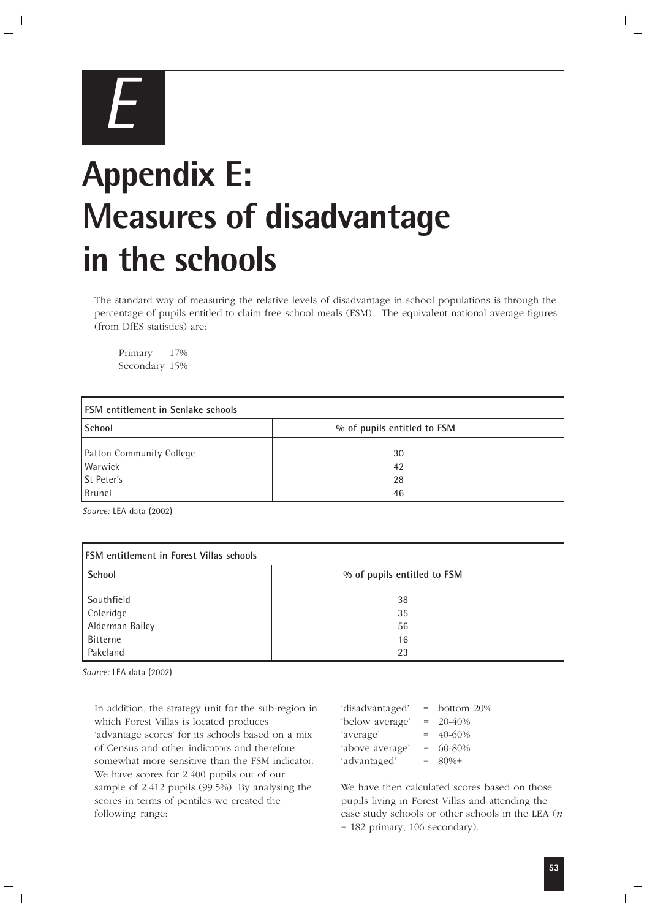E

# Appendix E: Measures of disadvantage in the schools

The standard way of measuring the relative levels of disadvantage in school populations is through the percentage of pupils entitled to claim free school meals (FSM). The equivalent national average figures (from DfES statistics) are:

Primary 17%
Secondary 15%

| FSM entitlement in Senlake schools | |
|---|---|
| **School** | **% of pupils entitled to FSM** |
| Patton Community College | 30 |
| Warwick | 42 |
| St Peter's | 28 |
| Brunel | 46 |

*Source:* LEA data (2002)

| FSM entitlement in Forest Villas schools | |
|---|---|
| **School** | **% of pupils entitled to FSM** |
| Southfield | 38 |
| Coleridge | 35 |
| Alderman Bailey | 56 |
| Bitterne | 16 |
| Pakeland | 23 |

*Source:* LEA data (2002)

In addition, the strategy unit for the sub-region in which Forest Villas is located produces 'advantage scores' for its schools based on a mix of Census and other indicators and therefore somewhat more sensitive than the FSM indicator. We have scores for 2,400 pupils out of our sample of 2,412 pupils (99.5%). By analysing the scores in terms of pentiles we created the following range:

'disadvantaged' = bottom 20%
'below average' = 20-40%
'average' = 40-60%
'above average' = 60-80%
'advantaged' = 80%+

We have then calculated scores based on those pupils living in Forest Villas and attending the case study schools or other schools in the LEA ($n$ = 182 primary, 106 secondary).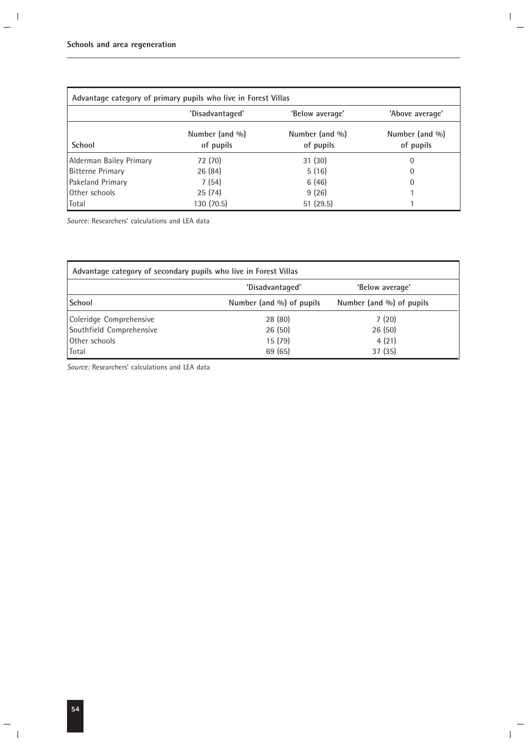| Advantage category of primary pupils who live in Forest Villas | | | |
|---|---|---|---|
| | 'Disadvantaged' | 'Below average' | 'Above average' |
| School | Number (and %) of pupils | Number (and %) of pupils | Number (and %) of pupils |
| Alderman Bailey Primary | 72 (70) | 31 (30) | 0 |
| Bitterne Primary | 26 (84) | 5 (16) | 0 |
| Pakeland Primary | 7 (54) | 6 (46) | 0 |
| Other schools | 25 (74) | 9 (26) | 1 |
| Total | 130 (70.5) | 51 (29.5) | 1 |

*Source:* Researchers' calculations and LEA data

| Advantage category of secondary pupils who live in Forest Villas | | |
|---|---|---|
| | 'Disadvantaged' | 'Below average' |
| School | Number (and %) of pupils | Number (and %) of pupils |
| Coleridge Comprehensive | 28 (80) | 7 (20) |
| Southfield Comprehensive | 26 (50) | 26 (50) |
| Other schools | 15 (79) | 4 (21) |
| Total | 69 (65) | 37 (35) |

*Source:* Researchers' calculations and LEA data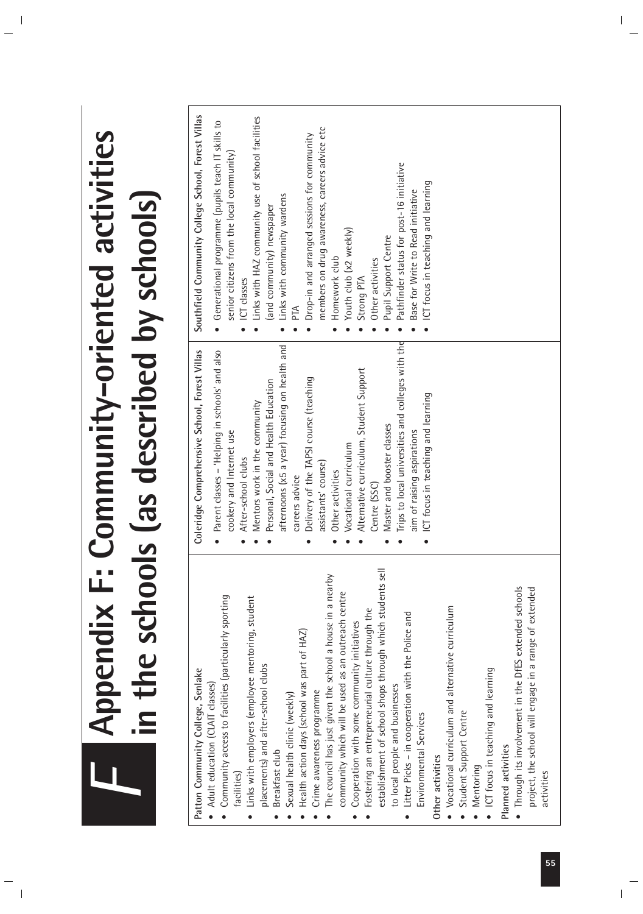# F Appendix F: Community-oriented activities in the schools (as described by schools)

| Patton Community College, Senlake | Coleridge Comprehensive School, Forest Villas | Southfield Community College School, Forest Villas |
|---|---|---|
| • Adult education (CLAIT classes)<br>• Community access to facilities (particularly sporting facilities)<br>• Links with employers (employee mentoring, student placements) and after-school clubs<br>• Breakfast club<br>• Sexual health clinic (weekly)<br>• Health action days (school was part of HAZ)<br>• Crime awareness programme<br>• The council has just given the school a house in a nearby community which will be used as an outreach centre<br>• Cooperation with some community initiatives<br>• Fostering an entrepreneurial culture through the establishment of school shops through which students sell to local people and businesses<br>• Litter Picks – in cooperation with the Police and Environmental Services<br>**Other activities**<br>• Vocational curriculum and alternative curriculum<br>• Student Support Centre<br>• Mentoring<br>• ICT focus in teaching and learning<br>**Planned activities**<br>• Through its involvement in the DfES extended schools project, the school will engage in a range of extended activities | • Parent classes – 'Helping in schools' and also cookery and Internet use<br>• After-school clubs<br>• Mentors work in the community<br>• Personal, Social and Health Education afternoons (x5 a year) focusing on health and careers advice<br>• Delivery of the TAPSI course (teaching assistants' course)<br>• Other activities<br>• Vocational curriculum<br>• Alternative curriculum, Student Support Centre (SSC)<br>• Master and booster classes<br>• Trips to local universities and colleges with the aim of raising aspirations<br>• ICT focus in teaching and learning | • Generational programme (pupils teach IT skills to senior citizens from the local community)<br>• ICT classes<br>• Links with HAZ community use of school facilities (and community) newspaper<br>• Links with community wardens<br>• PTA<br>• Drop-in and arranged sessions for community members on drug awareness, careers advice etc<br>• Homework club<br>• Youth club (x2 weekly)<br>• Strong PTA<br>• Other activities<br>• Pupil Support Centre<br>• Pathfinder status for post-16 initiative<br>• Base for Write to Read initiative<br>• ICT focus in teaching and learning |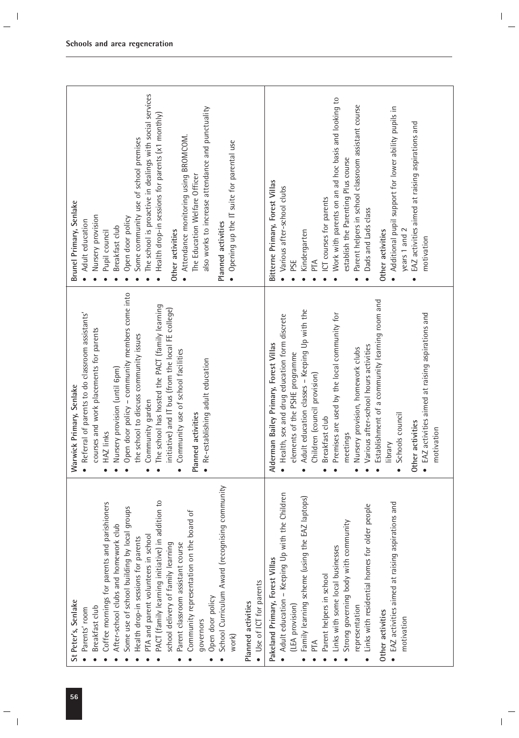| St Peter's, Senlake | Warwick Primary, Senlake | Brunel Primary, Senlake |
|---|---|---|
| • Parents' room<br>• Breakfast club<br>• Coffee mornings for parents and parishioners<br>• After-school clubs and homework club<br>• Some use of school building by local groups<br>• Health drop-in sessions for parents<br>• PTA and parent volunteers in school<br>• PACT (family learning initiative) in addition to school delivery of family learning<br>• Parent classroom assistant course<br>• Community representation on the board of governors<br>• Open door policy<br>• School Curriculum Award (recognising community work)<br><br>**Planned activities**<br>• Use of ICT for parents | • Referral of parents to do classroom assistants' courses and work placements for parents<br>• HAZ links<br>• Nursery provision (until 6pm)<br>• Open door policy – community members come into the school to discuss community issues<br>• Community garden<br>• The school has hosted the PACT (family learning initiative) and IT bus (from the local FE college)<br>• Community use of school facilities<br><br>**Planned activities**<br>• Re-establishing adult education | • Adult education<br>• Nursery provision<br>• Pupil council<br>• Breakfast club<br>• Open door policy<br>• Some community use of school premises<br>• The school is proactive in dealings with social services<br>• Health drop-in sessions for parents (x1 monthly)<br><br>**Other activities**<br>• Attendance monitoring using BROMCOM. The Education Welfare Officer also works to increase attendance and punctuality<br><br>**Planned activities**<br>• Opening up the IT suite for parental use |
| **Pakeland Primary, Forest Villas** | **Alderman Bailey Primary, Forest Villas** | **Bitterne Primary, Forest Villas** |
| • Adult education – Keeping Up with the Children (LEA provision)<br>• Family learning scheme (using the EAZ laptops)<br>• PTA<br>• Parent helpers in school<br>• Links with some local businesses<br>• Strong governing body with community representation<br>• Links with residential homes for older people<br><br>**Other activities**<br>• EAZ activities aimed at raising aspirations and motivation | • Health, sex and drug education form discrete elements of the PSHE programme<br>• Adult education classes – Keeping Up with the Children (council provision)<br>• Breakfast club<br>• Premises are used by the local community for meetings<br>• Nursery provision, homework clubs<br>• Various after-school hours activities<br>• Establishment of a community learning room and library<br>• Schools council<br><br>**Other activities**<br>• EAZ activities aimed at raising aspirations and motivation | • Various after-school clubs<br>• PSE<br>• Kindergarten<br>• PTA<br>• ICT courses for parents<br>• Work with parents on an ad hoc basis and looking to establish the Parenting Plus course<br>• Parent helpers in school classroom assistant course<br>• Dads and Lads class<br><br>**Other activities**<br>• Additional pupil support for lower ability pupils in years 1 and 2<br>• EAZ activities aimed at raising aspirations and motivation |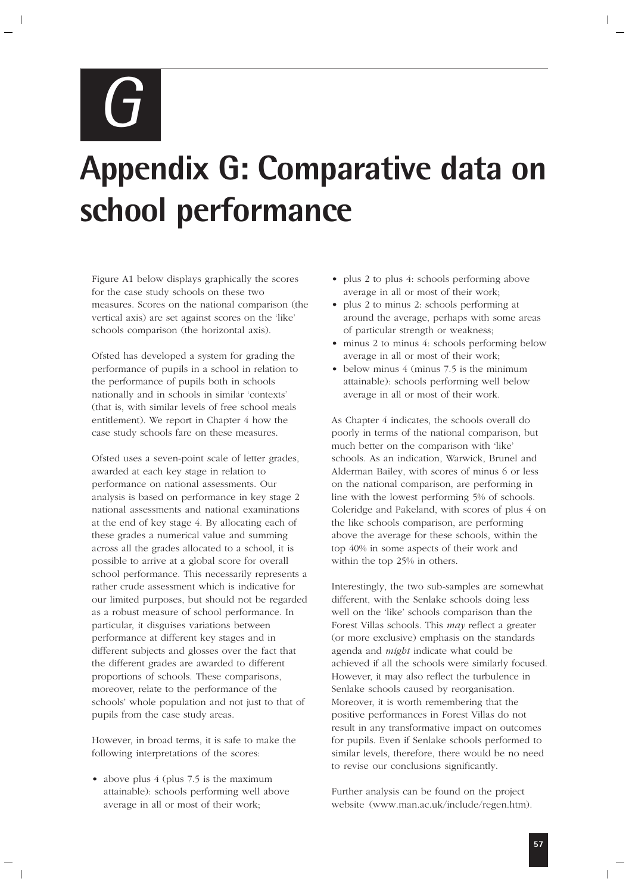# G

# Appendix G: Comparative data on school performance

Figure A1 below displays graphically the scores for the case study schools on these two measures. Scores on the national comparison (the vertical axis) are set against scores on the 'like' schools comparison (the horizontal axis).

Ofsted has developed a system for grading the performance of pupils in a school in relation to the performance of pupils both in schools nationally and in schools in similar 'contexts' (that is, with similar levels of free school meals entitlement). We report in Chapter 4 how the case study schools fare on these measures.

Ofsted uses a seven-point scale of letter grades, awarded at each key stage in relation to performance on national assessments. Our analysis is based on performance in key stage 2 national assessments and national examinations at the end of key stage 4. By allocating each of these grades a numerical value and summing across all the grades allocated to a school, it is possible to arrive at a global score for overall school performance. This necessarily represents a rather crude assessment which is indicative for our limited purposes, but should not be regarded as a robust measure of school performance. In particular, it disguises variations between performance at different key stages and in different subjects and glosses over the fact that the different grades are awarded to different proportions of schools. These comparisons, moreover, relate to the performance of the schools' whole population and not just to that of pupils from the case study areas.

However, in broad terms, it is safe to make the following interpretations of the scores:

- above plus 4 (plus 7.5 is the maximum attainable): schools performing well above average in all or most of their work;
- plus 2 to plus 4: schools performing above average in all or most of their work;
- plus 2 to minus 2: schools performing at around the average, perhaps with some areas of particular strength or weakness;
- minus 2 to minus 4: schools performing below average in all or most of their work;
- below minus 4 (minus 7.5 is the minimum attainable): schools performing well below average in all or most of their work.

As Chapter 4 indicates, the schools overall do poorly in terms of the national comparison, but much better on the comparison with 'like' schools. As an indication, Warwick, Brunel and Alderman Bailey, with scores of minus 6 or less on the national comparison, are performing in line with the lowest performing 5% of schools. Coleridge and Pakeland, with scores of plus 4 on the like schools comparison, are performing above the average for these schools, within the top 40% in some aspects of their work and within the top 25% in others.

Interestingly, the two sub-samples are somewhat different, with the Senlake schools doing less well on the 'like' schools comparison than the Forest Villas schools. This *may* reflect a greater (or more exclusive) emphasis on the standards agenda and *might* indicate what could be achieved if all the schools were similarly focused. However, it may also reflect the turbulence in Senlake schools caused by reorganisation. Moreover, it is worth remembering that the positive performances in Forest Villas do not result in any transformative impact on outcomes for pupils. Even if Senlake schools performed to similar levels, therefore, there would be no need to revise our conclusions significantly.

Further analysis can be found on the project website (www.man.ac.uk/include/regen.htm).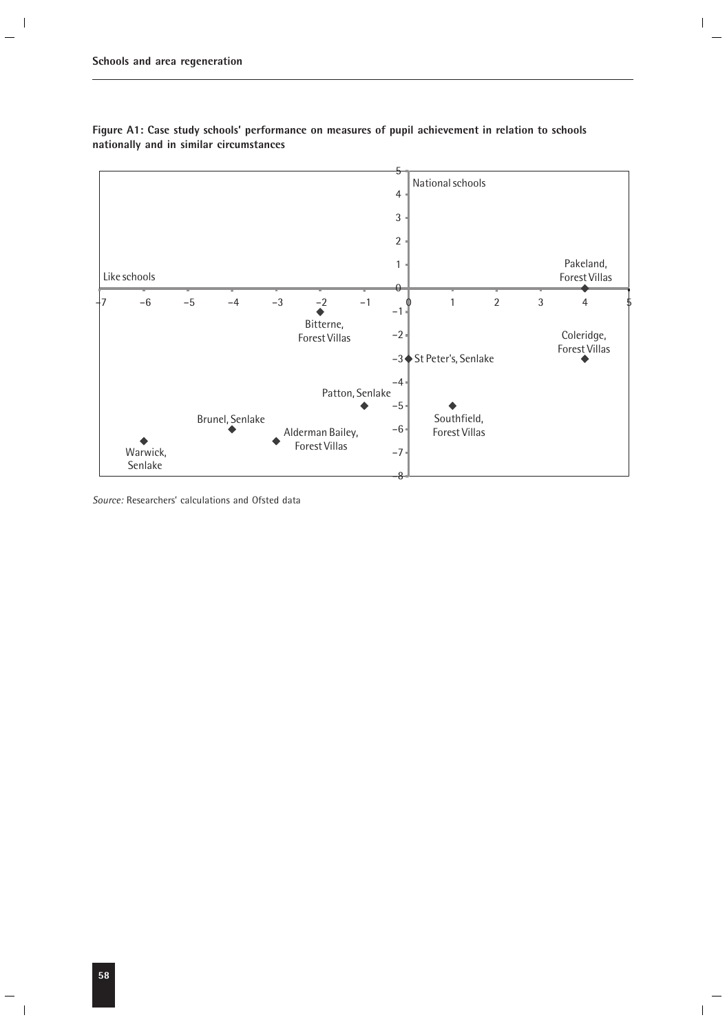**Figure A1: Case study schools' performance on measures of pupil achievement in relation to schools nationally and in similar circumstances**

National schools

Like schools

5
4
3
2
1
0
−1
−2
−3
−4
−5
−6
−7
−8

−7 −6 −5 −4 −3 −2 −1 0 1 2 3 4 5

Pakeland, Forest Villas

Bitterne, Forest Villas

Coleridge, Forest Villas

St Peter's, Senlake

Patton, Senlake

Southfield, Forest Villas

Brunel, Senlake

Alderman Bailey, Forest Villas

Warwick, Senlake

*Source:* Researchers' calculations and Ofsted data